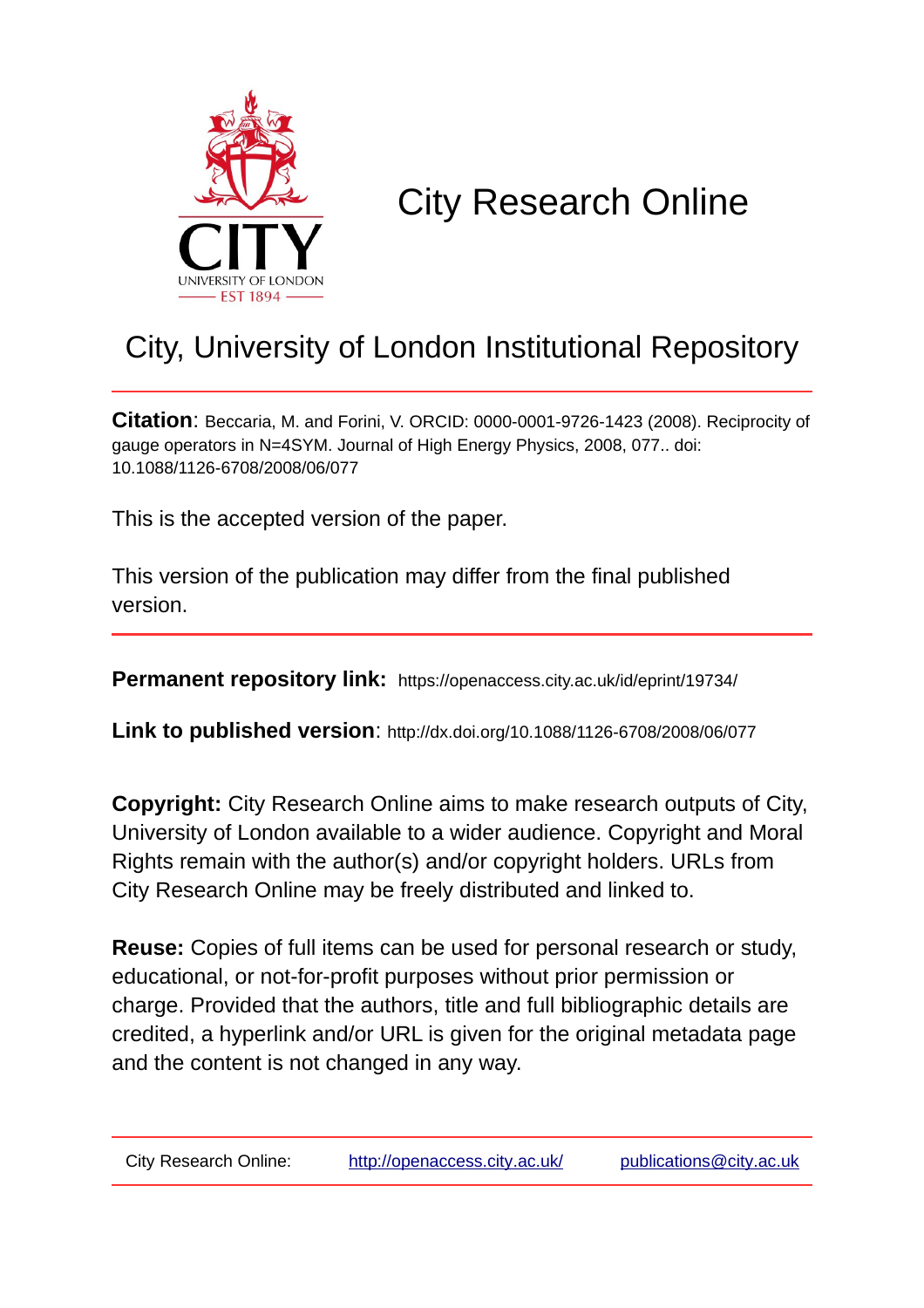CITY
UNIVERSITY OF LONDON
EST 1894

# City Research Online

## City, University of London Institutional Repository

**Citation**: Beccaria, M. and Forini, V. ORCID: 0000-0001-9726-1423 (2008). Reciprocity of gauge operators in N=4SYM. Journal of High Energy Physics, 2008, 077.. doi: 10.1088/1126-6708/2008/06/077

This is the accepted version of the paper.

This version of the publication may differ from the final published version.

**Permanent repository link:** https://openaccess.city.ac.uk/id/eprint/19734/

**Link to published version**: http://dx.doi.org/10.1088/1126-6708/2008/06/077

**Copyright:** City Research Online aims to make research outputs of City, University of London available to a wider audience. Copyright and Moral Rights remain with the author(s) and/or copyright holders. URLs from City Research Online may be freely distributed and linked to.

**Reuse:** Copies of full items can be used for personal research or study, educational, or not-for-profit purposes without prior permission or charge. Provided that the authors, title and full bibliographic details are credited, a hyperlink and/or URL is given for the original metadata page and the content is not changed in any way.

City Research Online: http://openaccess.city.ac.uk/ publications@city.ac.uk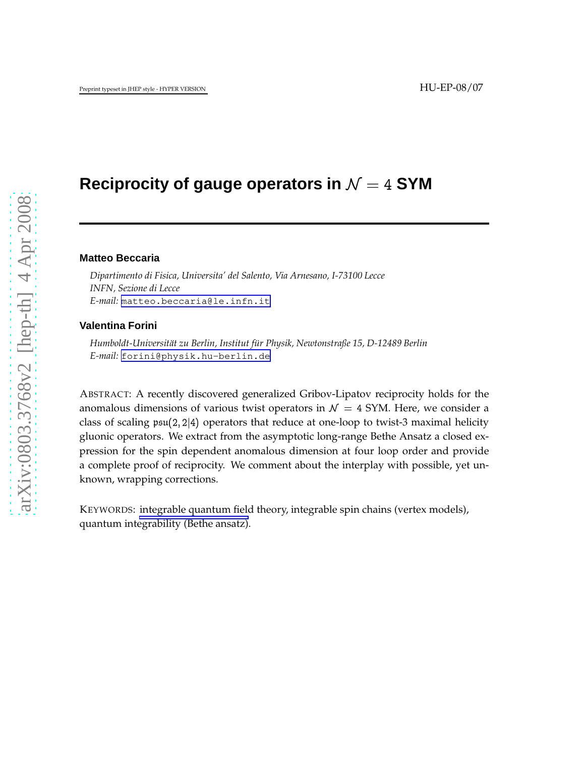# Reciprocity of gauge operators in $\mathcal{N} = 4$ SYM

**Matteo Beccaria**

*Dipartimento di Fisica, Universita' del Salento, Via Arnesano, I-73100 Lecce*
*INFN, Sezione di Lecce*
*E-mail:* matteo.beccaria@le.infn.it

**Valentina Forini**

*Humboldt-Universität zu Berlin, Institut für Physik, Newtonstraße 15, D-12489 Berlin*
*E-mail:* forini@physik.hu-berlin.de

ABSTRACT: A recently discovered generalized Gribov-Lipatov reciprocity holds for the anomalous dimensions of various twist operators in $\mathcal{N} = 4$ SYM. Here, we consider a class of scaling $\mathfrak{psu}(2,2|4)$ operators that reduce at one-loop to twist-3 maximal helicity gluonic operators. We extract from the asymptotic long-range Bethe Ansatz a closed expression for the spin dependent anomalous dimension at four loop order and provide a complete proof of reciprocity. We comment about the interplay with possible, yet unknown, wrapping corrections.

KEYWORDS: integrable quantum field theory, integrable spin chains (vertex models), quantum integrability (Bethe ansatz).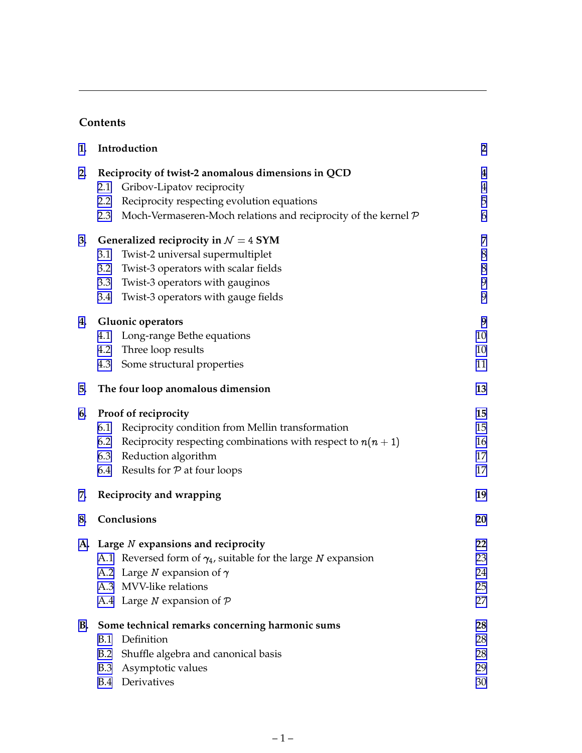## Contents

| | | |
|---|---|---|
| **1.** | **Introduction** | **2** |
| **2.** | **Reciprocity of twist-2 anomalous dimensions in QCD** | **4** |
| 2.1 | Gribov-Lipatov reciprocity | 4 |
| 2.2 | Reciprocity respecting evolution equations | 5 |
| 2.3 | Moch-Vermaseren-Moch relations and reciprocity of the kernel $\mathcal{P}$ | 6 |
| **3.** | **Generalized reciprocity in $\mathcal{N} = 4$ SYM** | **7** |
| 3.1 | Twist-2 universal supermultiplet | 8 |
| 3.2 | Twist-3 operators with scalar fields | 8 |
| 3.3 | Twist-3 operators with gauginos | 9 |
| 3.4 | Twist-3 operators with gauge fields | 9 |
| **4.** | **Gluonic operators** | **9** |
| 4.1 | Long-range Bethe equations | 10 |
| 4.2 | Three loop results | 10 |
| 4.3 | Some structural properties | 11 |
| **5.** | **The four loop anomalous dimension** | **13** |
| **6.** | **Proof of reciprocity** | **15** |
| 6.1 | Reciprocity condition from Mellin transformation | 15 |
| 6.2 | Reciprocity respecting combinations with respect to $n(n+1)$ | 16 |
| 6.3 | Reduction algorithm | 17 |
| 6.4 | Results for $\mathcal{P}$ at four loops | 17 |
| **7.** | **Reciprocity and wrapping** | **19** |
| **8.** | **Conclusions** | **20** |
| **A.** | **Large $N$ expansions and reciprocity** | **22** |
| A.1 | Reversed form of $\gamma_4$, suitable for the large $N$ expansion | 23 |
| A.2 | Large $N$ expansion of $\gamma$ | 24 |
| A.3 | MVV-like relations | 25 |
| A.4 | Large $N$ expansion of $\mathcal{P}$ | 27 |
| **B.** | **Some technical remarks concerning harmonic sums** | **28** |
| B.1 | Definition | 28 |
| B.2 | Shuffle algebra and canonical basis | 28 |
| B.3 | Asymptotic values | 29 |
| B.4 | Derivatives | 30 |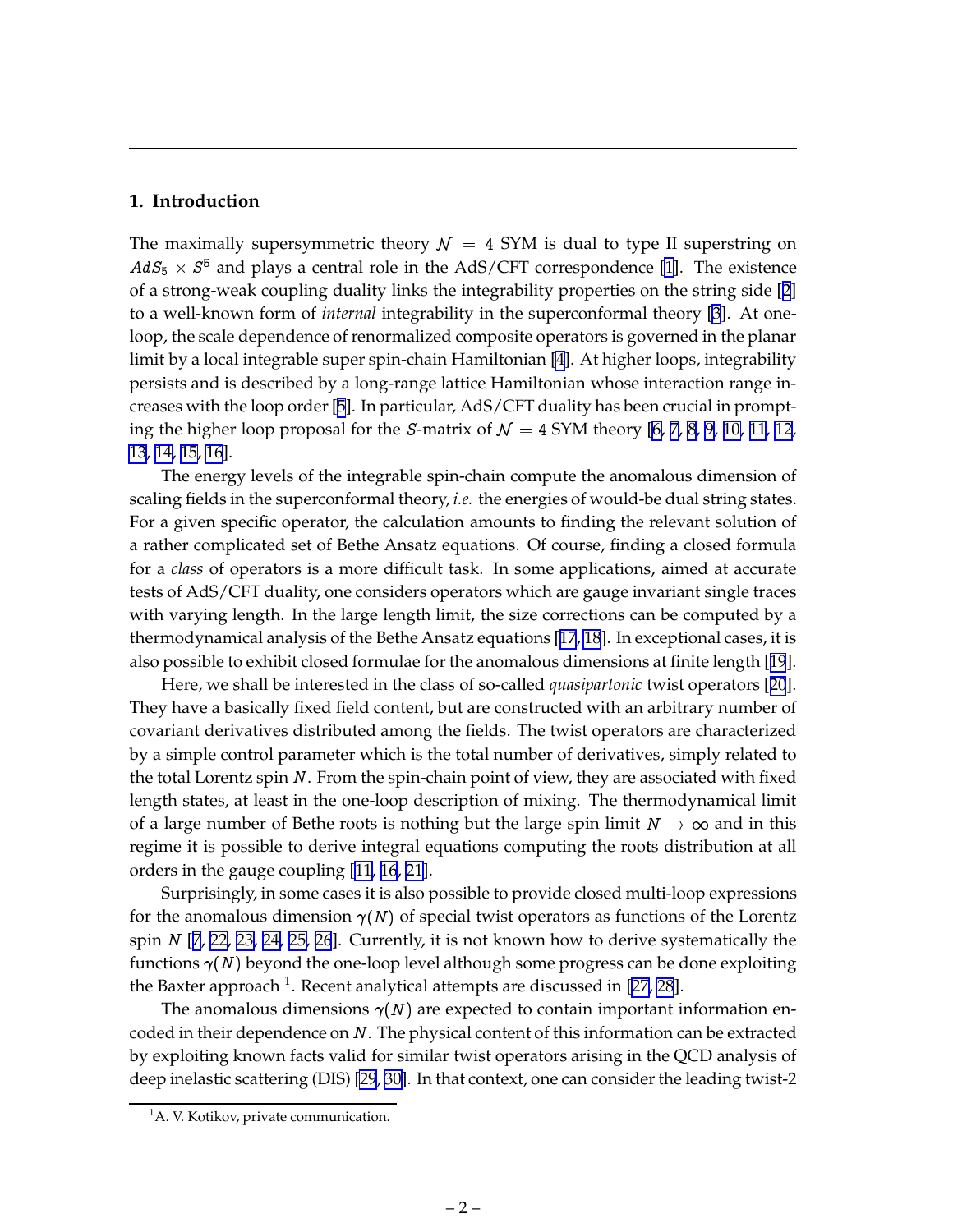## 1. Introduction

The maximally supersymmetric theory $\mathcal{N} = 4$ SYM is dual to type II superstring on $AdS_5 \times S^5$ and plays a central role in the AdS/CFT correspondence [1]. The existence of a strong-weak coupling duality links the integrability properties on the string side [2] to a well-known form of *internal* integrability in the superconformal theory [3]. At one-loop, the scale dependence of renormalized composite operators is governed in the planar limit by a local integrable super spin-chain Hamiltonian [4]. At higher loops, integrability persists and is described by a long-range lattice Hamiltonian whose interaction range increases with the loop order [5]. In particular, AdS/CFT duality has been crucial in prompting the higher loop proposal for the $S$-matrix of $\mathcal{N} = 4$ SYM theory [6, 7, 8, 9, 10, 11, 12, 13, 14, 15, 16].

The energy levels of the integrable spin-chain compute the anomalous dimension of scaling fields in the superconformal theory, *i.e.* the energies of would-be dual string states. For a given specific operator, the calculation amounts to finding the relevant solution of a rather complicated set of Bethe Ansatz equations. Of course, finding a closed formula for a *class* of operators is a more difficult task. In some applications, aimed at accurate tests of AdS/CFT duality, one considers operators which are gauge invariant single traces with varying length. In the large length limit, the size corrections can be computed by a thermodynamical analysis of the Bethe Ansatz equations [17, 18]. In exceptional cases, it is also possible to exhibit closed formulae for the anomalous dimensions at finite length [19].

Here, we shall be interested in the class of so-called *quasipartonic* twist operators [20]. They have a basically fixed field content, but are constructed with an arbitrary number of covariant derivatives distributed among the fields. The twist operators are characterized by a simple control parameter which is the total number of derivatives, simply related to the total Lorentz spin $N$. From the spin-chain point of view, they are associated with fixed length states, at least in the one-loop description of mixing. The thermodynamical limit of a large number of Bethe roots is nothing but the large spin limit $N \to \infty$ and in this regime it is possible to derive integral equations computing the roots distribution at all orders in the gauge coupling [11, 16, 21].

Surprisingly, in some cases it is also possible to provide closed multi-loop expressions for the anomalous dimension $\gamma(N)$ of special twist operators as functions of the Lorentz spin $N$ [7, 22, 23, 24, 25, 26]. Currently, it is not known how to derive systematically the functions $\gamma(N)$ beyond the one-loop level although some progress can be done exploiting the Baxter approach [1]. Recent analytical attempts are discussed in [27, 28].

The anomalous dimensions $\gamma(N)$ are expected to contain important information encoded in their dependence on $N$. The physical content of this information can be extracted by exploiting known facts valid for similar twist operators arising in the QCD analysis of deep inelastic scattering (DIS) [29, 30]. In that context, one can consider the leading twist-2

[1] A. V. Kotikov, private communication.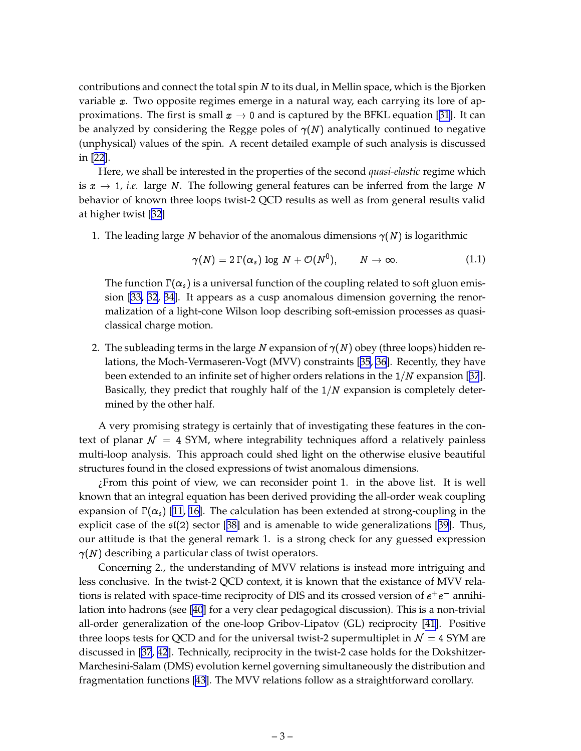contributions and connect the total spin $N$ to its dual, in Mellin space, which is the Bjorken variable $x$. Two opposite regimes emerge in a natural way, each carrying its lore of approximations. The first is small $x \to 0$ and is captured by the BFKL equation [31]. It can be analyzed by considering the Regge poles of $\gamma(N)$ analytically continued to negative (unphysical) values of the spin. A recent detailed example of such analysis is discussed in [22].

Here, we shall be interested in the properties of the second *quasi-elastic* regime which is $x \to 1$, *i.e.* large $N$. The following general features can be inferred from the large $N$ behavior of known three loops twist-2 QCD results as well as from general results valid at higher twist [32]

1. The leading large $N$ behavior of the anomalous dimensions $\gamma(N)$ is logarithmic

$$\gamma(N) = 2\,\Gamma(\alpha_s)\,\log\,N + \mathcal{O}(N^0), \qquad N \to \infty. \tag{1.1}$$

   The function $\Gamma(\alpha_s)$ is a universal function of the coupling related to soft gluon emission [33, 32, 34]. It appears as a cusp anomalous dimension governing the renormalization of a light-cone Wilson loop describing soft-emission processes as quasi-classical charge motion.

2. The subleading terms in the large $N$ expansion of $\gamma(N)$ obey (three loops) hidden relations, the Moch-Vermaseren-Vogt (MVV) constraints [35, 36]. Recently, they have been extended to an infinite set of higher orders relations in the $1/N$ expansion [37]. Basically, they predict that roughly half of the $1/N$ expansion is completely determined by the other half.

A very promising strategy is certainly that of investigating these features in the context of planar $\mathcal{N} = 4$ SYM, where integrability techniques afford a relatively painless multi-loop analysis. This approach could shed light on the otherwise elusive beautiful structures found in the closed expressions of twist anomalous dimensions.

¿From this point of view, we can reconsider point 1. in the above list. It is well known that an integral equation has been derived providing the all-order weak coupling expansion of $\Gamma(\alpha_s)$ [11, 16]. The calculation has been extended at strong-coupling in the explicit case of the $\mathfrak{sl}(2)$ sector [38] and is amenable to wide generalizations [39]. Thus, our attitude is that the general remark 1. is a strong check for any guessed expression $\gamma(N)$ describing a particular class of twist operators.

Concerning 2., the understanding of MVV relations is instead more intriguing and less conclusive. In the twist-2 QCD context, it is known that the existance of MVV relations is related with space-time reciprocity of DIS and its crossed version of $e^+e^-$ annihilation into hadrons (see [40] for a very clear pedagogical discussion). This is a non-trivial all-order generalization of the one-loop Gribov-Lipatov (GL) reciprocity [41]. Positive three loops tests for QCD and for the universal twist-2 supermultiplet in $\mathcal{N} = 4$ SYM are discussed in [37, 42]. Technically, reciprocity in the twist-2 case holds for the Dokshitzer-Marchesini-Salam (DMS) evolution kernel governing simultaneously the distribution and fragmentation functions [43]. The MVV relations follow as a straightforward corollary.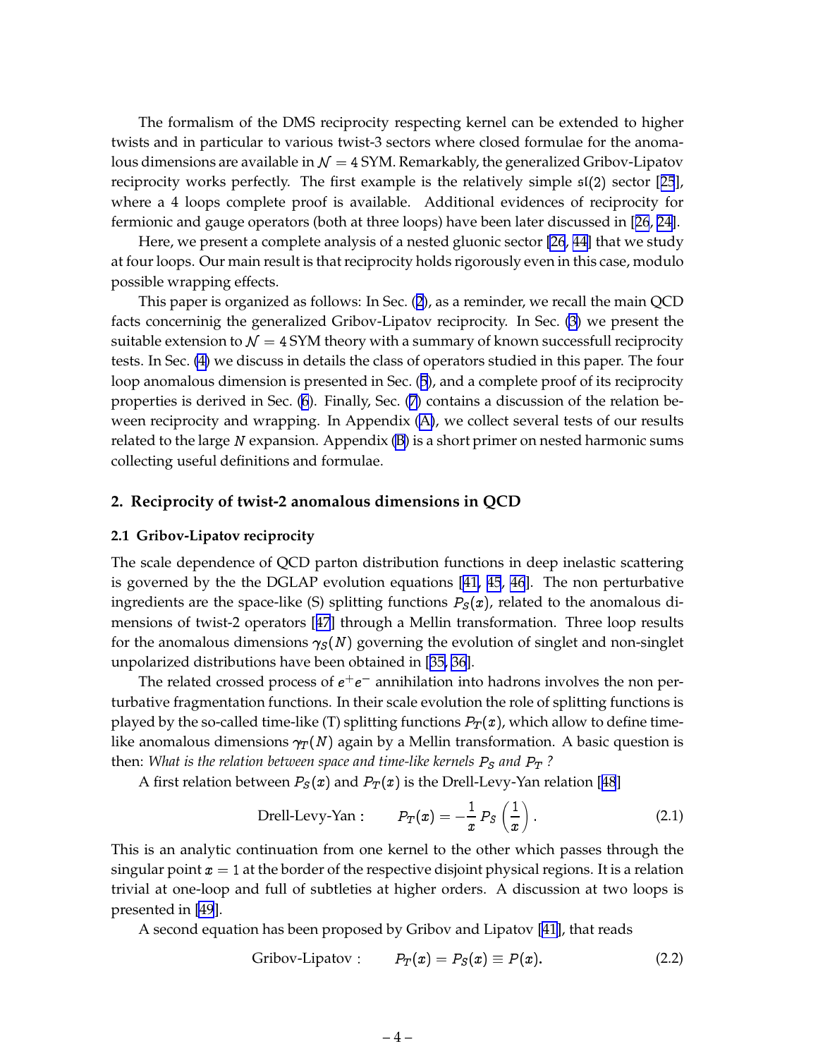The formalism of the DMS reciprocity respecting kernel can be extended to higher twists and in particular to various twist-3 sectors where closed formulae for the anomalous dimensions are available in $\mathcal{N}=4$ SYM. Remarkably, the generalized Gribov-Lipatov reciprocity works perfectly. The first example is the relatively simple $\mathfrak{sl}(2)$ sector [25], where a 4 loops complete proof is available. Additional evidences of reciprocity for fermionic and gauge operators (both at three loops) have been later discussed in [26, 24].

Here, we present a complete analysis of a nested gluonic sector [26, 44] that we study at four loops. Our main result is that reciprocity holds rigorously even in this case, modulo possible wrapping effects.

This paper is organized as follows: In Sec. (2), as a reminder, we recall the main QCD facts concerninig the generalized Gribov-Lipatov reciprocity. In Sec. (3) we present the suitable extension to $\mathcal{N}=4$ SYM theory with a summary of known successfull reciprocity tests. In Sec. (4) we discuss in details the class of operators studied in this paper. The four loop anomalous dimension is presented in Sec. (5), and a complete proof of its reciprocity properties is derived in Sec. (6). Finally, Sec. (7) contains a discussion of the relation beween reciprocity and wrapping. In Appendix (A), we collect several tests of our results related to the large $N$ expansion. Appendix (B) is a short primer on nested harmonic sums collecting useful definitions and formulae.

## 2. Reciprocity of twist-2 anomalous dimensions in QCD

### 2.1 Gribov-Lipatov reciprocity

The scale dependence of QCD parton distribution functions in deep inelastic scattering is governed by the the DGLAP evolution equations [41, 45, 46]. The non perturbative ingredients are the space-like (S) splitting functions $P_S(x)$, related to the anomalous dimensions of twist-2 operators [47] through a Mellin transformation. Three loop results for the anomalous dimensions $\gamma_S(N)$ governing the evolution of singlet and non-singlet unpolarized distributions have been obtained in [35, 36].

The related crossed process of $e^+e^-$ annihilation into hadrons involves the non perturbative fragmentation functions. In their scale evolution the role of splitting functions is played by the so-called time-like (T) splitting functions $P_T(x)$, which allow to define time-like anomalous dimensions $\gamma_T(N)$ again by a Mellin transformation. A basic question is then: *What is the relation between space and time-like kernels $P_S$ and $P_T$ ?*

A first relation between $P_S(x)$ and $P_T(x)$ is the Drell-Levy-Yan relation [48]

$$\text{Drell-Levy-Yan :} \qquad P_T(x) = -\frac{1}{x}\,P_S\left(\frac{1}{x}\right). \tag{2.1}$$

This is an analytic continuation from one kernel to the other which passes through the singular point $x=1$ at the border of the respective disjoint physical regions. It is a relation trivial at one-loop and full of subtleties at higher orders. A discussion at two loops is presented in [49].

A second equation has been proposed by Gribov and Lipatov [41], that reads

$$\text{Gribov-Lipatov :} \qquad P_T(x) = P_S(x) \equiv P(x). \tag{2.2}$$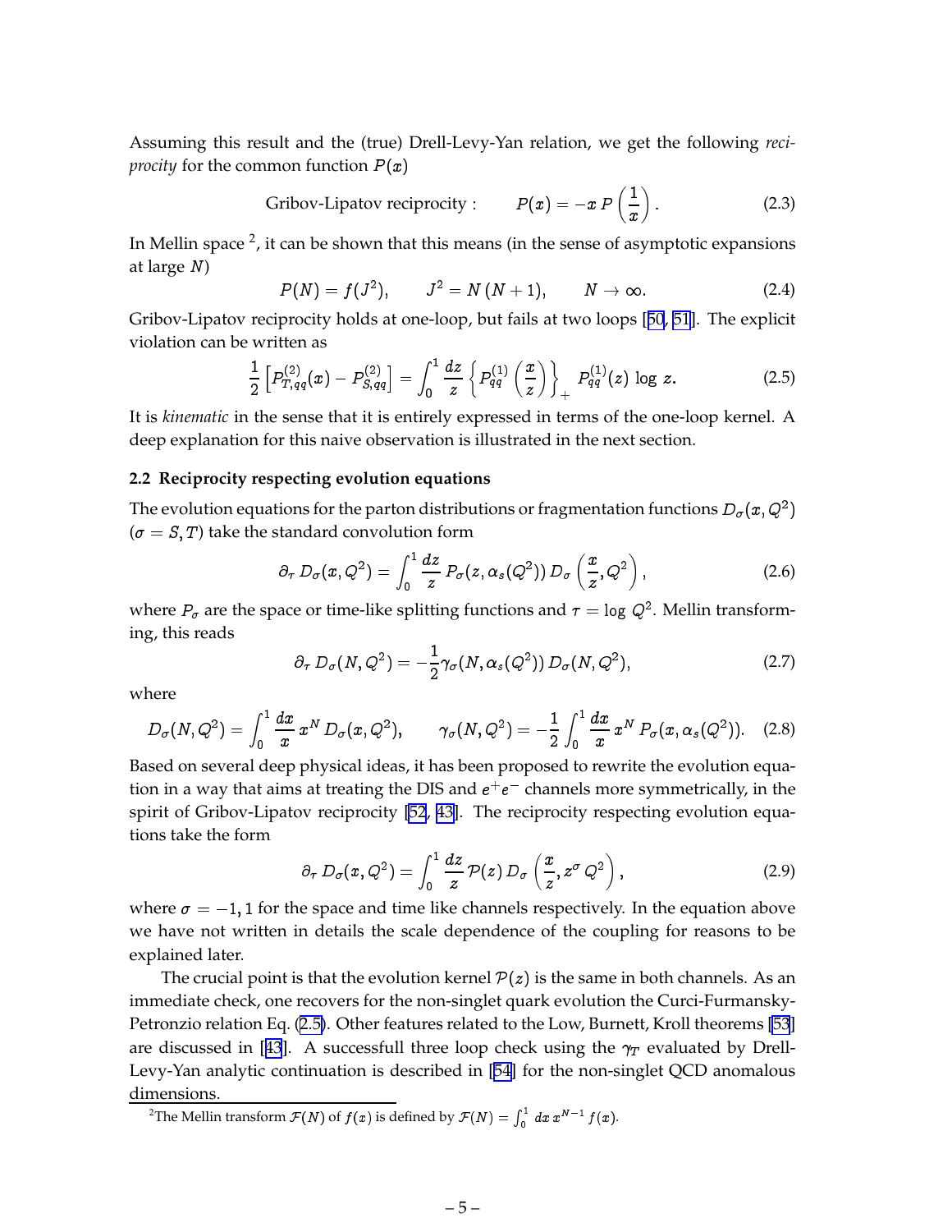Assuming this result and the (true) Drell-Levy-Yan relation, we get the following *reciprocity* for the common function $P(x)$

$$\text{Gribov-Lipatov reciprocity :} \qquad P(x) = -x\, P\left(\frac{1}{x}\right). \tag{2.3}$$

In Mellin space [2], it can be shown that this means (in the sense of asymptotic expansions at large $N$)

$$P(N) = f(J^2), \qquad J^2 = N\,(N+1), \qquad N \to \infty. \tag{2.4}$$

Gribov-Lipatov reciprocity holds at one-loop, but fails at two loops [50, 51]. The explicit violation can be written as

$$\frac{1}{2}\left[P^{(2)}_{T,qq}(x) - P^{(2)}_{S,qq}\right] = \int_0^1 \frac{dz}{z}\left\{P^{(1)}_{qq}\left(\frac{x}{z}\right)\right\}_+ P^{(1)}_{qq}(z)\,\log z. \tag{2.5}$$

It is *kinematic* in the sense that it is entirely expressed in terms of the one-loop kernel. A deep explanation for this naive observation is illustrated in the next section.

### 2.2 Reciprocity respecting evolution equations

The evolution equations for the parton distributions or fragmentation functions $D_\sigma(x, Q^2)$ ($\sigma = S, T$) take the standard convolution form

$$\partial_\tau\, D_\sigma(x, Q^2) = \int_0^1 \frac{dz}{z}\, P_\sigma(z, \alpha_s(Q^2))\, D_\sigma\left(\frac{x}{z}, Q^2\right), \tag{2.6}$$

where $P_\sigma$ are the space or time-like splitting functions and $\tau = \log\, Q^2$. Mellin transforming, this reads

$$\partial_\tau\, D_\sigma(N, Q^2) = -\frac{1}{2}\gamma_\sigma(N, \alpha_s(Q^2))\, D_\sigma(N, Q^2), \tag{2.7}$$

where

$$D_\sigma(N, Q^2) = \int_0^1 \frac{dx}{x}\, x^N\, D_\sigma(x, Q^2), \qquad \gamma_\sigma(N, Q^2) = -\frac{1}{2}\int_0^1 \frac{dx}{x}\, x^N\, P_\sigma(x, \alpha_s(Q^2)). \tag{2.8}$$

Based on several deep physical ideas, it has been proposed to rewrite the evolution equation in a way that aims at treating the DIS and $e^+e^-$ channels more symmetrically, in the spirit of Gribov-Lipatov reciprocity [52, 43]. The reciprocity respecting evolution equations take the form

$$\partial_\tau\, D_\sigma(x, Q^2) = \int_0^1 \frac{dz}{z}\, \mathcal{P}(z)\, D_\sigma\left(\frac{x}{z}, z^\sigma\, Q^2\right), \tag{2.9}$$

where $\sigma = -1, 1$ for the space and time like channels respectively. In the equation above we have not written in details the scale dependence of the coupling for reasons to be explained later.

The crucial point is that the evolution kernel $\mathcal{P}(z)$ is the same in both channels. As an immediate check, one recovers for the non-singlet quark evolution the Curci-Furmansky-Petronzio relation Eq. (2.5). Other features related to the Low, Burnett, Kroll theorems [53] are discussed in [43]. A successfull three loop check using the $\gamma_T$ evaluated by Drell-Levy-Yan analytic continuation is described in [54] for the non-singlet QCD anomalous dimensions.

[2] The Mellin transform $\mathcal{F}(N)$ of $f(x)$ is defined by $\mathcal{F}(N) = \int_0^1 dx\, x^{N-1}\, f(x)$.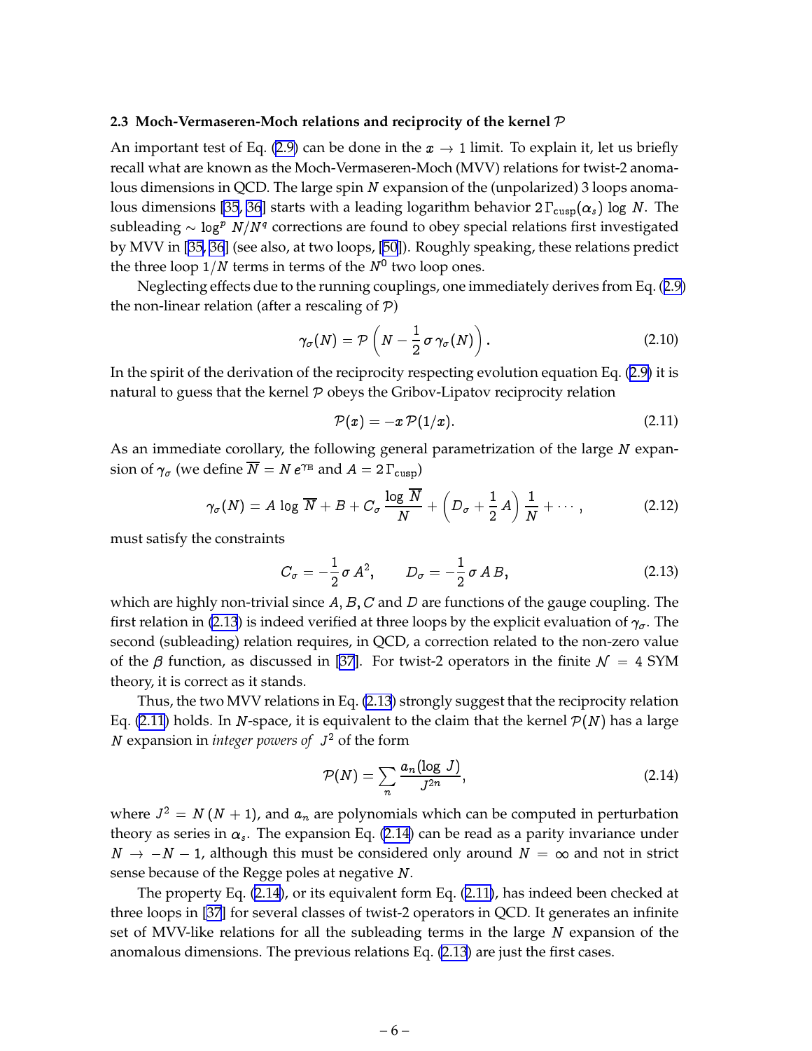### 2.3 Moch-Vermaseren-Moch relations and reciprocity of the kernel $\mathcal{P}$

An important test of Eq. (2.9) can be done in the $x \to 1$ limit. To explain it, let us briefly recall what are known as the Moch-Vermaseren-Moch (MVV) relations for twist-2 anomalous dimensions in QCD. The large spin $N$ expansion of the (unpolarized) 3 loops anomalous dimensions [35, 36] starts with a leading logarithm behavior $2\,\Gamma_{\rm cusp}(\alpha_s)\,\log\,N$. The subleading $\sim \log^p\,N/N^q$ corrections are found to obey special relations first investigated by MVV in [35, 36] (see also, at two loops, [50]). Roughly speaking, these relations predict the three loop $1/N$ terms in terms of the $N^0$ two loop ones.

Neglecting effects due to the running couplings, one immediately derives from Eq. (2.9) the non-linear relation (after a rescaling of $\mathcal{P}$)

$$
\gamma_\sigma(N) = \mathcal{P}\left(N - \frac{1}{2}\,\sigma\,\gamma_\sigma(N)\right). \tag{2.10}
$$

In the spirit of the derivation of the reciprocity respecting evolution equation Eq. (2.9) it is natural to guess that the kernel $\mathcal{P}$ obeys the Gribov-Lipatov reciprocity relation

$$
\mathcal{P}(x) = -x\,\mathcal{P}(1/x). \tag{2.11}
$$

As an immediate corollary, the following general parametrization of the large $N$ expansion of $\gamma_\sigma$ (we define $\overline{N} = N\,e^{\gamma_{\rm E}}$ and $A = 2\,\Gamma_{\rm cusp}$)

$$
\gamma_\sigma(N) = A\,\log\,\overline{N} + B + C_\sigma\,\frac{\log\,\overline{N}}{N} + \left(D_\sigma + \frac{1}{2}\,A\right)\frac{1}{N} + \cdots, \tag{2.12}
$$

must satisfy the constraints

$$
C_\sigma = -\frac{1}{2}\,\sigma\,A^2, \qquad D_\sigma = -\frac{1}{2}\,\sigma\,A\,B, \tag{2.13}
$$

which are highly non-trivial since $A, B, C$ and $D$ are functions of the gauge coupling. The first relation in (2.13) is indeed verified at three loops by the explicit evaluation of $\gamma_\sigma$. The second (subleading) relation requires, in QCD, a correction related to the non-zero value of the $\beta$ function, as discussed in [37]. For twist-2 operators in the finite $\mathcal{N} = 4$ SYM theory, it is correct as it stands.

Thus, the two MVV relations in Eq. (2.13) strongly suggest that the reciprocity relation Eq. (2.11) holds. In $N$-space, it is equivalent to the claim that the kernel $\mathcal{P}(N)$ has a large $N$ expansion in *integer powers of* $J^2$ of the form

$$
\mathcal{P}(N) = \sum_n \frac{a_n(\log\,J)}{J^{2n}}, \tag{2.14}
$$

where $J^2 = N\,(N+1)$, and $a_n$ are polynomials which can be computed in perturbation theory as series in $\alpha_s$. The expansion Eq. (2.14) can be read as a parity invariance under $N \to -N-1$, although this must be considered only around $N = \infty$ and not in strict sense because of the Regge poles at negative $N$.

The property Eq. (2.14), or its equivalent form Eq. (2.11), has indeed been checked at three loops in [37] for several classes of twist-2 operators in QCD. It generates an infinite set of MVV-like relations for all the subleading terms in the large $N$ expansion of the anomalous dimensions. The previous relations Eq. (2.13) are just the first cases.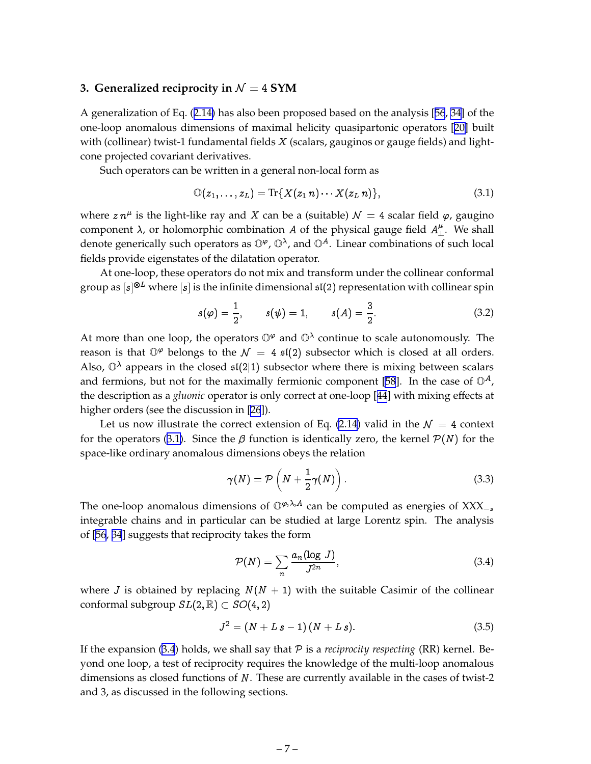## 3. Generalized reciprocity in $\mathcal{N} = 4$ SYM

A generalization of Eq. (2.14) has also been proposed based on the analysis [56, 34] of the one-loop anomalous dimensions of maximal helicity quasipartonic operators [20] built with (collinear) twist-1 fundamental fields $X$ (scalars, gauginos or gauge fields) and light-cone projected covariant derivatives.

Such operators can be written in a general non-local form as

$$\mathbb{O}(z_1, \ldots, z_L) = \text{Tr}\{X(z_1\, n) \cdots X(z_L\, n)\}, \tag{3.1}$$

where $z\, n^\mu$ is the light-like ray and $X$ can be a (suitable) $\mathcal{N} = 4$ scalar field $\varphi$, gaugino component $\lambda$, or holomorphic combination $A$ of the physical gauge field $A_\perp^\mu$. We shall denote generically such operators as $\mathbb{O}^\varphi$, $\mathbb{O}^\lambda$, and $\mathbb{O}^A$. Linear combinations of such local fields provide eigenstates of the dilatation operator.

At one-loop, these operators do not mix and transform under the collinear conformal group as $[s]^{\otimes L}$ where $[s]$ is the infinite dimensional $\mathfrak{sl}(2)$ representation with collinear spin

$$s(\varphi) = \frac{1}{2}, \qquad s(\psi) = 1, \qquad s(A) = \frac{3}{2}. \tag{3.2}$$

At more than one loop, the operators $\mathbb{O}^\varphi$ and $\mathbb{O}^\lambda$ continue to scale autonomously. The reason is that $\mathbb{O}^\varphi$ belongs to the $\mathcal{N} = 4$ $\mathfrak{sl}(2)$ subsector which is closed at all orders. Also, $\mathbb{O}^\lambda$ appears in the closed $\mathfrak{sl}(2|1)$ subsector where there is mixing between scalars and fermions, but not for the maximally fermionic component [58]. In the case of $\mathbb{O}^A$, the description as a *gluonic* operator is only correct at one-loop [44] with mixing effects at higher orders (see the discussion in [26]).

Let us now illustrate the correct extension of Eq. (2.14) valid in the $\mathcal{N} = 4$ context for the operators (3.1). Since the $\beta$ function is identically zero, the kernel $\mathcal{P}(N)$ for the space-like ordinary anomalous dimensions obeys the relation

$$\gamma(N) = \mathcal{P}\left(N + \frac{1}{2}\gamma(N)\right). \tag{3.3}$$

The one-loop anomalous dimensions of $\mathbb{O}^{\varphi,\lambda,A}$ can be computed as energies of $\text{XXX}_{-s}$ integrable chains and in particular can be studied at large Lorentz spin. The analysis of [56, 34] suggests that reciprocity takes the form

$$\mathcal{P}(N) = \sum_n \frac{a_n(\log\, J)}{J^{2n}}, \tag{3.4}$$

where $J$ is obtained by replacing $N(N+1)$ with the suitable Casimir of the collinear conformal subgroup $SL(2, \mathbb{R}) \subset SO(4, 2)$

$$J^2 = (N + L\, s - 1)\,(N + L\, s). \tag{3.5}$$

If the expansion (3.4) holds, we shall say that $\mathcal{P}$ is a *reciprocity respecting* (RR) kernel. Beyond one loop, a test of reciprocity requires the knowledge of the multi-loop anomalous dimensions as closed functions of $N$. These are currently available in the cases of twist-2 and 3, as discussed in the following sections.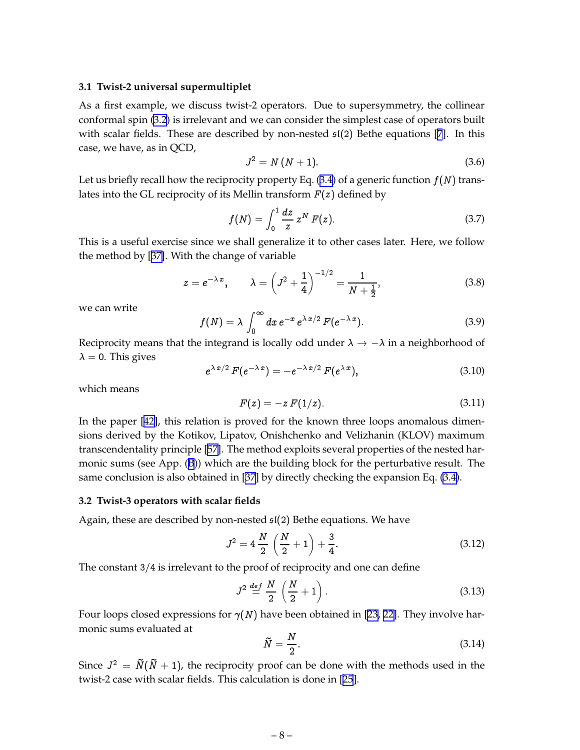### 3.1 Twist-2 universal supermultiplet

As a first example, we discuss twist-2 operators. Due to supersymmetry, the collinear conformal spin (3.2) is irrelevant and we can consider the simplest case of operators built with scalar fields. These are described by non-nested $\mathfrak{sl}(2)$ Bethe equations [7]. In this case, we have, as in QCD,

$$J^2 = N\,(N+1). \tag{3.6}$$

Let us briefly recall how the reciprocity property Eq. (3.4) of a generic function $f(N)$ translates into the GL reciprocity of its Mellin transform $F(z)$ defined by

$$f(N) = \int_0^1 \frac{dz}{z}\, z^N\, F(z). \tag{3.7}$$

This is a useful exercise since we shall generalize it to other cases later. Here, we follow the method by [37]. With the change of variable

$$z = e^{-\lambda\, x}, \qquad \lambda = \left(J^2 + \frac{1}{4}\right)^{-1/2} = \frac{1}{N+\frac{1}{2}}, \tag{3.8}$$

we can write

$$f(N) = \lambda \int_0^\infty dx\, e^{-x}\, e^{\lambda\, x/2}\, F(e^{-\lambda\, x}). \tag{3.9}$$

Reciprocity means that the integrand is locally odd under $\lambda \to -\lambda$ in a neighborhood of $\lambda = 0$. This gives

$$e^{\lambda\, x/2}\, F(e^{-\lambda\, x}) = -e^{-\lambda\, x/2}\, F(e^{\lambda\, x}), \tag{3.10}$$

which means

$$F(z) = -z\, F(1/z). \tag{3.11}$$

In the paper [42], this relation is proved for the known three loops anomalous dimensions derived by the Kotikov, Lipatov, Onishchenko and Velizhanin (KLOV) maximum transcendentality principle [57]. The method exploits several properties of the nested harmonic sums (see App. (B)) which are the building block for the perturbative result. The same conclusion is also obtained in [37] by directly checking the expansion Eq. (3.4).

### 3.2 Twist-3 operators with scalar fields

Again, these are described by non-nested $\mathfrak{sl}(2)$ Bethe equations. We have

$$J^2 = 4\,\frac{N}{2}\,\left(\frac{N}{2}+1\right) + \frac{3}{4}. \tag{3.12}$$

The constant $3/4$ is irrelevant to the proof of reciprocity and one can define

$$J^2 \stackrel{def}{=} \frac{N}{2}\,\left(\frac{N}{2}+1\right). \tag{3.13}$$

Four loops closed expressions for $\gamma(N)$ have been obtained in [23, 22]. They involve harmonic sums evaluated at

$$\widetilde{N} = \frac{N}{2}. \tag{3.14}$$

Since $J^2 = \widetilde{N}(\widetilde{N}+1)$, the reciprocity proof can be done with the methods used in the twist-2 case with scalar fields. This calculation is done in [25].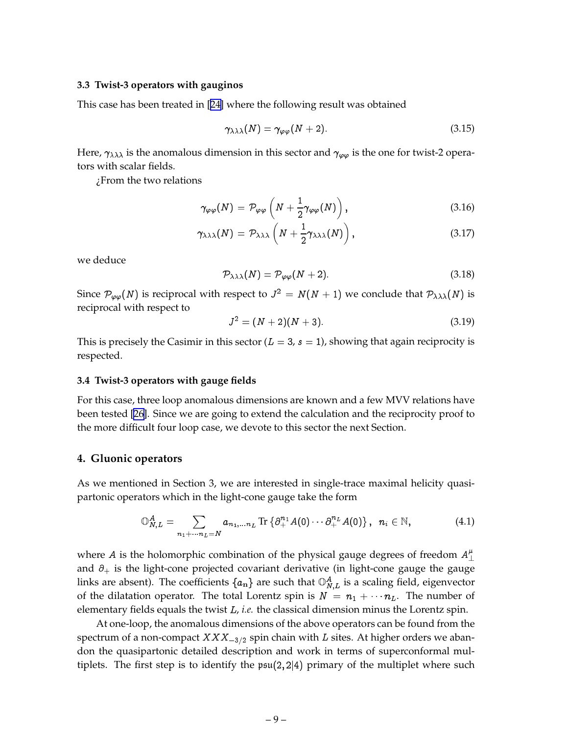### 3.3 Twist-3 operators with gauginos

This case has been treated in [24] where the following result was obtained

$$\gamma_{\lambda\lambda\lambda}(N) = \gamma_{\varphi\varphi}(N+2). \tag{3.15}$$

Here, $\gamma_{\lambda\lambda\lambda}$ is the anomalous dimension in this sector and $\gamma_{\varphi\varphi}$ is the one for twist-2 operators with scalar fields.

¿From the two relations

$$\gamma_{\varphi\varphi}(N) = \mathcal{P}_{\varphi\varphi}\left(N + \frac{1}{2}\gamma_{\varphi\varphi}(N)\right), \tag{3.16}$$

$$\gamma_{\lambda\lambda\lambda}(N) = \mathcal{P}_{\lambda\lambda\lambda}\left(N + \frac{1}{2}\gamma_{\lambda\lambda\lambda}(N)\right), \tag{3.17}$$

we deduce

$$\mathcal{P}_{\lambda\lambda\lambda}(N) = \mathcal{P}_{\varphi\varphi}(N+2). \tag{3.18}$$

Since $\mathcal{P}_{\varphi\varphi}(N)$ is reciprocal with respect to $J^2 = N(N+1)$ we conclude that $\mathcal{P}_{\lambda\lambda\lambda}(N)$ is reciprocal with respect to

$$J^2 = (N+2)(N+3). \tag{3.19}$$

This is precisely the Casimir in this sector ($L = 3$, $s = 1$), showing that again reciprocity is respected.

### 3.4 Twist-3 operators with gauge fields

For this case, three loop anomalous dimensions are known and a few MVV relations have been tested [26]. Since we are going to extend the calculation and the reciprocity proof to the more difficult four loop case, we devote to this sector the next Section.

## 4. Gluonic operators

As we mentioned in Section 3, we are interested in single-trace maximal helicity quasi-partonic operators which in the light-cone gauge take the form

$$\mathbb{O}^{A}_{N,L} = \sum_{n_1+\cdots n_L = N} a_{n_1,\ldots n_L}\,\mathrm{Tr}\left\{\partial_+^{n_1} A(0)\cdots\partial_+^{n_L} A(0)\right\},\quad n_i \in \mathbb{N}, \tag{4.1}$$

where $A$ is the holomorphic combination of the physical gauge degrees of freedom $A^\mu_\perp$ and $\partial_+$ is the light-cone projected covariant derivative (in light-cone gauge the gauge links are absent). The coefficients $\{a_\mathbf{n}\}$ are such that $\mathbb{O}^A_{N,L}$ is a scaling field, eigenvector of the dilatation operator. The total Lorentz spin is $N = n_1 + \cdots n_L$. The number of elementary fields equals the twist $L$, *i.e.* the classical dimension minus the Lorentz spin.

At one-loop, the anomalous dimensions of the above operators can be found from the spectrum of a non-compact $XXX_{-3/2}$ spin chain with $L$ sites. At higher orders we abandon the quasipartonic detailed description and work in terms of superconformal multiplets. The first step is to identify the $\mathfrak{psu}(2,2|4)$ primary of the multiplet where such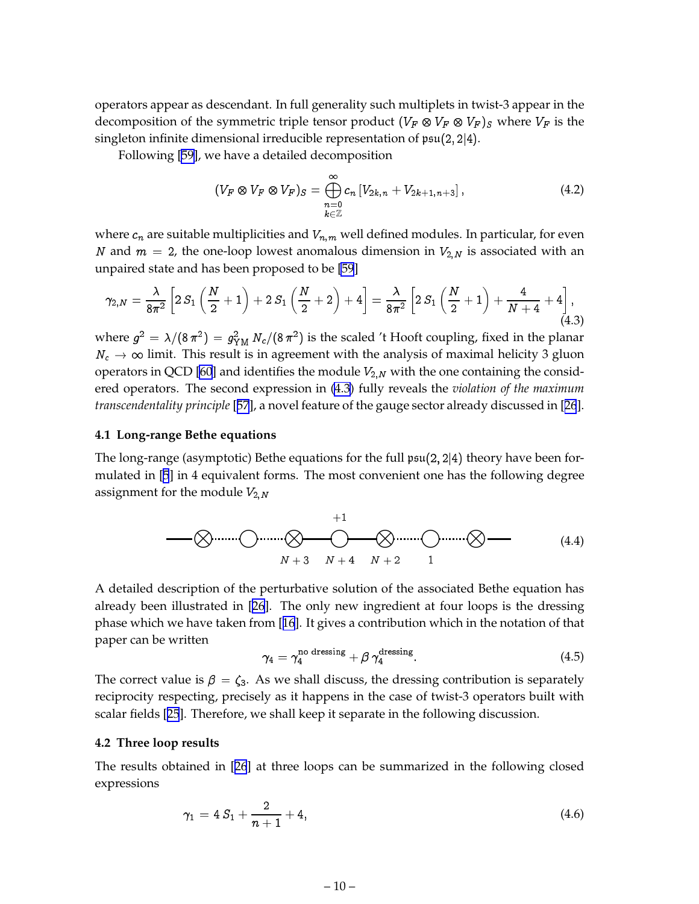operators appear as descendant. In full generality such multiplets in twist-3 appear in the decomposition of the symmetric triple tensor product $(V_F \otimes V_F \otimes V_F)_S$ where $V_F$ is the singleton infinite dimensional irreducible representation of $\mathfrak{psu}(2,2|4)$.

Following [59], we have a detailed decomposition

$$(V_F \otimes V_F \otimes V_F)_S = \bigoplus_{\substack{n=0 \\ k\in\mathbb{Z}}}^{\infty} c_n \left[V_{2k,n} + V_{2k+1,n+3}\right], \tag{4.2}$$

where $c_n$ are suitable multiplicities and $V_{n,m}$ well defined modules. In particular, for even $N$ and $m = 2$, the one-loop lowest anomalous dimension in $V_{2,N}$ is associated with an unpaired state and has been proposed to be [59]

$$\gamma_{2,N} = \frac{\lambda}{8\pi^2}\left[2\,S_1\left(\frac{N}{2}+1\right) + 2\,S_1\left(\frac{N}{2}+2\right) + 4\right] = \frac{\lambda}{8\pi^2}\left[2\,S_1\left(\frac{N}{2}+1\right) + \frac{4}{N+4} + 4\right], \tag{4.3}$$

where $g^2 = \lambda/(8\,\pi^2) = g^2_{\rm YM}\,N_c/(8\,\pi^2)$ is the scaled 't Hooft coupling, fixed in the planar $N_c \to \infty$ limit. This result is in agreement with the analysis of maximal helicity 3 gluon operators in QCD [60] and identifies the module $V_{2,N}$ with the one containing the considered operators. The second expression in (4.3) fully reveals the *violation of the maximum transcendentality principle* [57], a novel feature of the gauge sector already discussed in [26].

### 4.1 Long-range Bethe equations

The long-range (asymptotic) Bethe equations for the full $\mathfrak{psu}(2,2|4)$ theory have been formulated in [5] in 4 equivalent forms. The most convenient one has the following degree assignment for the module $V_{2,N}$

$$\text{—}\otimes\cdots\bigcirc\cdots\underset{N+3}{\otimes}\text{—}\overset{+1}{\underset{N+4}{\bigcirc}}\text{—}\underset{N+2}{\otimes}\cdots\underset{1}{\bigcirc}\cdots\otimes\text{—} \tag{4.4}$$

A detailed description of the perturbative solution of the associated Bethe equation has already been illustrated in [26]. The only new ingredient at four loops is the dressing phase which we have taken from [16]. It gives a contribution which in the notation of that paper can be written

$$\gamma_4 = \gamma_4^{\text{no dressing}} + \beta\,\gamma_4^{\text{dressing}}. \tag{4.5}$$

The correct value is $\beta = \zeta_3$. As we shall discuss, the dressing contribution is separately reciprocity respecting, precisely as it happens in the case of twist-3 operators built with scalar fields [25]. Therefore, we shall keep it separate in the following discussion.

### 4.2 Three loop results

The results obtained in [26] at three loops can be summarized in the following closed expressions

$$\gamma_1 = 4\,S_1 + \frac{2}{n+1} + 4, \tag{4.6}$$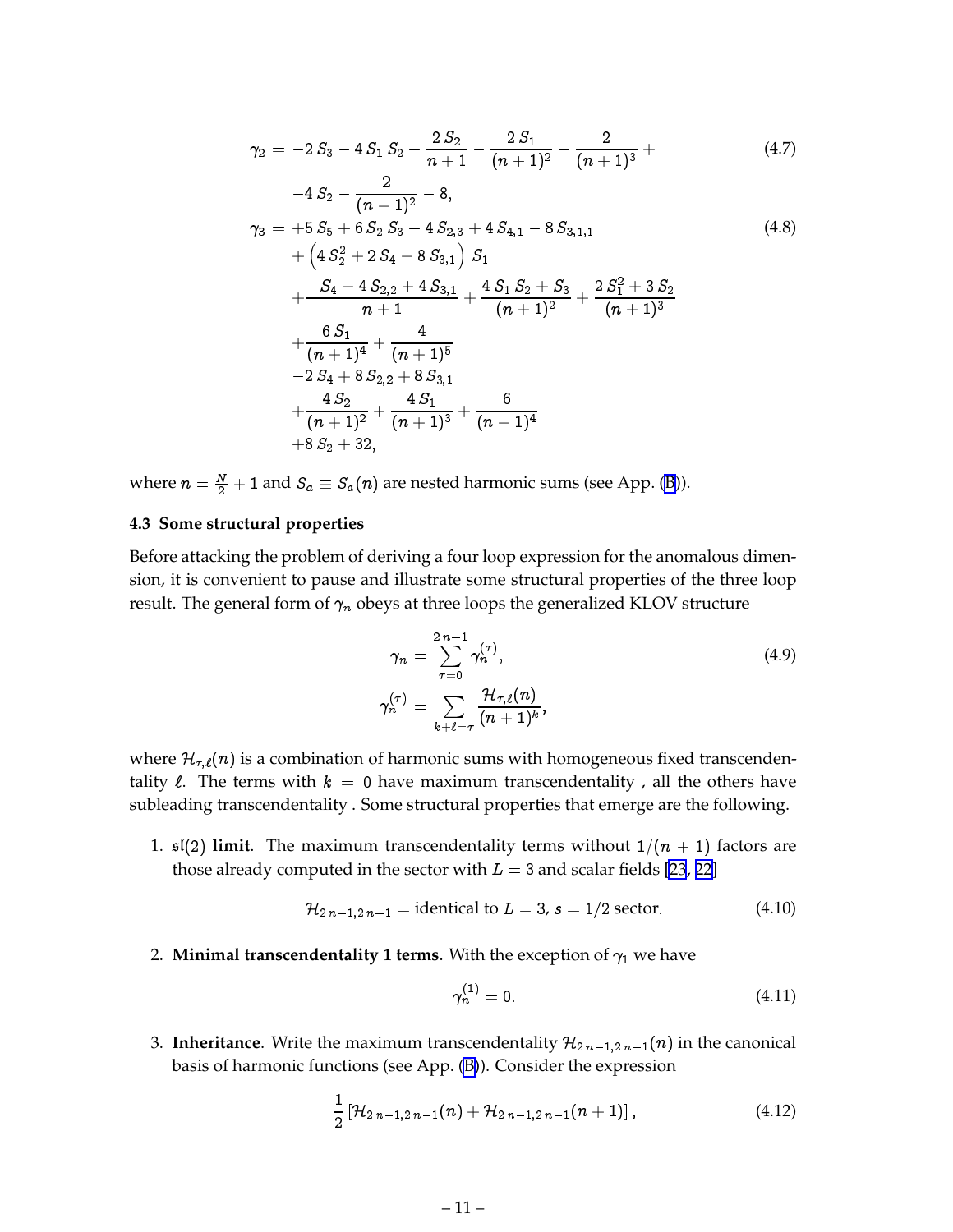$$
\begin{aligned}
\gamma_2 = &-2\,S_3 - 4\,S_1\,S_2 - \frac{2\,S_2}{n+1} - \frac{2\,S_1}{(n+1)^2} - \frac{2}{(n+1)^3} + \\
&-4\,S_2 - \frac{2}{(n+1)^2} - 8,
\end{aligned}
\tag{4.7}
$$

$$
\begin{aligned}
\gamma_3 = &+5\,S_5 + 6\,S_2\,S_3 - 4\,S_{2,3} + 4\,S_{4,1} - 8\,S_{3,1,1} \\
&+ \left(4\,S_2^2 + 2\,S_4 + 8\,S_{3,1}\right)\,S_1 \\
&+ \frac{-S_4 + 4\,S_{2,2} + 4\,S_{3,1}}{n+1} + \frac{4\,S_1\,S_2 + S_3}{(n+1)^2} + \frac{2\,S_1^2 + 3\,S_2}{(n+1)^3} \\
&+ \frac{6\,S_1}{(n+1)^4} + \frac{4}{(n+1)^5} \\
&-2\,S_4 + 8\,S_{2,2} + 8\,S_{3,1} \\
&+ \frac{4\,S_2}{(n+1)^2} + \frac{4\,S_1}{(n+1)^3} + \frac{6}{(n+1)^4} \\
&+8\,S_2 + 32,
\end{aligned}
\tag{4.8}
$$

where $n = \frac{N}{2} + 1$ and $S_a \equiv S_a(n)$ are nested harmonic sums (see App. (B)).

### 4.3 Some structural properties

Before attacking the problem of deriving a four loop expression for the anomalous dimension, it is convenient to pause and illustrate some structural properties of the three loop result. The general form of $\gamma_n$ obeys at three loops the generalized KLOV structure

$$
\begin{aligned}
\gamma_n &= \sum_{\tau=0}^{2\,n-1} \gamma_n^{(\tau)}, \\
\gamma_n^{(\tau)} &= \sum_{k+\ell=\tau} \frac{\mathcal{H}_{\tau,\ell}(n)}{(n+1)^k},
\end{aligned}
\tag{4.9}
$$

where $\mathcal{H}_{\tau,\ell}(n)$ is a combination of harmonic sums with homogeneous fixed transcendentality $\ell$. The terms with $k = 0$ have maximum transcendentality , all the others have subleading transcendentality . Some structural properties that emerge are the following.

1. **$\mathfrak{sl}(2)$ limit**. The maximum transcendentality terms without $1/(n+1)$ factors are those already computed in the sector with $L = 3$ and scalar fields [23, 22]

$$
\mathcal{H}_{2\,n-1,2\,n-1} = \text{identical to } L = 3,\ s = 1/2 \text{ sector}.
\tag{4.10}
$$

2. **Minimal transcendentality 1 terms**. With the exception of $\gamma_1$ we have

$$
\gamma_n^{(1)} = 0.
\tag{4.11}
$$

3. **Inheritance**. Write the maximum transcendentality $\mathcal{H}_{2\,n-1,2\,n-1}(n)$ in the canonical basis of harmonic functions (see App. (B)). Consider the expression

$$
\frac{1}{2}\left[\mathcal{H}_{2\,n-1,2\,n-1}(n) + \mathcal{H}_{2\,n-1,2\,n-1}(n+1)\right],
\tag{4.12}
$$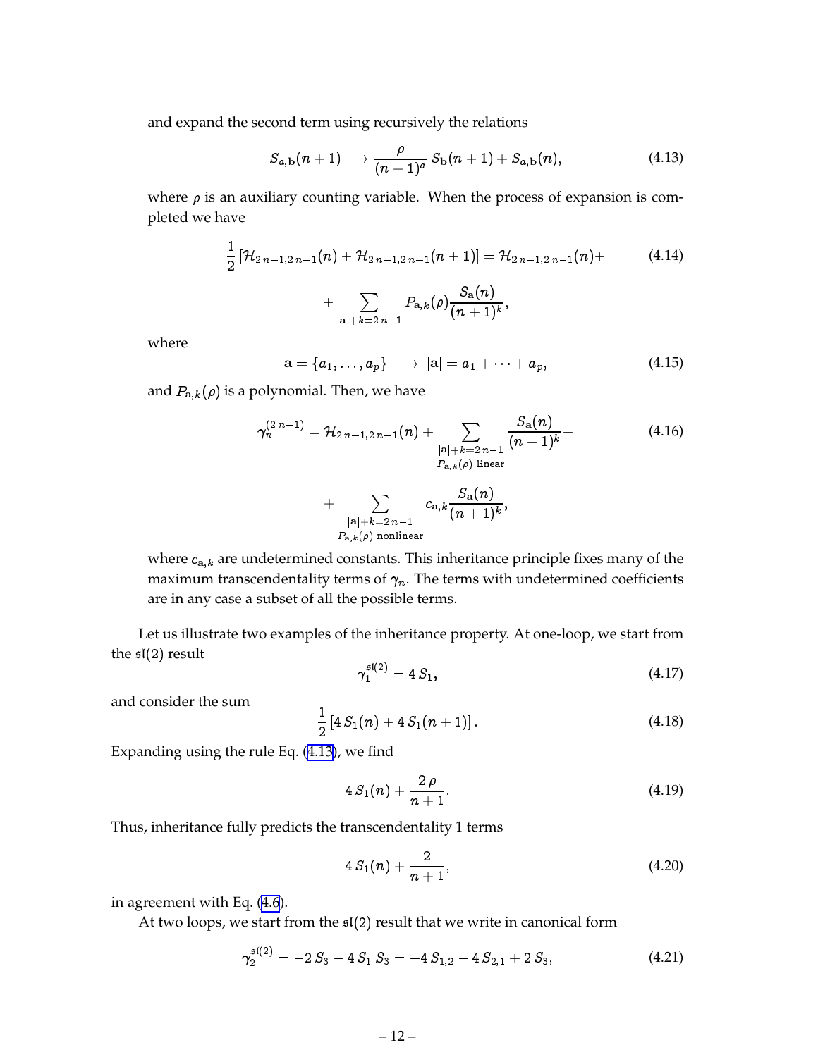and expand the second term using recursively the relations

$$S_{a,\mathbf{b}}(n+1) \longrightarrow \frac{\rho}{(n+1)^a}\, S_{\mathbf{b}}(n+1) + S_{a,\mathbf{b}}(n), \tag{4.13}$$

where $\rho$ is an auxiliary counting variable. When the process of expansion is completed we have

$$\frac{1}{2}\left[\mathcal{H}_{2\,n-1,2\,n-1}(n) + \mathcal{H}_{2\,n-1,2\,n-1}(n+1)\right] = \mathcal{H}_{2\,n-1,2\,n-1}(n) + \tag{4.14}$$

$$+ \sum_{|\mathbf{a}|+k=2\,n-1} P_{\mathbf{a},k}(\rho) \frac{S_{\mathbf{a}}(n)}{(n+1)^k},$$

where

$$\mathbf{a} = \{a_1, \dots, a_p\} \longrightarrow |\mathbf{a}| = a_1 + \dots + a_p, \tag{4.15}$$

and $P_{\mathbf{a},k}(\rho)$ is a polynomial. Then, we have

$$\gamma_n^{(2\,n-1)} = \mathcal{H}_{2\,n-1,2\,n-1}(n) + \sum_{\substack{|\mathbf{a}|+k=2\,n-1 \\ P_{\mathbf{a},k}(\rho)\ \text{linear}}} \frac{S_{\mathbf{a}}(n)}{(n+1)^k} + \tag{4.16}$$

$$+ \sum_{\substack{|\mathbf{a}|+k=2\,n-1 \\ P_{\mathbf{a},k}(\rho)\ \text{nonlinear}}} c_{\mathbf{a},k} \frac{S_{\mathbf{a}}(n)}{(n+1)^k},$$

where $c_{\mathbf{a},k}$ are undetermined constants. This inheritance principle fixes many of the maximum transcendentality terms of $\gamma_n$. The terms with undetermined coefficients are in any case a subset of all the possible terms.

Let us illustrate two examples of the inheritance property. At one-loop, we start from the $\mathfrak{sl}(2)$ result

$$\gamma_1^{\mathfrak{sl}(2)} = 4\, S_1, \tag{4.17}$$

and consider the sum

$$\frac{1}{2}\left[4\, S_1(n) + 4\, S_1(n+1)\right]. \tag{4.18}$$

Expanding using the rule Eq. (4.13), we find

$$4\, S_1(n) + \frac{2\,\rho}{n+1}. \tag{4.19}$$

Thus, inheritance fully predicts the transcendentality 1 terms

$$4\, S_1(n) + \frac{2}{n+1}, \tag{4.20}$$

in agreement with Eq. (4.6).

At two loops, we start from the $\mathfrak{sl}(2)$ result that we write in canonical form

$$\gamma_2^{\mathfrak{sl}(2)} = -2\, S_3 - 4\, S_1\, S_3 = -4\, S_{1,2} - 4\, S_{2,1} + 2\, S_3, \tag{4.21}$$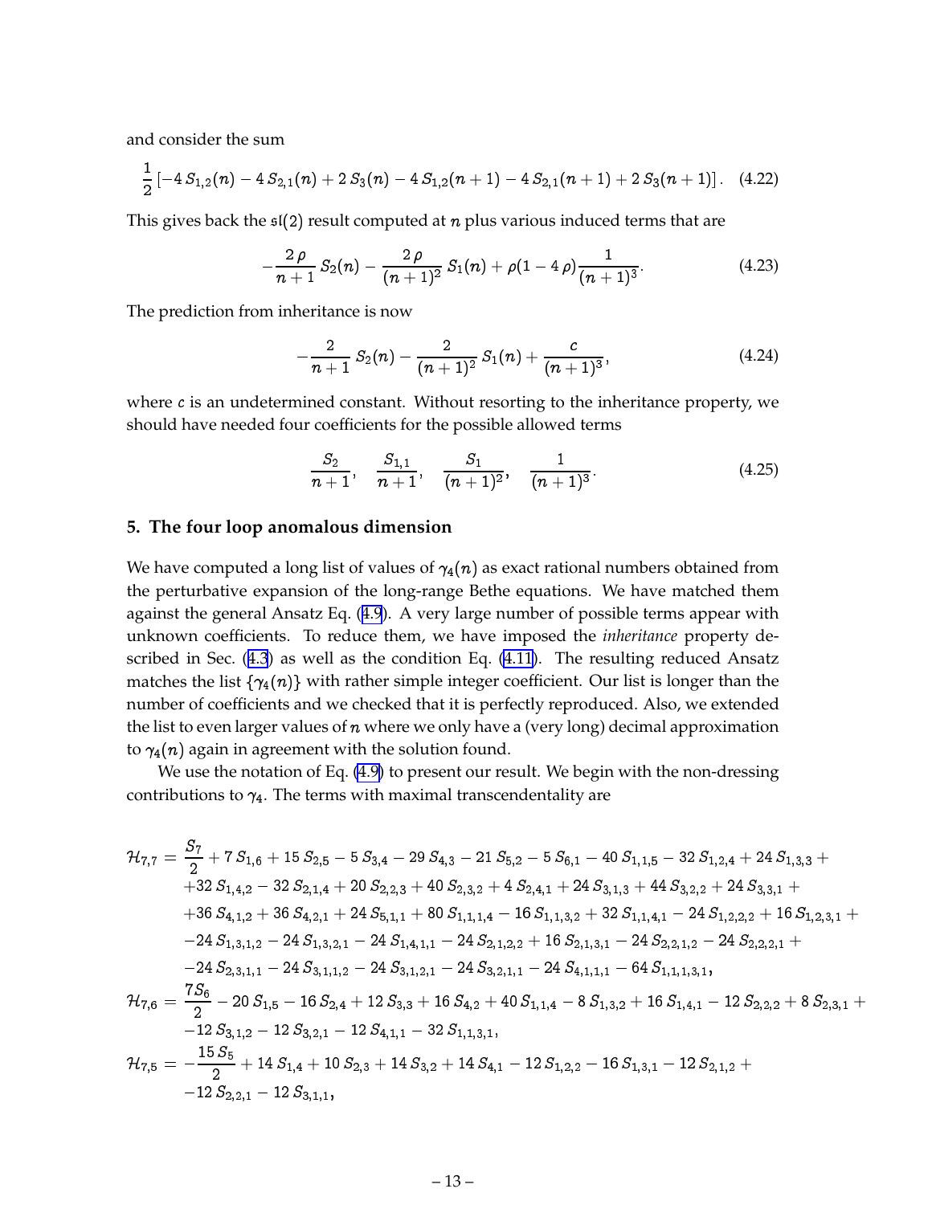and consider the sum

$$\frac{1}{2}\left[-4\,S_{1,2}(n) - 4\,S_{2,1}(n) + 2\,S_3(n) - 4\,S_{1,2}(n+1) - 4\,S_{2,1}(n+1) + 2\,S_3(n+1)\right]. \quad (4.22)$$

This gives back the $\mathfrak{sl}(2)$ result computed at $n$ plus various induced terms that are

$$-\frac{2\,\rho}{n+1}\,S_2(n) - \frac{2\,\rho}{(n+1)^2}\,S_1(n) + \rho(1-4\,\rho)\frac{1}{(n+1)^3}. \quad (4.23)$$

The prediction from inheritance is now

$$-\frac{2}{n+1}\,S_2(n) - \frac{2}{(n+1)^2}\,S_1(n) + \frac{c}{(n+1)^3}, \quad (4.24)$$

where $c$ is an undetermined constant. Without resorting to the inheritance property, we should have needed four coefficients for the possible allowed terms

$$\frac{S_2}{n+1}, \quad \frac{S_{1,1}}{n+1}, \quad \frac{S_1}{(n+1)^2}, \quad \frac{1}{(n+1)^3}. \quad (4.25)$$

## 5. The four loop anomalous dimension

We have computed a long list of values of $\gamma_4(n)$ as exact rational numbers obtained from the perturbative expansion of the long-range Bethe equations. We have matched them against the general Ansatz Eq. (4.9). A very large number of possible terms appear with unknown coefficients. To reduce them, we have imposed the *inheritance* property described in Sec. (4.3) as well as the condition Eq. (4.11). The resulting reduced Ansatz matches the list $\{\gamma_4(n)\}$ with rather simple integer coefficient. Our list is longer than the number of coefficients and we checked that it is perfectly reproduced. Also, we extended the list to even larger values of $n$ where we only have a (very long) decimal approximation to $\gamma_4(n)$ again in agreement with the solution found.

We use the notation of Eq. (4.9) to present our result. We begin with the non-dressing contributions to $\gamma_4$. The terms with maximal transcendentality are

$$\begin{aligned}
\mathcal{H}_{7,7} = {} & \frac{S_7}{2} + 7\,S_{1,6} + 15\,S_{2,5} - 5\,S_{3,4} - 29\,S_{4,3} - 21\,S_{5,2} - 5\,S_{6,1} - 40\,S_{1,1,5} - 32\,S_{1,2,4} + 24\,S_{1,3,3} + \\
& +32\,S_{1,4,2} - 32\,S_{2,1,4} + 20\,S_{2,2,3} + 40\,S_{2,3,2} + 4\,S_{2,4,1} + 24\,S_{3,1,3} + 44\,S_{3,2,2} + 24\,S_{3,3,1} + \\
& +36\,S_{4,1,2} + 36\,S_{4,2,1} + 24\,S_{5,1,1} + 80\,S_{1,1,1,4} - 16\,S_{1,1,3,2} + 32\,S_{1,1,4,1} - 24\,S_{1,2,2,2} + 16\,S_{1,2,3,1} + \\
& -24\,S_{1,3,1,2} - 24\,S_{1,3,2,1} - 24\,S_{1,4,1,1} - 24\,S_{2,1,2,2} + 16\,S_{2,1,3,1} - 24\,S_{2,2,1,2} - 24\,S_{2,2,2,1} + \\
& -24\,S_{2,3,1,1} - 24\,S_{3,1,1,2} - 24\,S_{3,1,2,1} - 24\,S_{3,2,1,1} - 24\,S_{4,1,1,1} - 64\,S_{1,1,1,3,1}, \\
\mathcal{H}_{7,6} = {} & \frac{7S_6}{2} - 20\,S_{1,5} - 16\,S_{2,4} + 12\,S_{3,3} + 16\,S_{4,2} + 40\,S_{1,1,4} - 8\,S_{1,3,2} + 16\,S_{1,4,1} - 12\,S_{2,2,2} + 8\,S_{2,3,1} + \\
& -12\,S_{3,1,2} - 12\,S_{3,2,1} - 12\,S_{4,1,1} - 32\,S_{1,1,3,1}, \\
\mathcal{H}_{7,5} = {} & -\frac{15\,S_5}{2} + 14\,S_{1,4} + 10\,S_{2,3} + 14\,S_{3,2} + 14\,S_{4,1} - 12\,S_{1,2,2} - 16\,S_{1,3,1} - 12\,S_{2,1,2} + \\
& -12\,S_{2,2,1} - 12\,S_{3,1,1},
\end{aligned}$$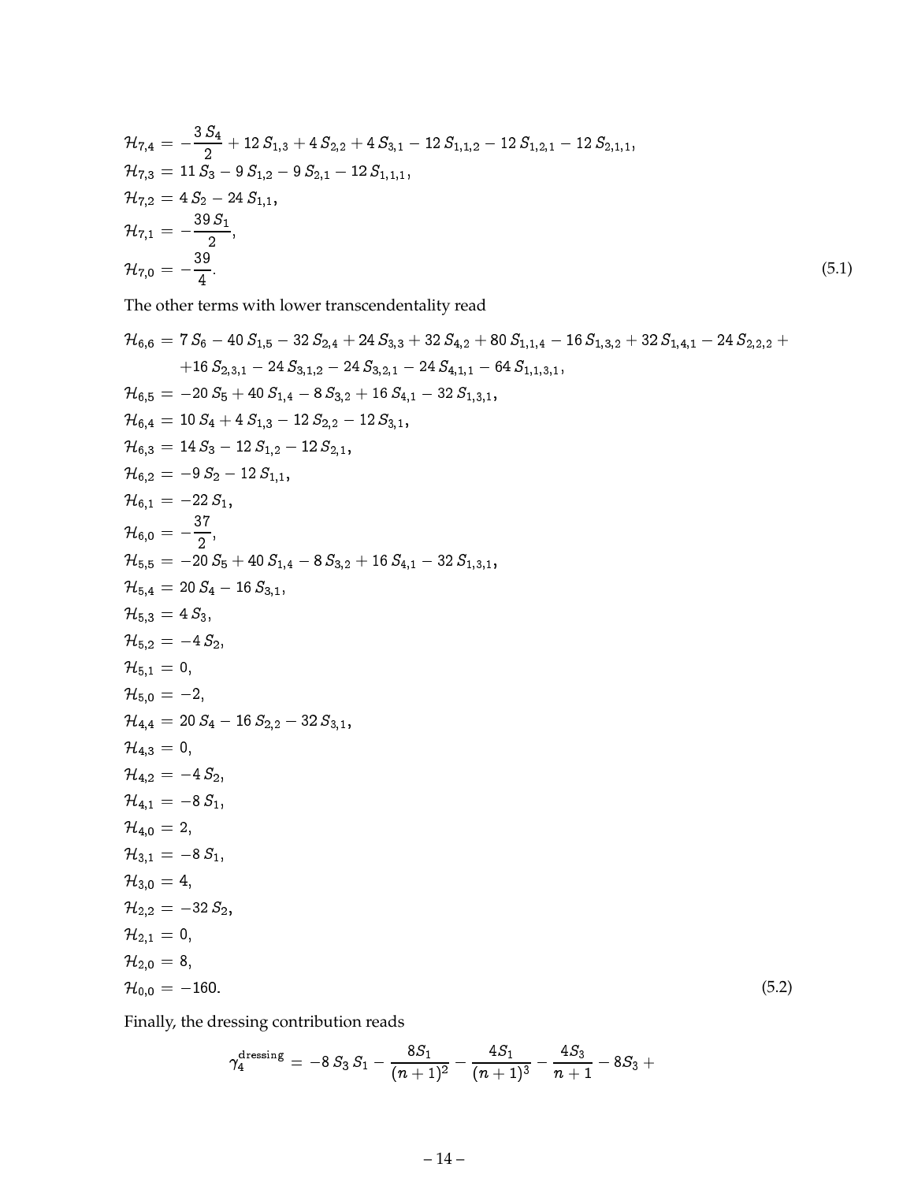$$
\begin{aligned}
\mathcal{H}_{7,4} &= -\frac{3\,S_4}{2} + 12\,S_{1,3} + 4\,S_{2,2} + 4\,S_{3,1} - 12\,S_{1,1,2} - 12\,S_{1,2,1} - 12\,S_{2,1,1}, \\
\mathcal{H}_{7,3} &= 11\,S_3 - 9\,S_{1,2} - 9\,S_{2,1} - 12\,S_{1,1,1}, \\
\mathcal{H}_{7,2} &= 4\,S_2 - 24\,S_{1,1}, \\
\mathcal{H}_{7,1} &= -\frac{39\,S_1}{2}, \\
\mathcal{H}_{7,0} &= -\frac{39}{4}.
\end{aligned}
\tag{5.1}
$$

The other terms with lower transcendentality read

$$
\begin{aligned}
\mathcal{H}_{6,6} &= 7\,S_6 - 40\,S_{1,5} - 32\,S_{2,4} + 24\,S_{3,3} + 32\,S_{4,2} + 80\,S_{1,1,4} - 16\,S_{1,3,2} + 32\,S_{1,4,1} - 24\,S_{2,2,2} + \\
&\quad +16\,S_{2,3,1} - 24\,S_{3,1,2} - 24\,S_{3,2,1} - 24\,S_{4,1,1} - 64\,S_{1,1,3,1}, \\
\mathcal{H}_{6,5} &= -20\,S_5 + 40\,S_{1,4} - 8\,S_{3,2} + 16\,S_{4,1} - 32\,S_{1,3,1}, \\
\mathcal{H}_{6,4} &= 10\,S_4 + 4\,S_{1,3} - 12\,S_{2,2} - 12\,S_{3,1}, \\
\mathcal{H}_{6,3} &= 14\,S_3 - 12\,S_{1,2} - 12\,S_{2,1}, \\
\mathcal{H}_{6,2} &= -9\,S_2 - 12\,S_{1,1}, \\
\mathcal{H}_{6,1} &= -22\,S_1, \\
\mathcal{H}_{6,0} &= -\frac{37}{2}, \\
\mathcal{H}_{5,5} &= -20\,S_5 + 40\,S_{1,4} - 8\,S_{3,2} + 16\,S_{4,1} - 32\,S_{1,3,1}, \\
\mathcal{H}_{5,4} &= 20\,S_4 - 16\,S_{3,1}, \\
\mathcal{H}_{5,3} &= 4\,S_3, \\
\mathcal{H}_{5,2} &= -4\,S_2, \\
\mathcal{H}_{5,1} &= 0, \\
\mathcal{H}_{5,0} &= -2, \\
\mathcal{H}_{4,4} &= 20\,S_4 - 16\,S_{2,2} - 32\,S_{3,1}, \\
\mathcal{H}_{4,3} &= 0, \\
\mathcal{H}_{4,2} &= -4\,S_2, \\
\mathcal{H}_{4,1} &= -8\,S_1, \\
\mathcal{H}_{4,0} &= 2, \\
\mathcal{H}_{3,1} &= -8\,S_1, \\
\mathcal{H}_{3,0} &= 4, \\
\mathcal{H}_{2,2} &= -32\,S_2, \\
\mathcal{H}_{2,1} &= 0, \\
\mathcal{H}_{2,0} &= 8, \\
\mathcal{H}_{0,0} &= -160.
\end{aligned}
\tag{5.2}
$$

Finally, the dressing contribution reads

$$
\gamma_4^{\text{dressing}} = -8\,S_3\,S_1 - \frac{8S_1}{(n+1)^2} - \frac{4S_1}{(n+1)^3} - \frac{4S_3}{n+1} - 8S_3 +
$$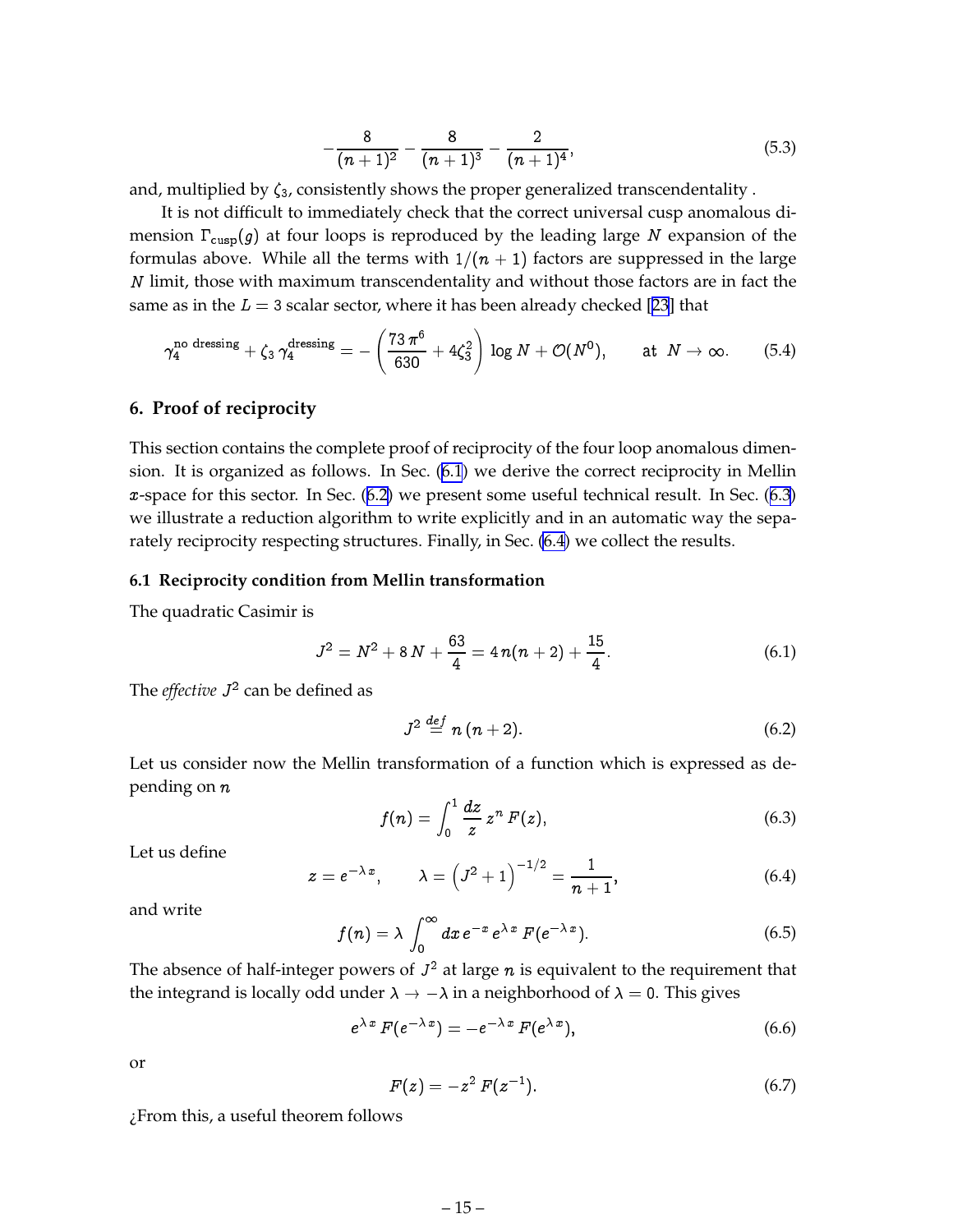$$
-\frac{8}{(n+1)^2} - \frac{8}{(n+1)^3} - \frac{2}{(n+1)^4}, \tag{5.3}
$$

and, multiplied by $\zeta_3$, consistently shows the proper generalized transcendentality .

It is not difficult to immediately check that the correct universal cusp anomalous dimension $\Gamma_{\rm cusp}(g)$ at four loops is reproduced by the leading large $N$ expansion of the formulas above. While all the terms with $1/(n+1)$ factors are suppressed in the large $N$ limit, those with maximum transcendentality and without those factors are in fact the same as in the $L=3$ scalar sector, where it has been already checked [23] that

$$
\gamma_4^{\text{no dressing}} + \zeta_3\,\gamma_4^{\text{dressing}} = -\left(\frac{73\,\pi^6}{630} + 4\zeta_3^2\right)\,\log N + \mathcal{O}(N^0), \qquad \text{at } N\to\infty. \tag{5.4}
$$

## 6. Proof of reciprocity

This section contains the complete proof of reciprocity of the four loop anomalous dimension. It is organized as follows. In Sec. (6.1) we derive the correct reciprocity in Mellin $x$-space for this sector. In Sec. (6.2) we present some useful technical result. In Sec. (6.3) we illustrate a reduction algorithm to write explicitly and in an automatic way the separately reciprocity respecting structures. Finally, in Sec. (6.4) we collect the results.

### 6.1 Reciprocity condition from Mellin transformation

The quadratic Casimir is

$$
J^2 = N^2 + 8\,N + \frac{63}{4} = 4\,n(n+2) + \frac{15}{4}. \tag{6.1}
$$

The *effective* $J^2$ can be defined as

$$
J^2 \stackrel{def}{=} n\,(n+2). \tag{6.2}
$$

Let us consider now the Mellin transformation of a function which is expressed as depending on $n$

$$
f(n) = \int_0^1 \frac{dz}{z}\,z^n\,F(z), \tag{6.3}
$$

Let us define

$$
z = e^{-\lambda\,x}, \qquad \lambda = \left(J^2+1\right)^{-1/2} = \frac{1}{n+1}, \tag{6.4}
$$

and write

$$
f(n) = \lambda\int_0^\infty dx\,e^{-x}\,e^{\lambda\,x}\,F(e^{-\lambda\,x}). \tag{6.5}
$$

The absence of half-integer powers of $J^2$ at large $n$ is equivalent to the requirement that the integrand is locally odd under $\lambda\to-\lambda$ in a neighborhood of $\lambda=0$. This gives

$$
e^{\lambda\,x}\,F(e^{-\lambda\,x}) = -e^{-\lambda\,x}\,F(e^{\lambda\,x}), \tag{6.6}
$$

or

$$
F(z) = -z^2\,F(z^{-1}). \tag{6.7}
$$

¿From this, a useful theorem follows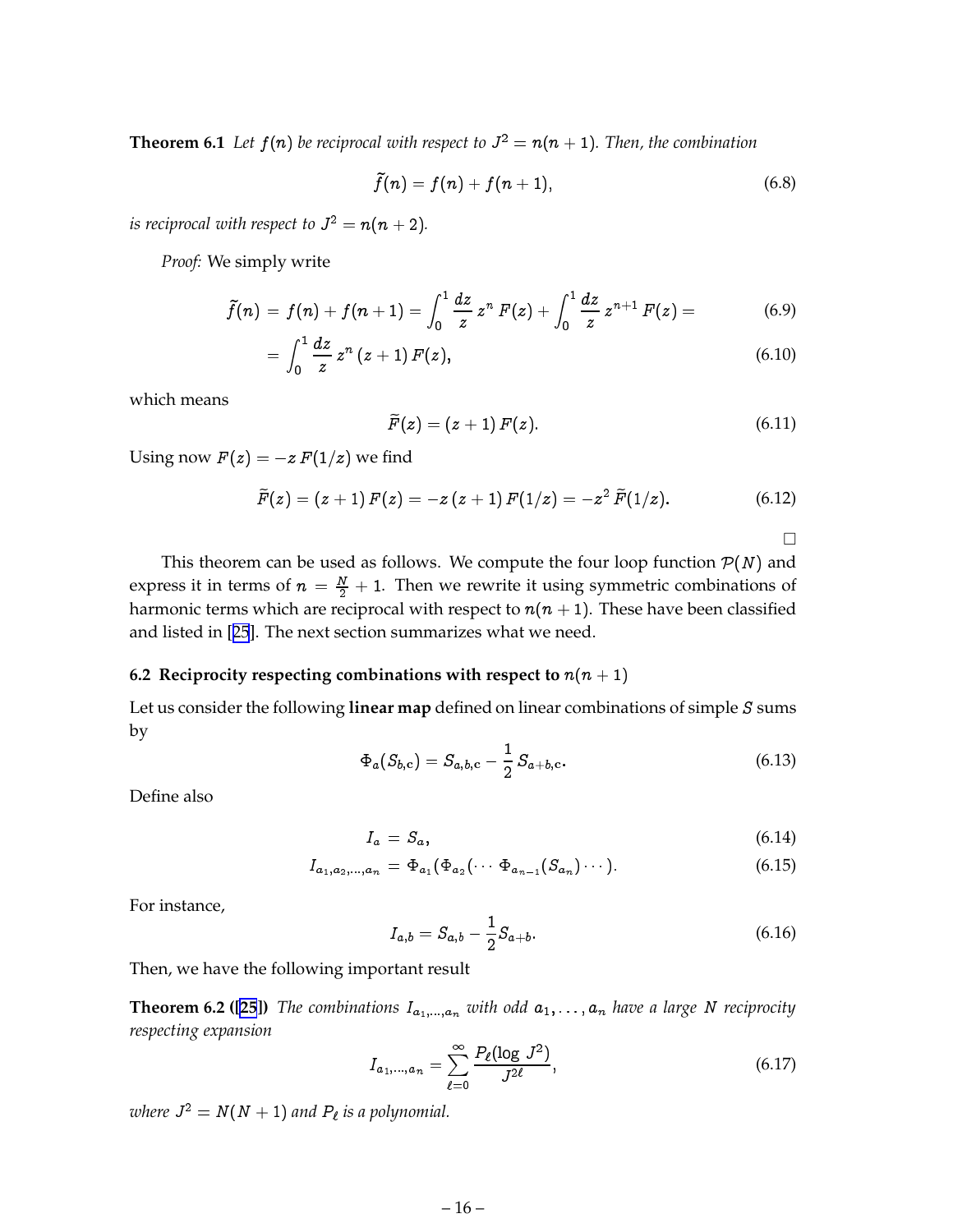**Theorem 6.1** *Let $f(n)$ be reciprocal with respect to $J^2 = n(n+1)$. Then, the combination*

$$\widetilde{f}(n) = f(n) + f(n+1), \tag{6.8}$$

*is reciprocal with respect to $J^2 = n(n+2)$.*

*Proof:* We simply write

$$\widetilde{f}(n) = f(n) + f(n+1) = \int_0^1 \frac{dz}{z}\, z^n\, F(z) + \int_0^1 \frac{dz}{z}\, z^{n+1}\, F(z) = \tag{6.9}$$

$$= \int_0^1 \frac{dz}{z}\, z^n\, (z+1)\, F(z), \tag{6.10}$$

which means

$$\widetilde{F}(z) = (z+1)\, F(z). \tag{6.11}$$

Using now $F(z) = -z\, F(1/z)$ we find

$$\widetilde{F}(z) = (z+1)\, F(z) = -z\,(z+1)\, F(1/z) = -z^2\, \widetilde{F}(1/z). \tag{6.12}$$

□

This theorem can be used as follows. We compute the four loop function $\mathcal{P}(N)$ and express it in terms of $n = \frac{N}{2} + 1$. Then we rewrite it using symmetric combinations of harmonic terms which are reciprocal with respect to $n(n+1)$. These have been classified and listed in [25]. The next section summarizes what we need.

### 6.2 Reciprocity respecting combinations with respect to $n(n+1)$

Let us consider the following **linear map** defined on linear combinations of simple $S$ sums by

$$\Phi_a(S_{b,\mathbf{c}}) = S_{a,b,\mathbf{c}} - \frac{1}{2}\, S_{a+b,\mathbf{c}}. \tag{6.13}$$

Define also

$$I_a = S_a, \tag{6.14}$$

$$I_{a_1,a_2,\ldots,a_n} = \Phi_{a_1}(\Phi_{a_2}(\cdots \Phi_{a_{n-1}}(S_{a_n})\cdots)). \tag{6.15}$$

For instance,

$$I_{a,b} = S_{a,b} - \frac{1}{2} S_{a+b}. \tag{6.16}$$

Then, we have the following important result

**Theorem 6.2 ([25])** *The combinations $I_{a_1,\ldots,a_n}$ with odd $a_1, \ldots, a_n$ have a large $N$ reciprocity respecting expansion*

$$I_{a_1,\ldots,a_n} = \sum_{\ell=0}^{\infty} \frac{P_\ell(\log J^2)}{J^{2\ell}}, \tag{6.17}$$

*where $J^2 = N(N+1)$ and $P_\ell$ is a polynomial.*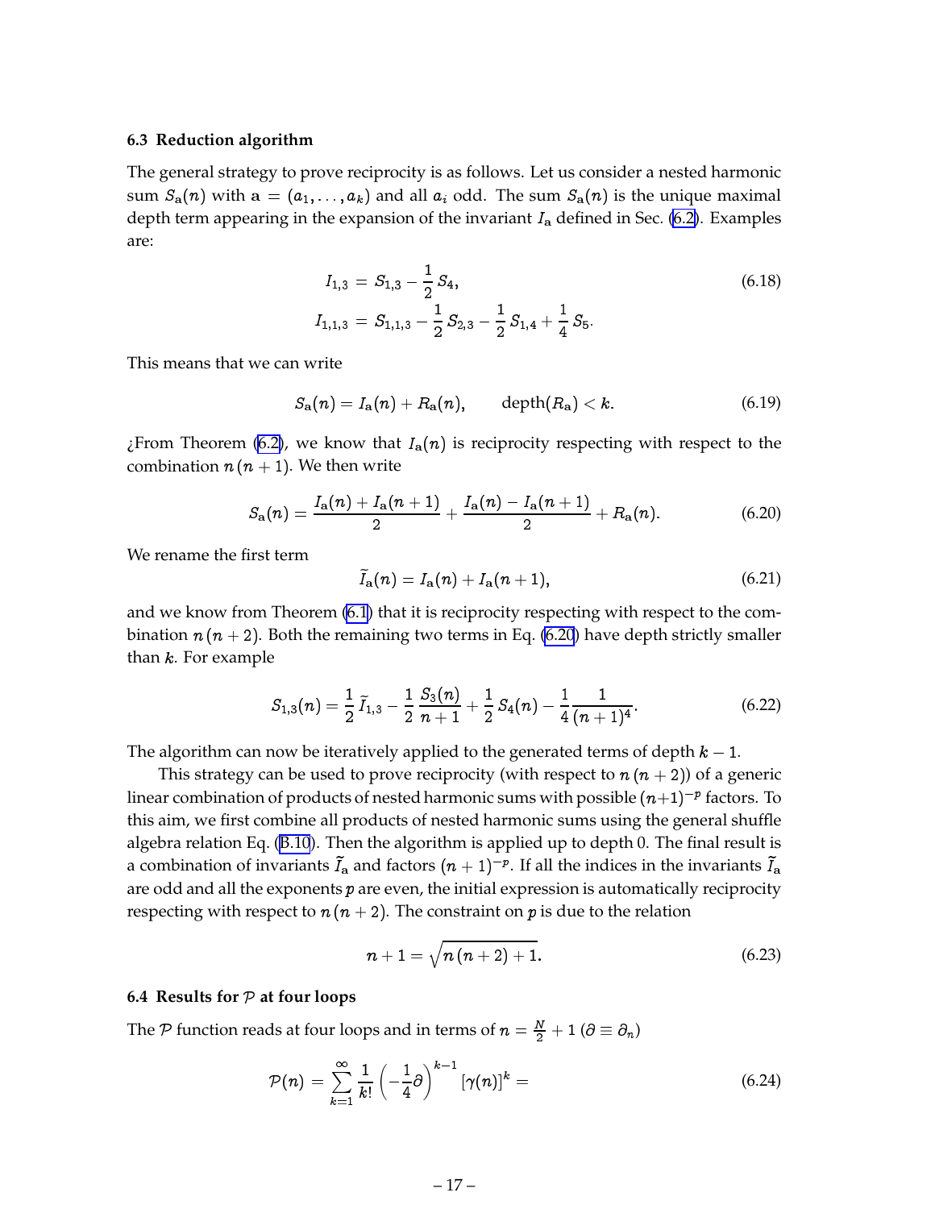### 6.3 Reduction algorithm

The general strategy to prove reciprocity is as follows. Let us consider a nested harmonic sum $S_{\mathbf{a}}(n)$ with $\mathbf{a} = (a_1, \dots, a_k)$ and all $a_i$ odd. The sum $S_{\mathbf{a}}(n)$ is the unique maximal depth term appearing in the expansion of the invariant $I_{\mathbf{a}}$ defined in Sec. (6.2). Examples are:

$$
\begin{aligned}
I_{1,3} &= S_{1,3} - \frac{1}{2}\, S_4, \\
I_{1,1,3} &= S_{1,1,3} - \frac{1}{2}\, S_{2,3} - \frac{1}{2}\, S_{1,4} + \frac{1}{4}\, S_5.
\end{aligned}
\tag{6.18}
$$

This means that we can write

$$
S_{\mathbf{a}}(n) = I_{\mathbf{a}}(n) + R_{\mathbf{a}}(n), \qquad \text{depth}(R_{\mathbf{a}}) < k. \tag{6.19}
$$

¿From Theorem (6.2), we know that $I_{\mathbf{a}}(n)$ is reciprocity respecting with respect to the combination $n\,(n+1)$. We then write

$$
S_{\mathbf{a}}(n) = \frac{I_{\mathbf{a}}(n) + I_{\mathbf{a}}(n+1)}{2} + \frac{I_{\mathbf{a}}(n) - I_{\mathbf{a}}(n+1)}{2} + R_{\mathbf{a}}(n). \tag{6.20}
$$

We rename the first term

$$
\widetilde{I}_{\mathbf{a}}(n) = I_{\mathbf{a}}(n) + I_{\mathbf{a}}(n+1), \tag{6.21}
$$

and we know from Theorem (6.1) that it is reciprocity respecting with respect to the combination $n\,(n+2)$. Both the remaining two terms in Eq. (6.20) have depth strictly smaller than $k$. For example

$$
S_{1,3}(n) = \frac{1}{2}\,\widetilde{I}_{1,3} - \frac{1}{2}\,\frac{S_3(n)}{n+1} + \frac{1}{2}\,S_4(n) - \frac{1}{4}\,\frac{1}{(n+1)^4}. \tag{6.22}
$$

The algorithm can now be iteratively applied to the generated terms of depth $k-1$.

This strategy can be used to prove reciprocity (with respect to $n\,(n+2)$) of a generic linear combination of products of nested harmonic sums with possible $(n+1)^{-p}$ factors. To this aim, we first combine all products of nested harmonic sums using the general shuffle algebra relation Eq. (B.10). Then the algorithm is applied up to depth 0. The final result is a combination of invariants $\widetilde{I}_{\mathbf{a}}$ and factors $(n+1)^{-p}$. If all the indices in the invariants $\widetilde{I}_{\mathbf{a}}$ are odd and all the exponents $p$ are even, the initial expression is automatically reciprocity respecting with respect to $n\,(n+2)$. The constraint on $p$ is due to the relation

$$
n+1 = \sqrt{n\,(n+2)+1}. \tag{6.23}
$$

### 6.4 Results for $\mathcal{P}$ at four loops

The $\mathcal{P}$ function reads at four loops and in terms of $n = \frac{N}{2} + 1$ ($\partial \equiv \partial_n$)

$$
\mathcal{P}(n) = \sum_{k=1}^{\infty} \frac{1}{k!} \left(-\frac{1}{4}\partial\right)^{k-1} [\gamma(n)]^k = \tag{6.24}
$$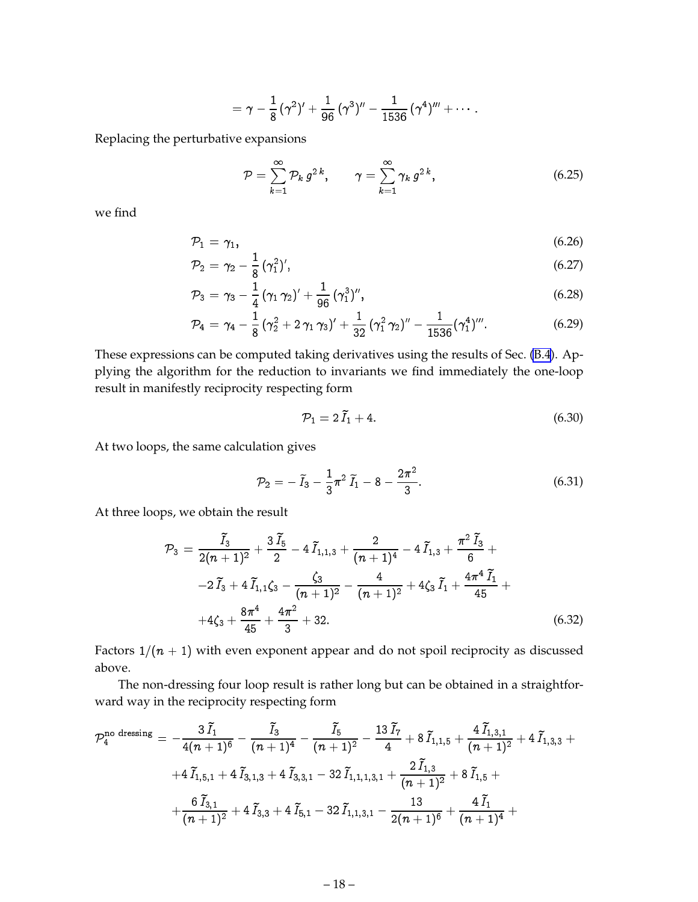$$= \gamma - \frac{1}{8}(\gamma^2)' + \frac{1}{96}(\gamma^3)'' - \frac{1}{1536}(\gamma^4)''' + \cdots .$$

Replacing the perturbative expansions

$$\mathcal{P} = \sum_{k=1}^{\infty} \mathcal{P}_k\, g^{2\,k}, \qquad \gamma = \sum_{k=1}^{\infty} \gamma_k\, g^{2\,k}, \tag{6.25}$$

we find

$$\mathcal{P}_1 = \gamma_1, \tag{6.26}$$

$$\mathcal{P}_2 = \gamma_2 - \frac{1}{8}(\gamma_1^2)', \tag{6.27}$$

$$\mathcal{P}_3 = \gamma_3 - \frac{1}{4}(\gamma_1\,\gamma_2)' + \frac{1}{96}(\gamma_1^3)'', \tag{6.28}$$

$$\mathcal{P}_4 = \gamma_4 - \frac{1}{8}(\gamma_2^2 + 2\,\gamma_1\,\gamma_3)' + \frac{1}{32}(\gamma_1^2\,\gamma_2)'' - \frac{1}{1536}(\gamma_1^4)'''. \tag{6.29}$$

These expressions can be computed taking derivatives using the results of Sec. (B.4). Applying the algorithm for the reduction to invariants we find immediately the one-loop result in manifestly reciprocity respecting form

$$\mathcal{P}_1 = 2\,\widetilde{I}_1 + 4. \tag{6.30}$$

At two loops, the same calculation gives

$$\mathcal{P}_2 = -\,\widetilde{I}_3 - \frac{1}{3}\pi^2\,\widetilde{I}_1 - 8 - \frac{2\pi^2}{3}. \tag{6.31}$$

At three loops, we obtain the result

$$\begin{aligned}
\mathcal{P}_3 = {} & \frac{\widetilde{I}_3}{2(n+1)^2} + \frac{3\,\widetilde{I}_5}{2} - 4\,\widetilde{I}_{1,1,3} + \frac{2}{(n+1)^4} - 4\,\widetilde{I}_{1,3} + \frac{\pi^2\,\widetilde{I}_3}{6} + \\
& -2\,\widetilde{I}_3 + 4\,\widetilde{I}_{1,1}\zeta_3 - \frac{\zeta_3}{(n+1)^2} - \frac{4}{(n+1)^2} + 4\zeta_3\,\widetilde{I}_1 + \frac{4\pi^4\,\widetilde{I}_1}{45} + \\
& +4\zeta_3 + \frac{8\pi^4}{45} + \frac{4\pi^2}{3} + 32.
\end{aligned} \tag{6.32}$$

Factors $1/(n+1)$ with even exponent appear and do not spoil reciprocity as discussed above.

The non-dressing four loop result is rather long but can be obtained in a straightforward way in the reciprocity respecting form

$$\begin{aligned}
\mathcal{P}_4^{\text{no dressing}} = {} & -\frac{3\,\widetilde{I}_1}{4(n+1)^6} - \frac{\widetilde{I}_3}{(n+1)^4} - \frac{\widetilde{I}_5}{(n+1)^2} - \frac{13\,\widetilde{I}_7}{4} + 8\,\widetilde{I}_{1,1,5} + \frac{4\,\widetilde{I}_{1,3,1}}{(n+1)^2} + 4\,\widetilde{I}_{1,3,3} + \\
& +4\,\widetilde{I}_{1,5,1} + 4\,\widetilde{I}_{3,1,3} + 4\,\widetilde{I}_{3,3,1} - 32\,\widetilde{I}_{1,1,1,3,1} + \frac{2\,\widetilde{I}_{1,3}}{(n+1)^2} + 8\,\widetilde{I}_{1,5} + \\
& +\frac{6\,\widetilde{I}_{3,1}}{(n+1)^2} + 4\,\widetilde{I}_{3,3} + 4\,\widetilde{I}_{5,1} - 32\,\widetilde{I}_{1,1,3,1} - \frac{13}{2(n+1)^6} + \frac{4\,\widetilde{I}_1}{(n+1)^4} +
\end{aligned}$$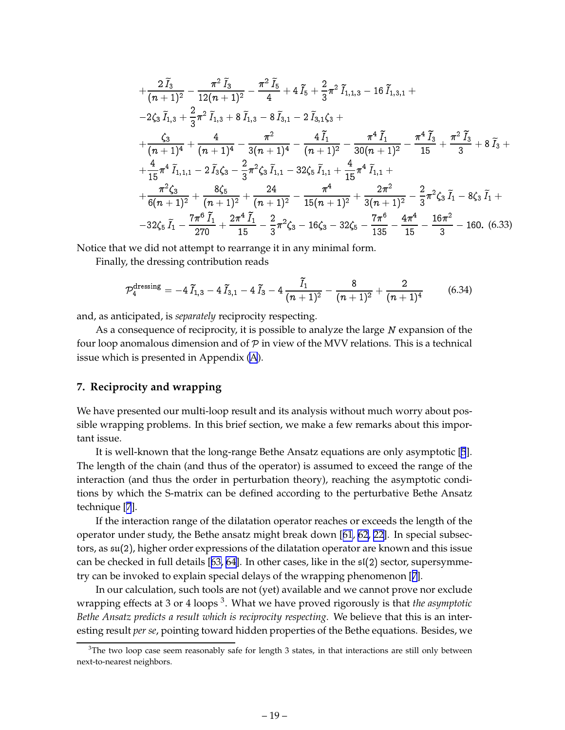$$
\begin{aligned}
&+\frac{2\,\widetilde{I}_3}{(n+1)^2}-\frac{\pi^2\,\widetilde{I}_3}{12(n+1)^2}-\frac{\pi^2\,\widetilde{I}_5}{4}+4\,\widetilde{I}_5+\frac{2}{3}\pi^2\,\widetilde{I}_{1,1,3}-16\,\widetilde{I}_{1,3,1}+\\
&-2\zeta_3\,\widetilde{I}_{1,3}+\frac{2}{3}\pi^2\,\widetilde{I}_{1,3}+8\,\widetilde{I}_{1,3}-8\,\widetilde{I}_{3,1}-2\,\widetilde{I}_{3,1}\zeta_3+\\
&+\frac{\zeta_3}{(n+1)^4}+\frac{4}{(n+1)^4}-\frac{\pi^2}{3(n+1)^4}-\frac{4\,\widetilde{I}_1}{(n+1)^2}-\frac{\pi^4\,\widetilde{I}_1}{30(n+1)^2}-\frac{\pi^4\,\widetilde{I}_3}{15}+\frac{\pi^2\,\widetilde{I}_3}{3}+8\,\widetilde{I}_3+\\
&+\frac{4}{15}\pi^4\,\widetilde{I}_{1,1,1}-2\,\widetilde{I}_3\zeta_3-\frac{2}{3}\pi^2\zeta_3\,\widetilde{I}_{1,1}-32\zeta_5\,\widetilde{I}_{1,1}+\frac{4}{15}\pi^4\,\widetilde{I}_{1,1}+\\
&+\frac{\pi^2\zeta_3}{6(n+1)^2}+\frac{8\zeta_5}{(n+1)^2}+\frac{24}{(n+1)^2}-\frac{\pi^4}{15(n+1)^2}+\frac{2\pi^2}{3(n+1)^2}-\frac{2}{3}\pi^2\zeta_3\,\widetilde{I}_1-8\zeta_3\,\widetilde{I}_1+\\
&-32\zeta_5\,\widetilde{I}_1-\frac{7\pi^6\,\widetilde{I}_1}{270}+\frac{2\pi^4\,\widetilde{I}_1}{15}-\frac{2}{3}\pi^2\zeta_3-16\zeta_3-32\zeta_5-\frac{7\pi^6}{135}-\frac{4\pi^4}{15}-\frac{16\pi^2}{3}-160. \quad (6.33)
\end{aligned}
$$

Notice that we did not attempt to rearrange it in any minimal form.

Finally, the dressing contribution reads

$$
\mathcal{P}_4^{\text{dressing}}=-4\,\widetilde{I}_{1,3}-4\,\widetilde{I}_{3,1}-4\,\widetilde{I}_3-4\,\frac{\widetilde{I}_1}{(n+1)^2}-\frac{8}{(n+1)^2}+\frac{2}{(n+1)^4} \qquad (6.34)
$$

and, as anticipated, is *separately* reciprocity respecting.

As a consequence of reciprocity, it is possible to analyze the large $N$ expansion of the four loop anomalous dimension and of $\mathcal{P}$ in view of the MVV relations. This is a technical issue which is presented in Appendix (A).

## 7. Reciprocity and wrapping

We have presented our multi-loop result and its analysis without much worry about possible wrapping problems. In this brief section, we make a few remarks about this important issue.

It is well-known that the long-range Bethe Ansatz equations are only asymptotic [5]. The length of the chain (and thus of the operator) is assumed to exceed the range of the interaction (and thus the order in perturbation theory), reaching the asymptotic conditions by which the S-matrix can be defined according to the perturbative Bethe Ansatz technique [7].

If the interaction range of the dilatation operator reaches or exceeds the length of the operator under study, the Bethe ansatz might break down [61, 62, 22]. In special subsectors, as $\mathfrak{su}(2)$, higher order expressions of the dilatation operator are known and this issue can be checked in full details [63, 64]. In other cases, like in the $\mathfrak{sl}(2)$ sector, supersymmetry can be invoked to explain special delays of the wrapping phenomenon [7].

In our calculation, such tools are not (yet) available and we cannot prove nor exclude wrapping effects at 3 or 4 loops [3]. What we have proved rigorously is that *the asymptotic Bethe Ansatz predicts a result which is reciprocity respecting*. We believe that this is an interesting result *per se*, pointing toward hidden properties of the Bethe equations. Besides, we

[3] The two loop case seem reasonably safe for length 3 states, in that interactions are still only between next-to-nearest neighbors.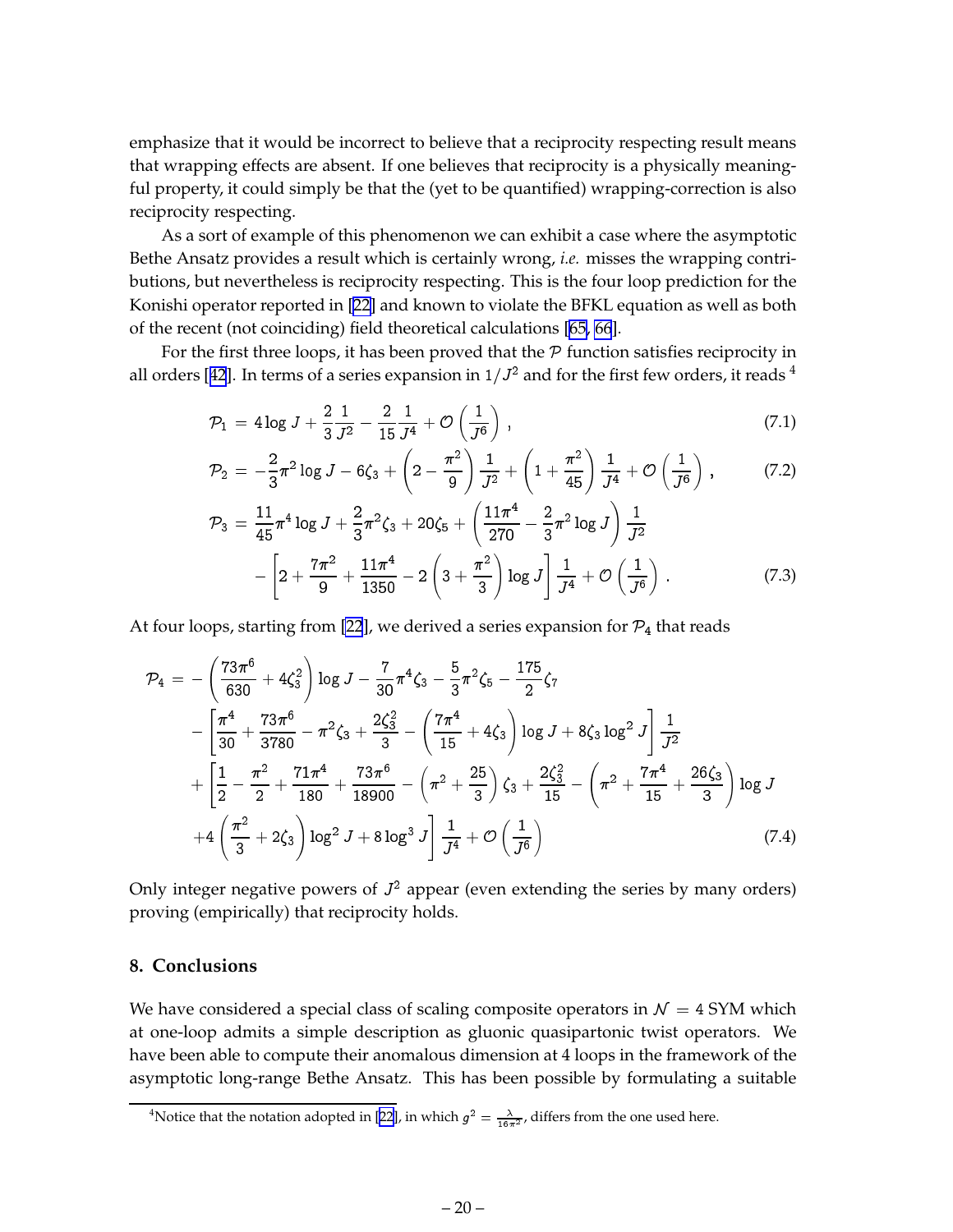emphasize that it would be incorrect to believe that a reciprocity respecting result means that wrapping effects are absent. If one believes that reciprocity is a physically meaningful property, it could simply be that the (yet to be quantified) wrapping-correction is also reciprocity respecting.

As a sort of example of this phenomenon we can exhibit a case where the asymptotic Bethe Ansatz provides a result which is certainly wrong, *i.e.* misses the wrapping contributions, but nevertheless is reciprocity respecting. This is the four loop prediction for the Konishi operator reported in [22] and known to violate the BFKL equation as well as both of the recent (not coinciding) field theoretical calculations [65, 66].

For the first three loops, it has been proved that the $\mathcal{P}$ function satisfies reciprocity in all orders [42]. In terms of a series expansion in $1/J^2$ and for the first few orders, it reads [4]

$$\mathcal{P}_1 = 4\log J + \frac{2}{3}\frac{1}{J^2} - \frac{2}{15}\frac{1}{J^4} + \mathcal{O}\left(\frac{1}{J^6}\right), \tag{7.1}$$

$$\mathcal{P}_2 = -\frac{2}{3}\pi^2\log J - 6\zeta_3 + \left(2 - \frac{\pi^2}{9}\right)\frac{1}{J^2} + \left(1 + \frac{\pi^2}{45}\right)\frac{1}{J^4} + \mathcal{O}\left(\frac{1}{J^6}\right), \tag{7.2}$$

$$\begin{aligned}\mathcal{P}_3 = &\frac{11}{45}\pi^4\log J + \frac{2}{3}\pi^2\zeta_3 + 20\zeta_5 + \left(\frac{11\pi^4}{270} - \frac{2}{3}\pi^2\log J\right)\frac{1}{J^2} \\ &- \left[2 + \frac{7\pi^2}{9} + \frac{11\pi^4}{1350} - 2\left(3 + \frac{\pi^2}{3}\right)\log J\right]\frac{1}{J^4} + \mathcal{O}\left(\frac{1}{J^6}\right).\end{aligned} \tag{7.3}$$

At four loops, starting from [22], we derived a series expansion for $\mathcal{P}_4$ that reads

$$\begin{aligned}\mathcal{P}_4 = &-\left(\frac{73\pi^6}{630} + 4\zeta_3^2\right)\log J - \frac{7}{30}\pi^4\zeta_3 - \frac{5}{3}\pi^2\zeta_5 - \frac{175}{2}\zeta_7 \\ &- \left[\frac{\pi^4}{30} + \frac{73\pi^6}{3780} - \pi^2\zeta_3 + \frac{2\zeta_3^2}{3} - \left(\frac{7\pi^4}{15} + 4\zeta_3\right)\log J + 8\zeta_3\log^2 J\right]\frac{1}{J^2} \\ &+ \left[\frac{1}{2} - \frac{\pi^2}{2} + \frac{71\pi^4}{180} + \frac{73\pi^6}{18900} - \left(\pi^2 + \frac{25}{3}\right)\zeta_3 + \frac{2\zeta_3^2}{15} - \left(\pi^2 + \frac{7\pi^4}{15} + \frac{26\zeta_3}{3}\right)\log J \right. \\ &\left. + 4\left(\frac{\pi^2}{3} + 2\zeta_3\right)\log^2 J + 8\log^3 J\right]\frac{1}{J^4} + \mathcal{O}\left(\frac{1}{J^6}\right)\end{aligned} \tag{7.4}$$

Only integer negative powers of $J^2$ appear (even extending the series by many orders) proving (empirically) that reciprocity holds.

## 8. Conclusions

We have considered a special class of scaling composite operators in $\mathcal{N} = 4$ SYM which at one-loop admits a simple description as gluonic quasipartonic twist operators. We have been able to compute their anomalous dimension at 4 loops in the framework of the asymptotic long-range Bethe Ansatz. This has been possible by formulating a suitable

[4] Notice that the notation adopted in [22], in which $g^2 = \frac{\lambda}{16\pi^2}$, differs from the one used here.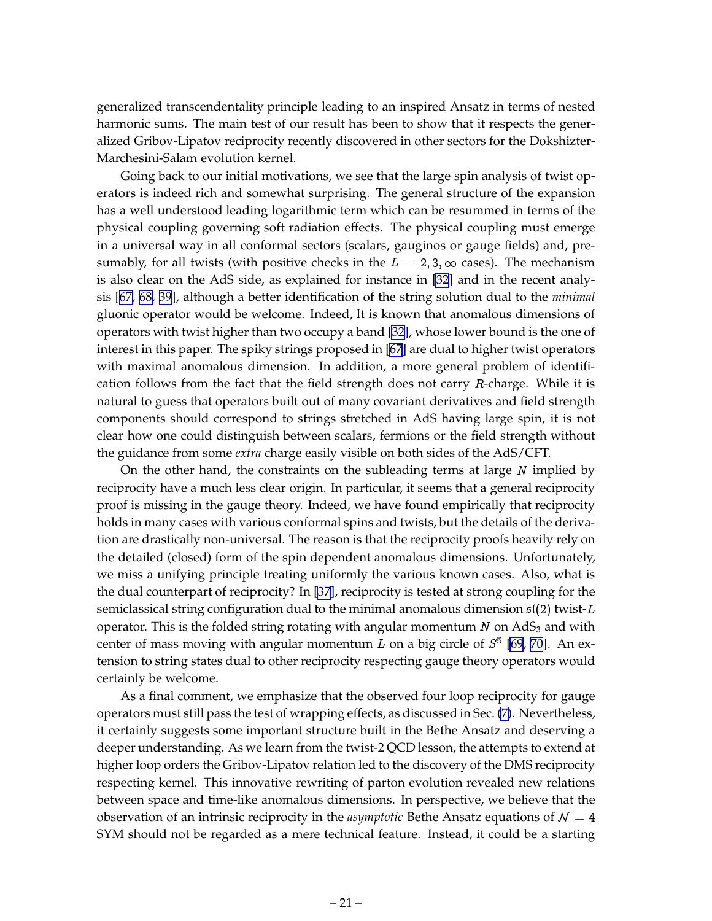generalized transcendentality principle leading to an inspired Ansatz in terms of nested harmonic sums. The main test of our result has been to show that it respects the generalized Gribov-Lipatov reciprocity recently discovered in other sectors for the Dokshizter-Marchesini-Salam evolution kernel.

Going back to our initial motivations, we see that the large spin analysis of twist operators is indeed rich and somewhat surprising. The general structure of the expansion has a well understood leading logarithmic term which can be resummed in terms of the physical coupling governing soft radiation effects. The physical coupling must emerge in a universal way in all conformal sectors (scalars, gauginos or gauge fields) and, presumably, for all twists (with positive checks in the $L = 2, 3, \infty$ cases). The mechanism is also clear on the AdS side, as explained for instance in [32] and in the recent analysis [67, 68, 39], although a better identification of the string solution dual to the *minimal* gluonic operator would be welcome. Indeed, It is known that anomalous dimensions of operators with twist higher than two occupy a band [32], whose lower bound is the one of interest in this paper. The spiky strings proposed in [67] are dual to higher twist operators with maximal anomalous dimension. In addition, a more general problem of identification follows from the fact that the field strength does not carry $R$-charge. While it is natural to guess that operators built out of many covariant derivatives and field strength components should correspond to strings stretched in AdS having large spin, it is not clear how one could distinguish between scalars, fermions or the field strength without the guidance from some *extra* charge easily visible on both sides of the AdS/CFT.

On the other hand, the constraints on the subleading terms at large $N$ implied by reciprocity have a much less clear origin. In particular, it seems that a general reciprocity proof is missing in the gauge theory. Indeed, we have found empirically that reciprocity holds in many cases with various conformal spins and twists, but the details of the derivation are drastically non-universal. The reason is that the reciprocity proofs heavily rely on the detailed (closed) form of the spin dependent anomalous dimensions. Unfortunately, we miss a unifying principle treating uniformly the various known cases. Also, what is the dual counterpart of reciprocity? In [37], reciprocity is tested at strong coupling for the semiclassical string configuration dual to the minimal anomalous dimension $\mathfrak{sl}(2)$ twist-$L$ operator. This is the folded string rotating with angular momentum $N$ on $AdS_3$ and with center of mass moving with angular momentum $L$ on a big circle of $S^5$ [69, 70]. An extension to string states dual to other reciprocity respecting gauge theory operators would certainly be welcome.

As a final comment, we emphasize that the observed four loop reciprocity for gauge operators must still pass the test of wrapping effects, as discussed in Sec. (7). Nevertheless, it certainly suggests some important structure built in the Bethe Ansatz and deserving a deeper understanding. As we learn from the twist-2 QCD lesson, the attempts to extend at higher loop orders the Gribov-Lipatov relation led to the discovery of the DMS reciprocity respecting kernel. This innovative rewriting of parton evolution revealed new relations between space and time-like anomalous dimensions. In perspective, we believe that the observation of an intrinsic reciprocity in the *asymptotic* Bethe Ansatz equations of $\mathcal{N} = 4$ SYM should not be regarded as a mere technical feature. Instead, it could be a starting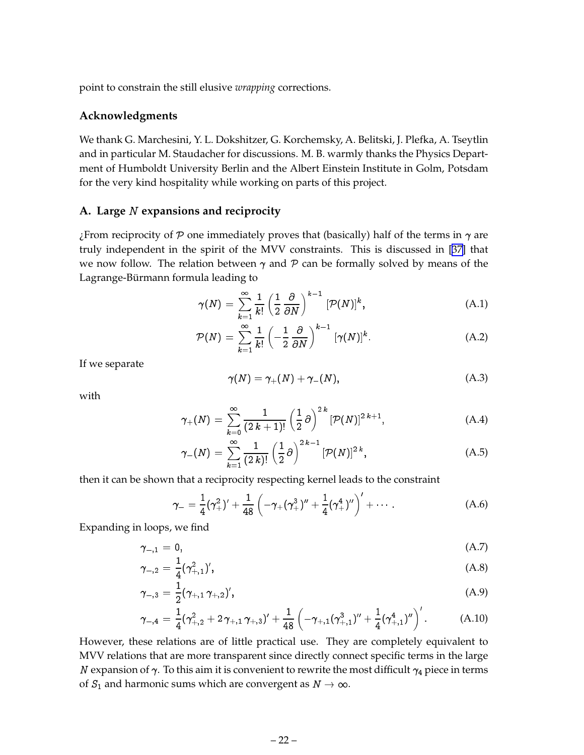point to constrain the still elusive *wrapping* corrections.

## Acknowledgments

We thank G. Marchesini, Y. L. Dokshitzer, G. Korchemsky, A. Belitski, J. Plefka, A. Tseytlin and in particular M. Staudacher for discussions. M. B. warmly thanks the Physics Department of Humboldt University Berlin and the Albert Einstein Institute in Golm, Potsdam for the very kind hospitality while working on parts of this project.

## A. Large $N$ expansions and reciprocity

¿From reciprocity of $\mathcal{P}$ one immediately proves that (basically) half of the terms in $\gamma$ are truly independent in the spirit of the MVV constraints. This is discussed in [37] that we now follow. The relation between $\gamma$ and $\mathcal{P}$ can be formally solved by means of the Lagrange-Bürmann formula leading to

$$\gamma(N) = \sum_{k=1}^{\infty} \frac{1}{k!} \left(\frac{1}{2}\frac{\partial}{\partial N}\right)^{k-1} [\mathcal{P}(N)]^k, \tag{A.1}$$

$$\mathcal{P}(N) = \sum_{k=1}^{\infty} \frac{1}{k!} \left(-\frac{1}{2}\frac{\partial}{\partial N}\right)^{k-1} [\gamma(N)]^k. \tag{A.2}$$

If we separate

$$\gamma(N) = \gamma_+(N) + \gamma_-(N), \tag{A.3}$$

with

$$\gamma_+(N) = \sum_{k=0}^{\infty} \frac{1}{(2\,k+1)!} \left(\frac{1}{2}\partial\right)^{2\,k} [\mathcal{P}(N)]^{2\,k+1}, \tag{A.4}$$

$$\gamma_-(N) = \sum_{k=1}^{\infty} \frac{1}{(2\,k)!} \left(\frac{1}{2}\partial\right)^{2\,k-1} [\mathcal{P}(N)]^{2\,k}, \tag{A.5}$$

then it can be shown that a reciprocity respecting kernel leads to the constraint

$$\gamma_- = \frac{1}{4}(\gamma_+^2)' + \frac{1}{48}\left(-\gamma_+(\gamma_+^3)'' + \frac{1}{4}(\gamma_+^4)''\right)' + \cdots. \tag{A.6}$$

Expanding in loops, we find

$$\gamma_{-,1} = 0, \tag{A.7}$$

$$\gamma_{-,2} = \frac{1}{4}(\gamma_{+,1}^2)', \tag{A.8}$$

$$\gamma_{-,3} = \frac{1}{2}(\gamma_{+,1}\,\gamma_{+,2})', \tag{A.9}$$

$$\gamma_{-,4} = \frac{1}{4}(\gamma_{+,2}^2 + 2\,\gamma_{+,1}\,\gamma_{+,3})' + \frac{1}{48}\left(-\gamma_{+,1}(\gamma_{+,1}^3)'' + \frac{1}{4}(\gamma_{+,1}^4)''\right)'. \tag{A.10}$$

However, these relations are of little practical use. They are completely equivalent to MVV relations that are more transparent since directly connect specific terms in the large $N$ expansion of $\gamma$. To this aim it is convenient to rewrite the most difficult $\gamma_4$ piece in terms of $S_1$ and harmonic sums which are convergent as $N \to \infty$.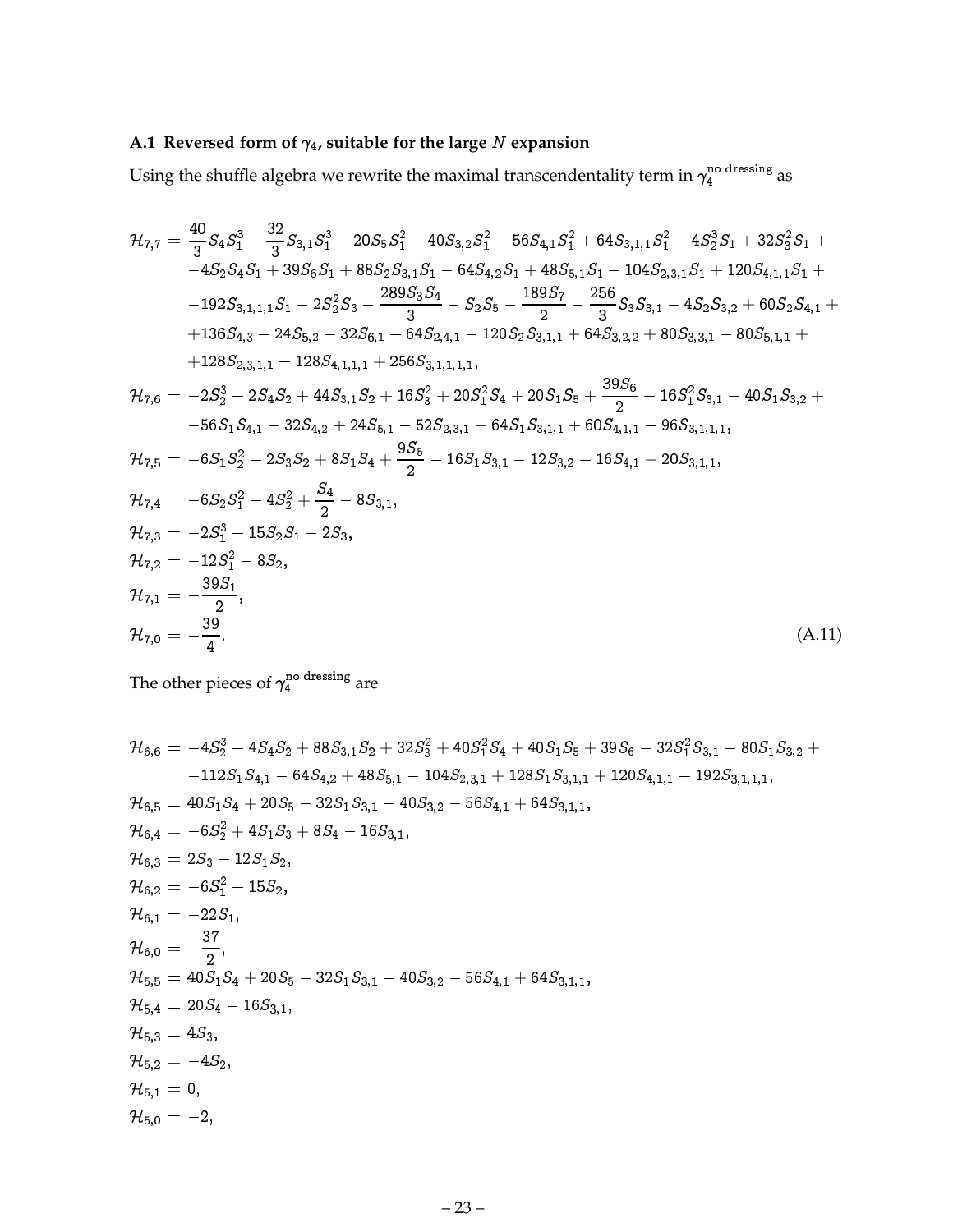### A.1 Reversed form of $\gamma_4$, suitable for the large $N$ expansion

Using the shuffle algebra we rewrite the maximal transcendentality term in $\gamma_4^{\text{no dressing}}$ as

$$
\begin{aligned}
\mathcal{H}_{7,7} =\; & \frac{40}{3} S_4 S_1^3 - \frac{32}{3} S_{3,1} S_1^3 + 20 S_5 S_1^2 - 40 S_{3,2} S_1^2 - 56 S_{4,1} S_1^2 + 64 S_{3,1,1} S_1^2 - 4 S_2^3 S_1 + 32 S_3^2 S_1 + \\
& -4 S_2 S_4 S_1 + 39 S_6 S_1 + 88 S_2 S_{3,1} S_1 - 64 S_{4,2} S_1 + 48 S_{5,1} S_1 - 104 S_{2,3,1} S_1 + 120 S_{4,1,1} S_1 + \\
& -192 S_{3,1,1,1} S_1 - 2 S_2^2 S_3 - \frac{289 S_3 S_4}{3} - S_2 S_5 - \frac{189 S_7}{2} - \frac{256}{3} S_3 S_{3,1} - 4 S_2 S_{3,2} + 60 S_2 S_{4,1} + \\
& +136 S_{4,3} - 24 S_{5,2} - 32 S_{6,1} - 64 S_{2,4,1} - 120 S_2 S_{3,1,1} + 64 S_{3,2,2} + 80 S_{3,3,1} - 80 S_{5,1,1} + \\
& +128 S_{2,3,1,1} - 128 S_{4,1,1,1} + 256 S_{3,1,1,1,1}, \\
\mathcal{H}_{7,6} =\; & -2 S_2^3 - 2 S_4 S_2 + 44 S_{3,1} S_2 + 16 S_3^2 + 20 S_1^2 S_4 + 20 S_1 S_5 + \frac{39 S_6}{2} - 16 S_1^2 S_{3,1} - 40 S_1 S_{3,2} + \\
& -56 S_1 S_{4,1} - 32 S_{4,2} + 24 S_{5,1} - 52 S_{2,3,1} + 64 S_1 S_{3,1,1} + 60 S_{4,1,1} - 96 S_{3,1,1,1}, \\
\mathcal{H}_{7,5} =\; & -6 S_1 S_2^2 - 2 S_3 S_2 + 8 S_1 S_4 + \frac{9 S_5}{2} - 16 S_1 S_{3,1} - 12 S_{3,2} - 16 S_{4,1} + 20 S_{3,1,1}, \\
\mathcal{H}_{7,4} =\; & -6 S_2 S_1^2 - 4 S_2^2 + \frac{S_4}{2} - 8 S_{3,1}, \\
\mathcal{H}_{7,3} =\; & -2 S_1^3 - 15 S_2 S_1 - 2 S_3, \\
\mathcal{H}_{7,2} =\; & -12 S_1^2 - 8 S_2, \\
\mathcal{H}_{7,1} =\; & -\frac{39 S_1}{2}, \\
\mathcal{H}_{7,0} =\; & -\frac{39}{4}.
\end{aligned}
\tag{A.11}
$$

The other pieces of $\gamma_4^{\text{no dressing}}$ are

$$
\begin{aligned}
\mathcal{H}_{6,6} =\; & -4 S_2^3 - 4 S_4 S_2 + 88 S_{3,1} S_2 + 32 S_3^2 + 40 S_1^2 S_4 + 40 S_1 S_5 + 39 S_6 - 32 S_1^2 S_{3,1} - 80 S_1 S_{3,2} + \\
& -112 S_1 S_{4,1} - 64 S_{4,2} + 48 S_{5,1} - 104 S_{2,3,1} + 128 S_1 S_{3,1,1} + 120 S_{4,1,1} - 192 S_{3,1,1,1}, \\
\mathcal{H}_{6,5} =\; & 40 S_1 S_4 + 20 S_5 - 32 S_1 S_{3,1} - 40 S_{3,2} - 56 S_{4,1} + 64 S_{3,1,1}, \\
\mathcal{H}_{6,4} =\; & -6 S_2^2 + 4 S_1 S_3 + 8 S_4 - 16 S_{3,1}, \\
\mathcal{H}_{6,3} =\; & 2 S_3 - 12 S_1 S_2, \\
\mathcal{H}_{6,2} =\; & -6 S_1^2 - 15 S_2, \\
\mathcal{H}_{6,1} =\; & -22 S_1, \\
\mathcal{H}_{6,0} =\; & -\frac{37}{2}, \\
\mathcal{H}_{5,5} =\; & 40 S_1 S_4 + 20 S_5 - 32 S_1 S_{3,1} - 40 S_{3,2} - 56 S_{4,1} + 64 S_{3,1,1}, \\
\mathcal{H}_{5,4} =\; & 20 S_4 - 16 S_{3,1}, \\
\mathcal{H}_{5,3} =\; & 4 S_3, \\
\mathcal{H}_{5,2} =\; & -4 S_2, \\
\mathcal{H}_{5,1} =\; & 0, \\
\mathcal{H}_{5,0} =\; & -2,
\end{aligned}
$$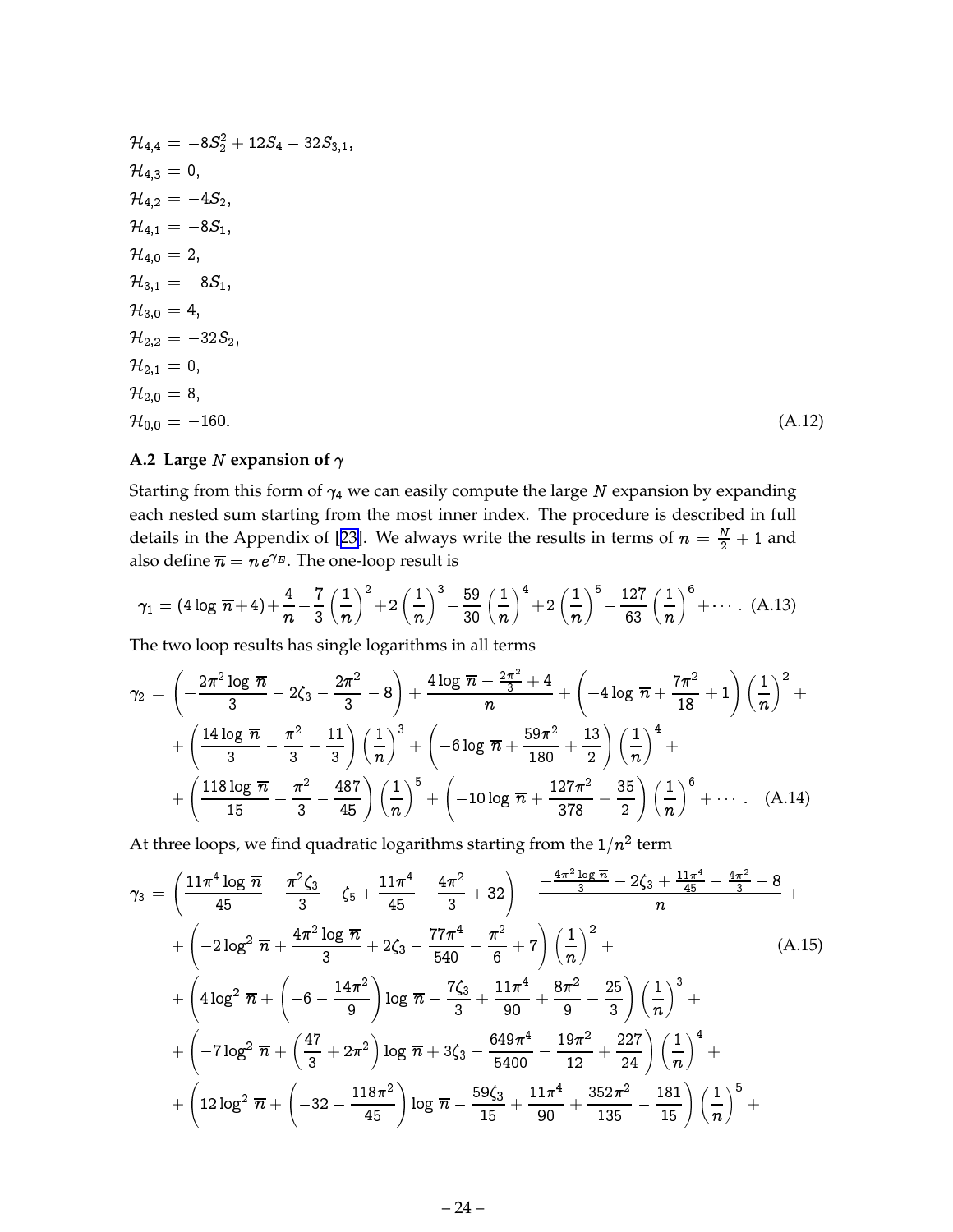$$
\begin{aligned}
\mathcal{H}_{4,4} &= -8S_2^2 + 12S_4 - 32S_{3,1}, \\
\mathcal{H}_{4,3} &= 0, \\
\mathcal{H}_{4,2} &= -4S_2, \\
\mathcal{H}_{4,1} &= -8S_1, \\
\mathcal{H}_{4,0} &= 2, \\
\mathcal{H}_{3,1} &= -8S_1, \\
\mathcal{H}_{3,0} &= 4, \\
\mathcal{H}_{2,2} &= -32S_2, \\
\mathcal{H}_{2,1} &= 0, \\
\mathcal{H}_{2,0} &= 8, \\
\mathcal{H}_{0,0} &= -160.
\end{aligned} \tag{A.12}
$$

### A.2 Large $N$ expansion of $\gamma$

Starting from this form of $\gamma_4$ we can easily compute the large $N$ expansion by expanding each nested sum starting from the most inner index. The procedure is described in full details in the Appendix of [23]. We always write the results in terms of $n = \frac{N}{2} + 1$ and also define $\overline{n} = n\, e^{\gamma_E}$. The one-loop result is

$$
\gamma_1 = (4\log\overline{n} + 4) + \frac{4}{n} - \frac{7}{3}\left(\frac{1}{n}\right)^2 + 2\left(\frac{1}{n}\right)^3 - \frac{59}{30}\left(\frac{1}{n}\right)^4 + 2\left(\frac{1}{n}\right)^5 - \frac{127}{63}\left(\frac{1}{n}\right)^6 + \cdots . \tag{A.13}
$$

The two loop results has single logarithms in all terms

$$
\begin{aligned}
\gamma_2 = &\left(-\frac{2\pi^2\log\overline{n}}{3} - 2\zeta_3 - \frac{2\pi^2}{3} - 8\right) + \frac{4\log\overline{n} - \frac{2\pi^2}{3} + 4}{n} + \left(-4\log\overline{n} + \frac{7\pi^2}{18} + 1\right)\left(\frac{1}{n}\right)^2 + \\
&+ \left(\frac{14\log\overline{n}}{3} - \frac{\pi^2}{3} - \frac{11}{3}\right)\left(\frac{1}{n}\right)^3 + \left(-6\log\overline{n} + \frac{59\pi^2}{180} + \frac{13}{2}\right)\left(\frac{1}{n}\right)^4 + \\
&+ \left(\frac{118\log\overline{n}}{15} - \frac{\pi^2}{3} - \frac{487}{45}\right)\left(\frac{1}{n}\right)^5 + \left(-10\log\overline{n} + \frac{127\pi^2}{378} + \frac{35}{2}\right)\left(\frac{1}{n}\right)^6 + \cdots .
\end{aligned} \tag{A.14}
$$

At three loops, we find quadratic logarithms starting from the $1/n^2$ term

$$
\begin{aligned}
\gamma_3 = &\left(\frac{11\pi^4\log\overline{n}}{45} + \frac{\pi^2\zeta_3}{3} - \zeta_5 + \frac{11\pi^4}{45} + \frac{4\pi^2}{3} + 32\right) + \frac{-\frac{4\pi^2\log\overline{n}}{3} - 2\zeta_3 + \frac{11\pi^4}{45} - \frac{4\pi^2}{3} - 8}{n} + \\
&+ \left(-2\log^2\overline{n} + \frac{4\pi^2\log\overline{n}}{3} + 2\zeta_3 - \frac{77\pi^4}{540} - \frac{\pi^2}{6} + 7\right)\left(\frac{1}{n}\right)^2 + \\
&+ \left(4\log^2\overline{n} + \left(-6 - \frac{14\pi^2}{9}\right)\log\overline{n} - \frac{7\zeta_3}{3} + \frac{11\pi^4}{90} + \frac{8\pi^2}{9} - \frac{25}{3}\right)\left(\frac{1}{n}\right)^3 + \\
&+ \left(-7\log^2\overline{n} + \left(\frac{47}{3} + 2\pi^2\right)\log\overline{n} + 3\zeta_3 - \frac{649\pi^4}{5400} - \frac{19\pi^2}{12} + \frac{227}{24}\right)\left(\frac{1}{n}\right)^4 + \\
&+ \left(12\log^2\overline{n} + \left(-32 - \frac{118\pi^2}{45}\right)\log\overline{n} - \frac{59\zeta_3}{15} + \frac{11\pi^4}{90} + \frac{352\pi^2}{135} - \frac{181}{15}\right)\left(\frac{1}{n}\right)^5 +
\end{aligned} \tag{A.15}
$$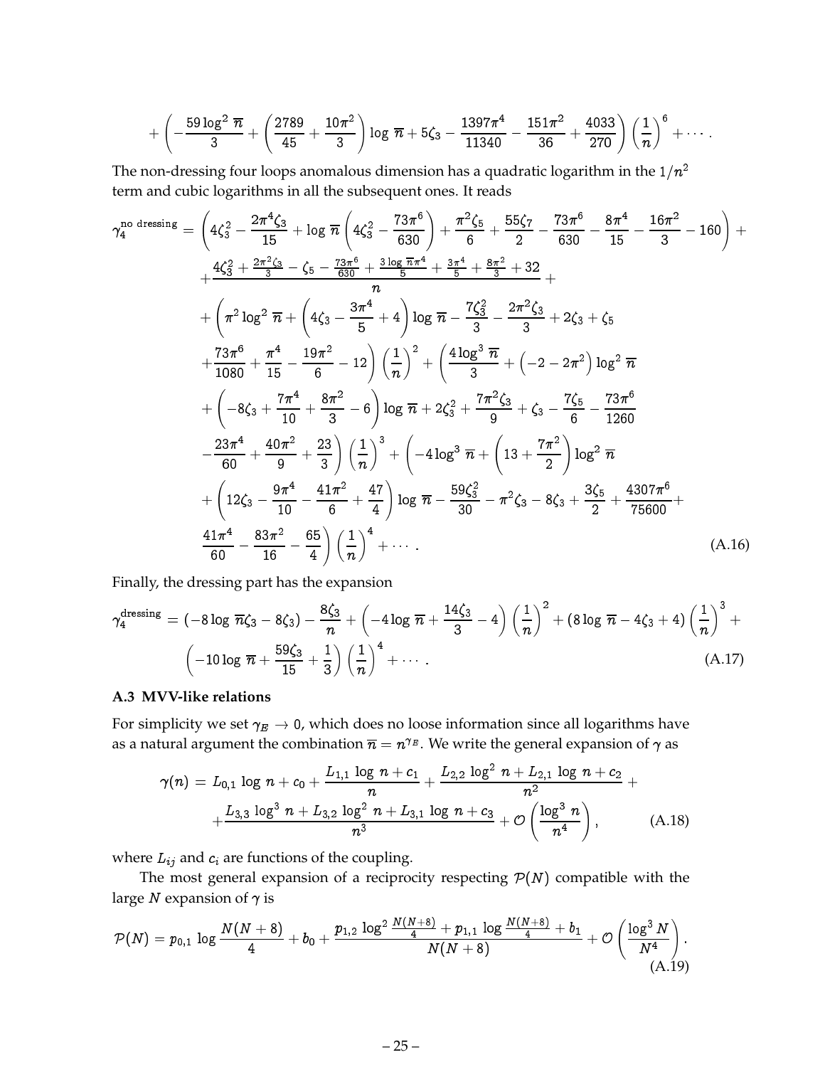$$+\left(-\frac{59\log^2\,\overline{n}}{3}+\left(\frac{2789}{45}+\frac{10\pi^2}{3}\right)\log\,\overline{n}+5\zeta_3-\frac{1397\pi^4}{11340}-\frac{151\pi^2}{36}+\frac{4033}{270}\right)\left(\frac{1}{n}\right)^6+\cdots.$$

The non-dressing four loops anomalous dimension has a quadratic logarithm in the $1/n^2$ term and cubic logarithms in all the subsequent ones. It reads

$$\begin{aligned}
\gamma_4^{\text{no dressing}} =& \left(4\zeta_3^2-\frac{2\pi^4\zeta_3}{15}+\log\,\overline{n}\left(4\zeta_3^2-\frac{73\pi^6}{630}\right)+\frac{\pi^2\zeta_5}{6}+\frac{55\zeta_7}{2}-\frac{73\pi^6}{630}-\frac{8\pi^4}{15}-\frac{16\pi^2}{3}-160\right)+\\
&+\frac{4\zeta_3^2+\frac{2\pi^2\zeta_3}{3}-\zeta_5-\frac{73\pi^6}{630}+\frac{3\log\,\overline{n}\pi^4}{5}+\frac{3\pi^4}{5}+\frac{8\pi^2}{3}+32}{n}+\\
&+\left(\pi^2\log^2\,\overline{n}+\left(4\zeta_3-\frac{3\pi^4}{5}+4\right)\log\,\overline{n}-\frac{7\zeta_3^2}{3}-\frac{2\pi^2\zeta_3}{3}+2\zeta_3+\zeta_5\right.\\
&\left.+\frac{73\pi^6}{1080}+\frac{\pi^4}{15}-\frac{19\pi^2}{6}-12\right)\left(\frac{1}{n}\right)^2+\left(\frac{4\log^3\,\overline{n}}{3}+\left(-2-2\pi^2\right)\log^2\,\overline{n}\right.\\
&+\left(-8\zeta_3+\frac{7\pi^4}{10}+\frac{8\pi^2}{3}-6\right)\log\,\overline{n}+2\zeta_3^2+\frac{7\pi^2\zeta_3}{9}+\zeta_3-\frac{7\zeta_5}{6}-\frac{73\pi^6}{1260}\\
&\left.-\frac{23\pi^4}{60}+\frac{40\pi^2}{9}+\frac{23}{3}\right)\left(\frac{1}{n}\right)^3+\left(-4\log^3\,\overline{n}+\left(13+\frac{7\pi^2}{2}\right)\log^2\,\overline{n}\right.\\
&+\left(12\zeta_3-\frac{9\pi^4}{10}-\frac{41\pi^2}{6}+\frac{47}{4}\right)\log\,\overline{n}-\frac{59\zeta_3^2}{30}-\pi^2\zeta_3-8\zeta_3+\frac{3\zeta_5}{2}+\frac{4307\pi^6}{75600}+\\
&\left.\frac{41\pi^4}{60}-\frac{83\pi^2}{16}-\frac{65}{4}\right)\left(\frac{1}{n}\right)^4+\cdots.
\end{aligned} \tag{A.16}$$

Finally, the dressing part has the expansion

$$\begin{aligned}
\gamma_4^{\text{dressing}} =& \left(-8\log\,\overline{n}\zeta_3-8\zeta_3\right)-\frac{8\zeta_3}{n}+\left(-4\log\,\overline{n}+\frac{14\zeta_3}{3}-4\right)\left(\frac{1}{n}\right)^2+\left(8\log\,\overline{n}-4\zeta_3+4\right)\left(\frac{1}{n}\right)^3+\\
&\left(-10\log\,\overline{n}+\frac{59\zeta_3}{15}+\frac{1}{3}\right)\left(\frac{1}{n}\right)^4+\cdots.
\end{aligned} \tag{A.17}$$

### A.3 MVV-like relations

For simplicity we set $\gamma_E\to 0$, which does no loose information since all logarithms have as a natural argument the combination $\overline{n}=n^{\gamma_E}$. We write the general expansion of $\gamma$ as

$$\begin{aligned}
\gamma(n) =& L_{0,1}\,\log\,n+c_0+\frac{L_{1,1}\,\log\,n+c_1}{n}+\frac{L_{2,2}\,\log^2\,n+L_{2,1}\,\log\,n+c_2}{n^2}+\\
&+\frac{L_{3,3}\,\log^3\,n+L_{3,2}\,\log^2\,n+L_{3,1}\,\log\,n+c_3}{n^3}+\mathcal{O}\left(\frac{\log^3\,n}{n^4}\right),
\end{aligned} \tag{A.18}$$

where $L_{ij}$ and $c_i$ are functions of the coupling.

The most general expansion of a reciprocity respecting $\mathcal{P}(N)$ compatible with the large $N$ expansion of $\gamma$ is

$$\mathcal{P}(N)=p_{0,1}\,\log\frac{N(N+8)}{4}+b_0+\frac{p_{1,2}\,\log^2\frac{N(N+8)}{4}+p_{1,1}\,\log\frac{N(N+8)}{4}+b_1}{N(N+8)}+\mathcal{O}\left(\frac{\log^3 N}{N^4}\right). \tag{A.19}$$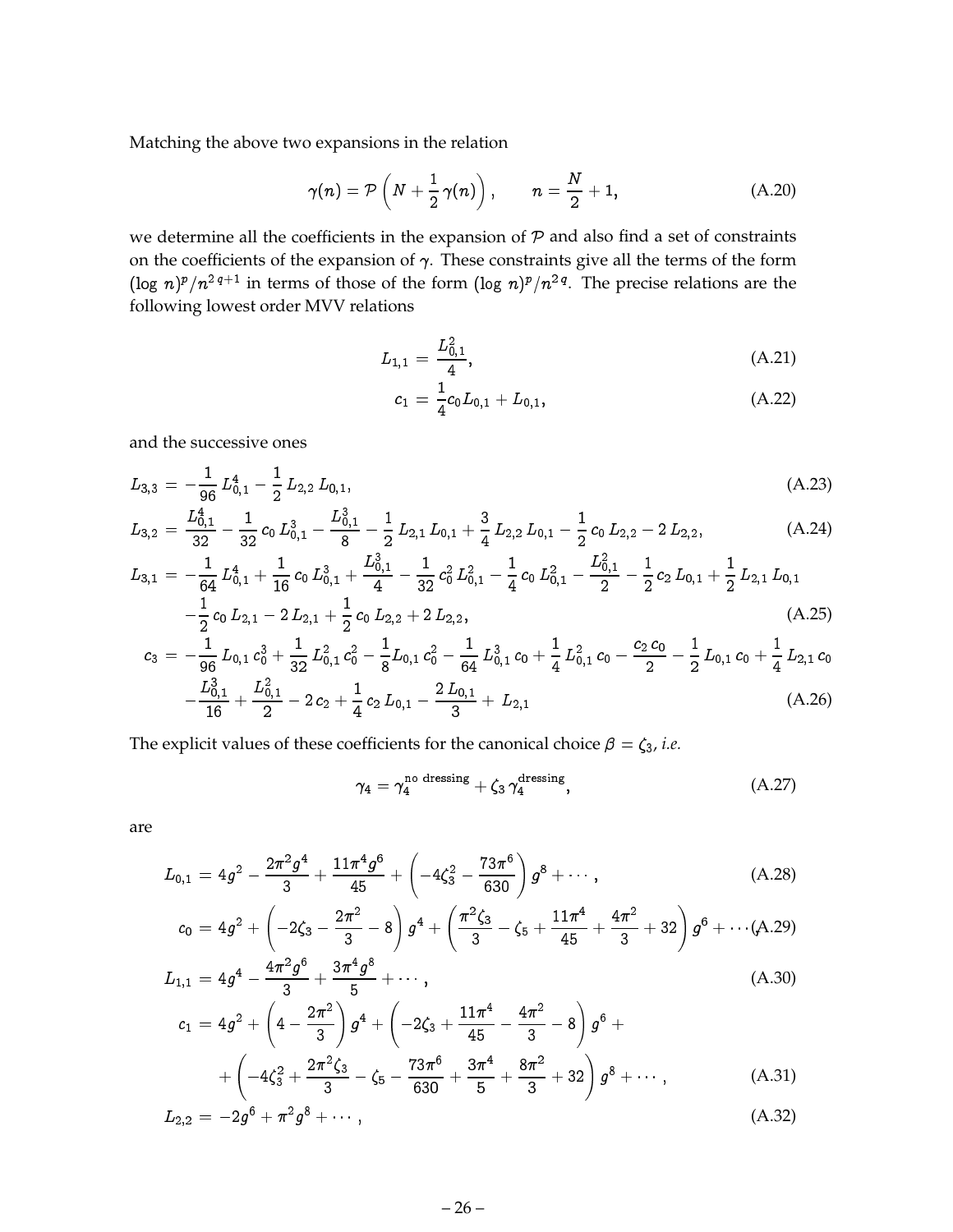Matching the above two expansions in the relation

$$\gamma(n) = \mathcal{P}\left(N + \frac{1}{2}\,\gamma(n)\right), \qquad n = \frac{N}{2} + 1, \tag{A.20}$$

we determine all the coefficients in the expansion of $\mathcal{P}$ and also find a set of constraints on the coefficients of the expansion of $\gamma$. These constraints give all the terms of the form $(\log\, n)^p/n^{2\,q+1}$ in terms of those of the form $(\log\, n)^p/n^{2\,q}$. The precise relations are the following lowest order MVV relations

$$L_{1,1} = \frac{L_{0,1}^2}{4}, \tag{A.21}$$

$$c_1 = \frac{1}{4} c_0 L_{0,1} + L_{0,1}, \tag{A.22}$$

and the successive ones

$$L_{3,3} = -\frac{1}{96}\,L_{0,1}^4 - \frac{1}{2}\,L_{2,2}\,L_{0,1}, \tag{A.23}$$

$$L_{3,2} = \frac{L_{0,1}^4}{32} - \frac{1}{32}\,c_0\,L_{0,1}^3 - \frac{L_{0,1}^3}{8} - \frac{1}{2}\,L_{2,1}\,L_{0,1} + \frac{3}{4}\,L_{2,2}\,L_{0,1} - \frac{1}{2}\,c_0\,L_{2,2} - 2\,L_{2,2}, \tag{A.24}$$

$$\begin{aligned} L_{3,1} = &-\frac{1}{64}\,L_{0,1}^4 + \frac{1}{16}\,c_0\,L_{0,1}^3 + \frac{L_{0,1}^3}{4} - \frac{1}{32}\,c_0^2\,L_{0,1}^2 - \frac{1}{4}\,c_0\,L_{0,1}^2 - \frac{L_{0,1}^2}{2} - \frac{1}{2}\,c_2\,L_{0,1} + \frac{1}{2}\,L_{2,1}\,L_{0,1} \\ &-\frac{1}{2}\,c_0\,L_{2,1} - 2\,L_{2,1} + \frac{1}{2}\,c_0\,L_{2,2} + 2\,L_{2,2}, \end{aligned} \tag{A.25}$$

$$\begin{aligned} c_3 = &-\frac{1}{96}\,L_{0,1}\,c_0^3 + \frac{1}{32}\,L_{0,1}^2\,c_0^2 - \frac{1}{8}L_{0,1}\,c_0^2 - \frac{1}{64}\,L_{0,1}^3\,c_0 + \frac{1}{4}\,L_{0,1}^2\,c_0 - \frac{c_2\,c_0}{2} - \frac{1}{2}\,L_{0,1}\,c_0 + \frac{1}{4}\,L_{2,1}\,c_0 \\ &-\frac{L_{0,1}^3}{16} + \frac{L_{0,1}^2}{2} - 2\,c_2 + \frac{1}{4}\,c_2\,L_{0,1} - \frac{2\,L_{0,1}}{3} + \,L_{2,1} \end{aligned} \tag{A.26}$$

The explicit values of these coefficients for the canonical choice $\beta = \zeta_3$, *i.e.*

$$\gamma_4 = \gamma_4^{\text{no dressing}} + \zeta_3\,\gamma_4^{\text{dressing}}, \tag{A.27}$$

are

$$L_{0,1} = 4g^2 - \frac{2\pi^2 g^4}{3} + \frac{11\pi^4 g^6}{45} + \left(-4\zeta_3^2 - \frac{73\pi^6}{630}\right) g^8 + \cdots, \tag{A.28}$$

$$c_0 = 4g^2 + \left(-2\zeta_3 - \frac{2\pi^2}{3} - 8\right) g^4 + \left(\frac{\pi^2\zeta_3}{3} - \zeta_5 + \frac{11\pi^4}{45} + \frac{4\pi^2}{3} + 32\right) g^6 + \cdots, \tag{A.29}$$

$$L_{1,1} = 4g^4 - \frac{4\pi^2 g^6}{3} + \frac{3\pi^4 g^8}{5} + \cdots, \tag{A.30}$$

$$\begin{aligned} c_1 = &\; 4g^2 + \left(4 - \frac{2\pi^2}{3}\right) g^4 + \left(-2\zeta_3 + \frac{11\pi^4}{45} - \frac{4\pi^2}{3} - 8\right) g^6 + \\ &+ \left(-4\zeta_3^2 + \frac{2\pi^2\zeta_3}{3} - \zeta_5 - \frac{73\pi^6}{630} + \frac{3\pi^4}{5} + \frac{8\pi^2}{3} + 32\right) g^8 + \cdots, \end{aligned} \tag{A.31}$$

$$L_{2,2} = -2g^6 + \pi^2 g^8 + \cdots, \tag{A.32}$$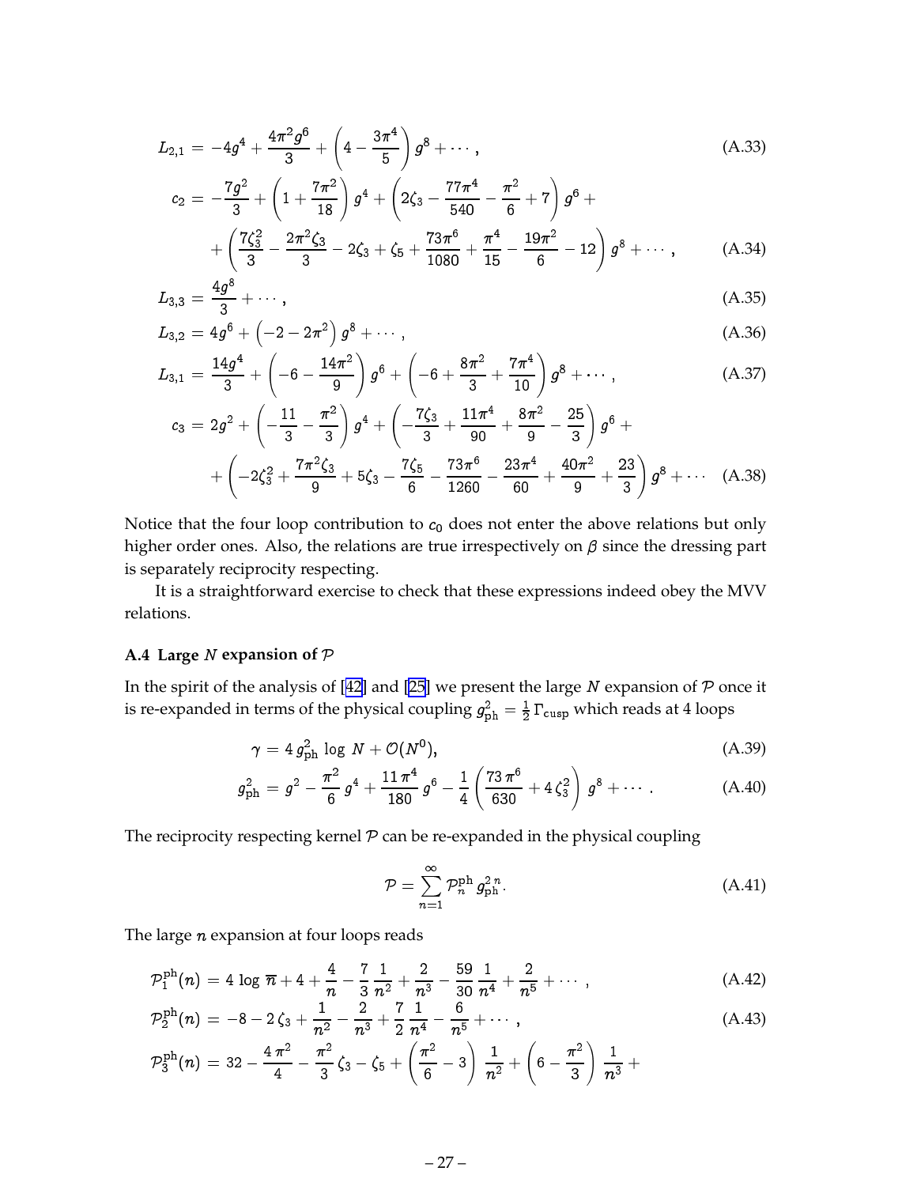$$L_{2,1} = -4g^4 + \frac{4\pi^2 g^6}{3} + \left(4 - \frac{3\pi^4}{5}\right) g^8 + \cdots, \tag{A.33}$$

$$c_2 = -\frac{7g^2}{3} + \left(1 + \frac{7\pi^2}{18}\right) g^4 + \left(2\zeta_3 - \frac{77\pi^4}{540} - \frac{\pi^2}{6} + 7\right) g^6 + $$
$$+ \left(\frac{7\zeta_3^2}{3} - \frac{2\pi^2\zeta_3}{3} - 2\zeta_3 + \zeta_5 + \frac{73\pi^6}{1080} + \frac{\pi^4}{15} - \frac{19\pi^2}{6} - 12\right) g^8 + \cdots, \tag{A.34}$$

$$L_{3,3} = \frac{4g^8}{3} + \cdots, \tag{A.35}$$

$$L_{3,2} = 4g^6 + \left(-2 - 2\pi^2\right) g^8 + \cdots, \tag{A.36}$$

$$L_{3,1} = \frac{14g^4}{3} + \left(-6 - \frac{14\pi^2}{9}\right) g^6 + \left(-6 + \frac{8\pi^2}{3} + \frac{7\pi^4}{10}\right) g^8 + \cdots, \tag{A.37}$$

$$c_3 = 2g^2 + \left(-\frac{11}{3} - \frac{\pi^2}{3}\right) g^4 + \left(-\frac{7\zeta_3}{3} + \frac{11\pi^4}{90} + \frac{8\pi^2}{9} - \frac{25}{3}\right) g^6 + $$
$$+ \left(-2\zeta_3^2 + \frac{7\pi^2\zeta_3}{9} + 5\zeta_3 - \frac{7\zeta_5}{6} - \frac{73\pi^6}{1260} - \frac{23\pi^4}{60} + \frac{40\pi^2}{9} + \frac{23}{3}\right) g^8 + \cdots \tag{A.38}$$

Notice that the four loop contribution to $c_0$ does not enter the above relations but only higher order ones. Also, the relations are true irrespectively on $\beta$ since the dressing part is separately reciprocity respecting.

It is a straightforward exercise to check that these expressions indeed obey the MVV relations.

### A.4 Large $N$ expansion of $\mathcal{P}$

In the spirit of the analysis of [42] and [25] we present the large $N$ expansion of $\mathcal{P}$ once it is re-expanded in terms of the physical coupling $g_{\rm ph}^2 = \frac{1}{2}\Gamma_{\rm cusp}$ which reads at 4 loops

$$\gamma = 4\, g_{\rm ph}^2 \log N + \mathcal{O}(N^0), \tag{A.39}$$

$$g_{\rm ph}^2 = g^2 - \frac{\pi^2}{6} g^4 + \frac{11\,\pi^4}{180} g^6 - \frac{1}{4}\left(\frac{73\,\pi^6}{630} + 4\,\zeta_3^2\right) g^8 + \cdots. \tag{A.40}$$

The reciprocity respecting kernel $\mathcal{P}$ can be re-expanded in the physical coupling

$$\mathcal{P} = \sum_{n=1}^{\infty} \mathcal{P}_n^{\rm ph}\, g_{\rm ph}^{2\,n}. \tag{A.41}$$

The large $n$ expansion at four loops reads

$$\mathcal{P}_1^{\rm ph}(n) = 4\log \overline{n} + 4 + \frac{4}{n} - \frac{7}{3}\frac{1}{n^2} + \frac{2}{n^3} - \frac{59}{30}\frac{1}{n^4} + \frac{2}{n^5} + \cdots, \tag{A.42}$$

$$\mathcal{P}_2^{\rm ph}(n) = -8 - 2\,\zeta_3 + \frac{1}{n^2} - \frac{2}{n^3} + \frac{7}{2}\frac{1}{n^4} - \frac{6}{n^5} + \cdots, \tag{A.43}$$

$$\mathcal{P}_3^{\rm ph}(n) = 32 - \frac{4\,\pi^2}{4} - \frac{\pi^2}{3}\zeta_3 - \zeta_5 + \left(\frac{\pi^2}{6} - 3\right)\frac{1}{n^2} + \left(6 - \frac{\pi^2}{3}\right)\frac{1}{n^3} +$$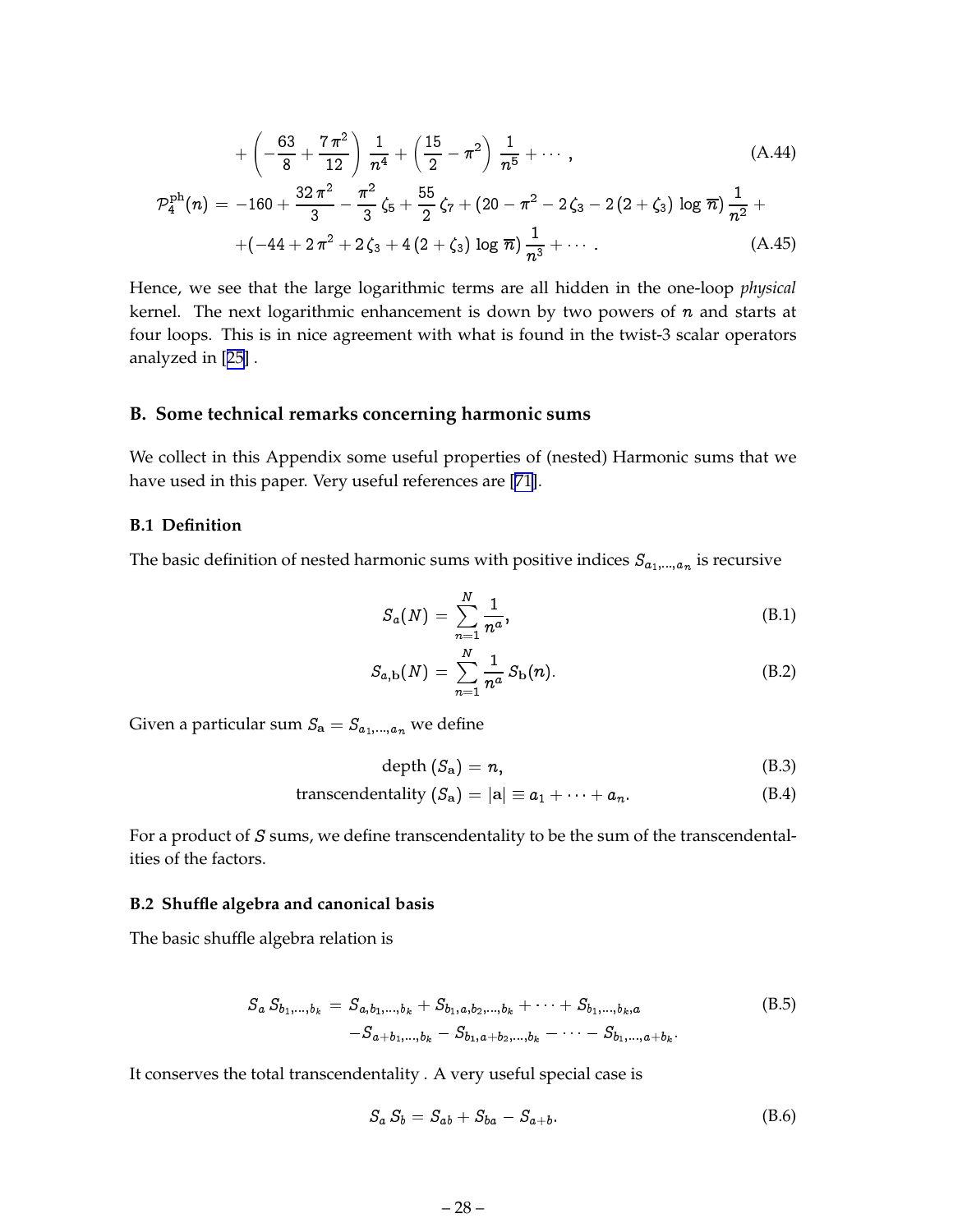$$
+ \left(-\frac{63}{8} + \frac{7\,\pi^2}{12}\right) \frac{1}{n^4} + \left(\frac{15}{2} - \pi^2\right) \frac{1}{n^5} + \cdots\,, \tag{A.44}
$$

$$
\begin{aligned}
\mathcal{P}_4^{\rm ph}(n) \,=\, & -160 + \frac{32\,\pi^2}{3} - \frac{\pi^2}{3}\,\zeta_5 + \frac{55}{2}\,\zeta_7 + (20 - \pi^2 - 2\,\zeta_3 - 2\,(2+\zeta_3)\,\log\,\overline{n})\,\frac{1}{n^2} + \\
& + (-44 + 2\,\pi^2 + 2\,\zeta_3 + 4\,(2+\zeta_3)\,\log\,\overline{n})\,\frac{1}{n^3} + \cdots\,.
\end{aligned} \tag{A.45}
$$

Hence, we see that the large logarithmic terms are all hidden in the one-loop *physical* kernel. The next logarithmic enhancement is down by two powers of $n$ and starts at four loops. This is in nice agreement with what is found in the twist-3 scalar operators analyzed in [25] .

## B. Some technical remarks concerning harmonic sums

We collect in this Appendix some useful properties of (nested) Harmonic sums that we have used in this paper. Very useful references are [71].

### B.1 Definition

The basic definition of nested harmonic sums with positive indices $S_{a_1,\dots,a_n}$ is recursive

$$
S_a(N) \,=\, \sum_{n=1}^{N} \frac{1}{n^a}, \tag{B.1}
$$

$$
S_{a,\mathbf{b}}(N) \,=\, \sum_{n=1}^{N} \frac{1}{n^a}\, S_{\mathbf{b}}(n). \tag{B.2}
$$

Given a particular sum $S_{\mathbf{a}} = S_{a_1,\dots,a_n}$ we define

$$
\text{depth}\,(S_{\mathbf{a}}) = n, \tag{B.3}
$$

$$
\text{transcendentality}\,(S_{\mathbf{a}}) = |\mathbf{a}| \equiv a_1 + \cdots + a_n. \tag{B.4}
$$

For a product of $S$ sums, we define transcendentality to be the sum of the transcendentalities of the factors.

### B.2 Shuffle algebra and canonical basis

The basic shuffle algebra relation is

$$
\begin{aligned}
S_a\, S_{b_1,\dots,b_k} \,=\, & S_{a,b_1,\dots,b_k} + S_{b_1,a,b_2,\dots,b_k} + \cdots + S_{b_1,\dots,b_k,a} \\
& - S_{a+b_1,\dots,b_k} - S_{b_1,a+b_2,\dots,b_k} - \cdots - S_{b_1,\dots,a+b_k}.
\end{aligned} \tag{B.5}
$$

It conserves the total transcendentality . A very useful special case is

$$
S_a\, S_b = S_{ab} + S_{ba} - S_{a+b}. \tag{B.6}
$$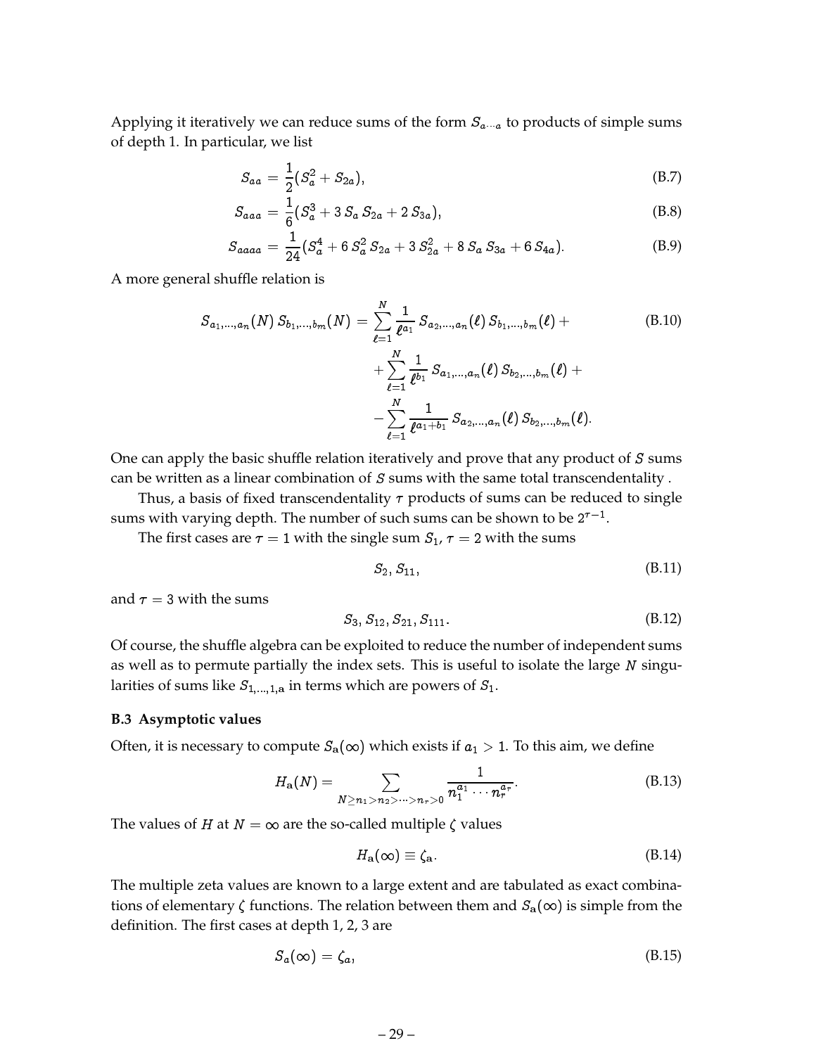Applying it iteratively we can reduce sums of the form $S_{a\cdots a}$ to products of simple sums of depth 1. In particular, we list

$$S_{aa} = \frac{1}{2}(S_a^2 + S_{2a}), \tag{B.7}$$

$$S_{aaa} = \frac{1}{6}(S_a^3 + 3\, S_a\, S_{2a} + 2\, S_{3a}), \tag{B.8}$$

$$S_{aaaa} = \frac{1}{24}(S_a^4 + 6\, S_a^2\, S_{2a} + 3\, S_{2a}^2 + 8\, S_a\, S_{3a} + 6\, S_{4a}). \tag{B.9}$$

A more general shuffle relation is

$$\begin{aligned} S_{a_1,\ldots,a_n}(N)\, S_{b_1,\ldots,b_m}(N) = & \sum_{\ell=1}^{N} \frac{1}{\ell^{a_1}}\, S_{a_2,\ldots,a_n}(\ell)\, S_{b_1,\ldots,b_m}(\ell) + \\ & + \sum_{\ell=1}^{N} \frac{1}{\ell^{b_1}}\, S_{a_1,\ldots,a_n}(\ell)\, S_{b_2,\ldots,b_m}(\ell) + \\ & - \sum_{\ell=1}^{N} \frac{1}{\ell^{a_1+b_1}}\, S_{a_2,\ldots,a_n}(\ell)\, S_{b_2,\ldots,b_m}(\ell). \end{aligned} \tag{B.10}$$

One can apply the basic shuffle relation iteratively and prove that any product of $S$ sums can be written as a linear combination of $S$ sums with the same total transcendentality .

Thus, a basis of fixed transcendentality $\tau$ products of sums can be reduced to single sums with varying depth. The number of such sums can be shown to be $2^{\tau-1}$.

The first cases are $\tau = 1$ with the single sum $S_1$, $\tau = 2$ with the sums

$$S_2, S_{11}, \tag{B.11}$$

and $\tau = 3$ with the sums

$$S_3, S_{12}, S_{21}, S_{111}. \tag{B.12}$$

Of course, the shuffle algebra can be exploited to reduce the number of independent sums as well as to permute partially the index sets. This is useful to isolate the large $N$ singularities of sums like $S_{1,\ldots,1,\mathbf{a}}$ in terms which are powers of $S_1$.

### B.3 Asymptotic values

Often, it is necessary to compute $S_{\mathbf{a}}(\infty)$ which exists if $a_1 > 1$. To this aim, we define

$$H_{\mathbf{a}}(N) = \sum_{N \geq n_1 > n_2 > \cdots > n_r > 0} \frac{1}{n_1^{a_1} \cdots n_r^{a_r}}. \tag{B.13}$$

The values of $H$ at $N = \infty$ are the so-called multiple $\zeta$ values

$$H_{\mathbf{a}}(\infty) \equiv \zeta_{\mathbf{a}}. \tag{B.14}$$

The multiple zeta values are known to a large extent and are tabulated as exact combinations of elementary $\zeta$ functions. The relation between them and $S_{\mathbf{a}}(\infty)$ is simple from the definition. The first cases at depth 1, 2, 3 are

$$S_a(\infty) = \zeta_a, \tag{B.15}$$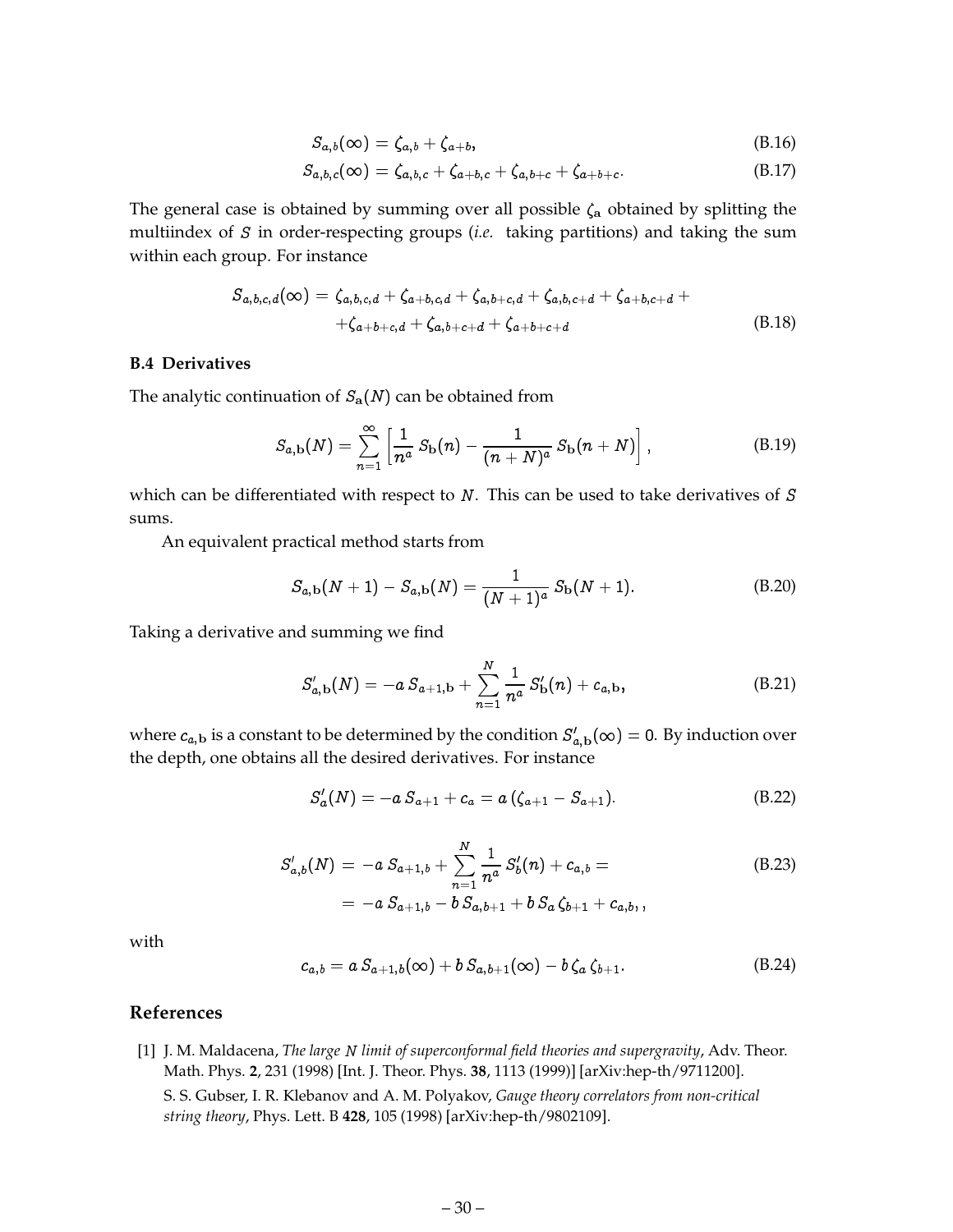$$S_{a,b}(\infty) = \zeta_{a,b} + \zeta_{a+b}, \tag{B.16}$$

$$S_{a,b,c}(\infty) = \zeta_{a,b,c} + \zeta_{a+b,c} + \zeta_{a,b+c} + \zeta_{a+b+c}. \tag{B.17}$$

The general case is obtained by summing over all possible $\zeta_{\mathbf{a}}$ obtained by splitting the multiindex of $S$ in order-respecting groups (*i.e.* taking partitions) and taking the sum within each group. For instance

$$\begin{aligned} S_{a,b,c,d}(\infty) = \; & \zeta_{a,b,c,d} + \zeta_{a+b,c,d} + \zeta_{a,b+c,d} + \zeta_{a,b,c+d} + \zeta_{a+b,c+d} + \\ & + \zeta_{a+b+c,d} + \zeta_{a,b+c+d} + \zeta_{a+b+c+d} \end{aligned} \tag{B.18}$$

### B.4 Derivatives

The analytic continuation of $S_{\mathbf{a}}(N)$ can be obtained from

$$S_{a,\mathbf{b}}(N) = \sum_{n=1}^{\infty} \left[ \frac{1}{n^a} \, S_{\mathbf{b}}(n) - \frac{1}{(n+N)^a} \, S_{\mathbf{b}}(n+N) \right], \tag{B.19}$$

which can be differentiated with respect to $N$. This can be used to take derivatives of $S$ sums.

An equivalent practical method starts from

$$S_{a,\mathbf{b}}(N+1) - S_{a,\mathbf{b}}(N) = \frac{1}{(N+1)^a} \, S_{\mathbf{b}}(N+1). \tag{B.20}$$

Taking a derivative and summing we find

$$S'_{a,\mathbf{b}}(N) = -a \, S_{a+1,\mathbf{b}} + \sum_{n=1}^{N} \frac{1}{n^a} \, S'_{\mathbf{b}}(n) + c_{a,\mathbf{b}}, \tag{B.21}$$

where $c_{a,\mathbf{b}}$ is a constant to be determined by the condition $S'_{a,\mathbf{b}}(\infty) = 0$. By induction over the depth, one obtains all the desired derivatives. For instance

$$S'_a(N) = -a \, S_{a+1} + c_a = a \, (\zeta_{a+1} - S_{a+1}). \tag{B.22}$$

$$\begin{aligned} S'_{a,b}(N) = & \; -a \, S_{a+1,b} + \sum_{n=1}^{N} \frac{1}{n^a} \, S'_b(n) + c_{a,b} = \\ = & \; -a \, S_{a+1,b} - b \, S_{a,b+1} + b \, S_a \, \zeta_{b+1} + c_{a,b}, , \end{aligned} \tag{B.23}$$

with

$$c_{a,b} = a \, S_{a+1,b}(\infty) + b \, S_{a,b+1}(\infty) - b \, \zeta_a \, \zeta_{b+1}. \tag{B.24}$$

## References

[1] J. M. Maldacena, *The large $N$ limit of superconformal field theories and supergravity*, Adv. Theor. Math. Phys. **2**, 231 (1998) [Int. J. Theor. Phys. **38**, 1113 (1999)] [arXiv:hep-th/9711200].
S. S. Gubser, I. R. Klebanov and A. M. Polyakov, *Gauge theory correlators from non-critical string theory*, Phys. Lett. B **428**, 105 (1998) [arXiv:hep-th/9802109].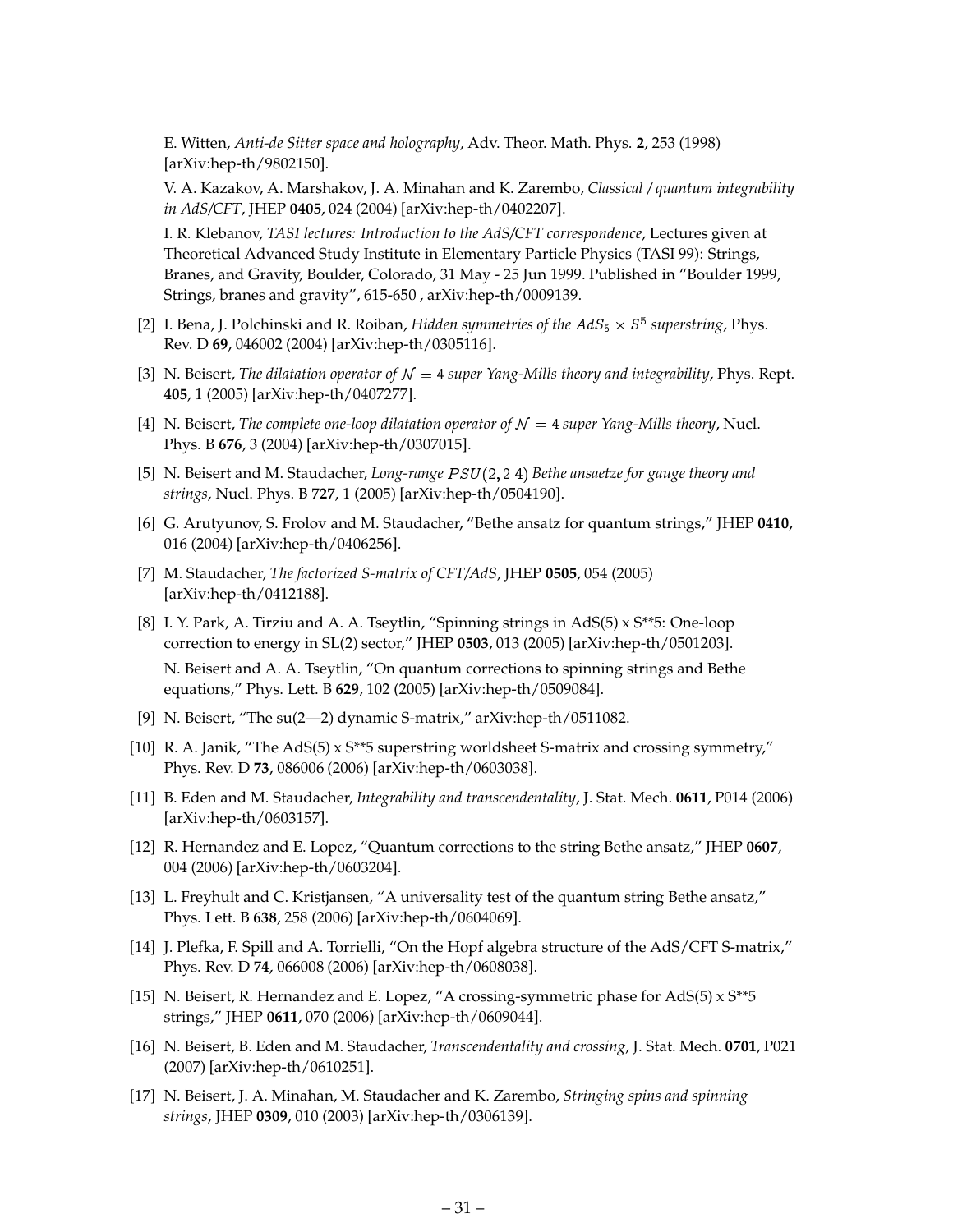E. Witten, *Anti-de Sitter space and holography*, Adv. Theor. Math. Phys. **2**, 253 (1998) [arXiv:hep-th/9802150].

V. A. Kazakov, A. Marshakov, J. A. Minahan and K. Zarembo, *Classical / quantum integrability in AdS/CFT*, JHEP **0405**, 024 (2004) [arXiv:hep-th/0402207].

I. R. Klebanov, *TASI lectures: Introduction to the AdS/CFT correspondence*, Lectures given at Theoretical Advanced Study Institute in Elementary Particle Physics (TASI 99): Strings, Branes, and Gravity, Boulder, Colorado, 31 May - 25 Jun 1999. Published in "Boulder 1999, Strings, branes and gravity", 615-650 , arXiv:hep-th/0009139.

[2] I. Bena, J. Polchinski and R. Roiban, *Hidden symmetries of the $AdS_5 \times S^5$ superstring*, Phys. Rev. D **69**, 046002 (2004) [arXiv:hep-th/0305116].

[3] N. Beisert, *The dilatation operator of $\mathcal{N} = 4$ super Yang-Mills theory and integrability*, Phys. Rept. **405**, 1 (2005) [arXiv:hep-th/0407277].

[4] N. Beisert, *The complete one-loop dilatation operator of $\mathcal{N} = 4$ super Yang-Mills theory*, Nucl. Phys. B **676**, 3 (2004) [arXiv:hep-th/0307015].

[5] N. Beisert and M. Staudacher, *Long-range $PSU(2,2|4)$ Bethe ansaetze for gauge theory and strings*, Nucl. Phys. B **727**, 1 (2005) [arXiv:hep-th/0504190].

[6] G. Arutyunov, S. Frolov and M. Staudacher, "Bethe ansatz for quantum strings," JHEP **0410**, 016 (2004) [arXiv:hep-th/0406256].

[7] M. Staudacher, *The factorized S-matrix of CFT/AdS*, JHEP **0505**, 054 (2005) [arXiv:hep-th/0412188].

[8] I. Y. Park, A. Tirziu and A. A. Tseytlin, "Spinning strings in AdS(5) x S**5: One-loop correction to energy in SL(2) sector," JHEP **0503**, 013 (2005) [arXiv:hep-th/0501203].

N. Beisert and A. A. Tseytlin, "On quantum corrections to spinning strings and Bethe equations," Phys. Lett. B **629**, 102 (2005) [arXiv:hep-th/0509084].

[9] N. Beisert, "The su(2—2) dynamic S-matrix," arXiv:hep-th/0511082.

[10] R. A. Janik, "The AdS(5) x S**5 superstring worldsheet S-matrix and crossing symmetry," Phys. Rev. D **73**, 086006 (2006) [arXiv:hep-th/0603038].

[11] B. Eden and M. Staudacher, *Integrability and transcendentality*, J. Stat. Mech. **0611**, P014 (2006) [arXiv:hep-th/0603157].

[12] R. Hernandez and E. Lopez, "Quantum corrections to the string Bethe ansatz," JHEP **0607**, 004 (2006) [arXiv:hep-th/0603204].

[13] L. Freyhult and C. Kristjansen, "A universality test of the quantum string Bethe ansatz," Phys. Lett. B **638**, 258 (2006) [arXiv:hep-th/0604069].

[14] J. Plefka, F. Spill and A. Torrielli, "On the Hopf algebra structure of the AdS/CFT S-matrix," Phys. Rev. D **74**, 066008 (2006) [arXiv:hep-th/0608038].

[15] N. Beisert, R. Hernandez and E. Lopez, "A crossing-symmetric phase for AdS(5) x S**5 strings," JHEP **0611**, 070 (2006) [arXiv:hep-th/0609044].

[16] N. Beisert, B. Eden and M. Staudacher, *Transcendentality and crossing*, J. Stat. Mech. **0701**, P021 (2007) [arXiv:hep-th/0610251].

[17] N. Beisert, J. A. Minahan, M. Staudacher and K. Zarembo, *Stringing spins and spinning strings*, JHEP **0309**, 010 (2003) [arXiv:hep-th/0306139].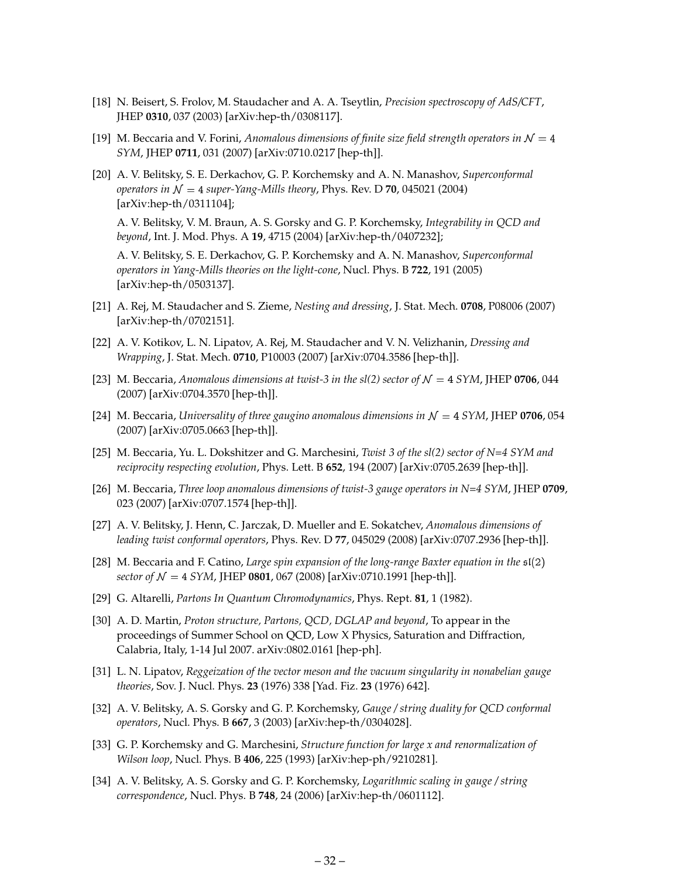[18] N. Beisert, S. Frolov, M. Staudacher and A. A. Tseytlin, *Precision spectroscopy of AdS/CFT*, JHEP **0310**, 037 (2003) [arXiv:hep-th/0308117].

[19] M. Beccaria and V. Forini, *Anomalous dimensions of finite size field strength operators in $\mathcal{N} = 4$ SYM*, JHEP **0711**, 031 (2007) [arXiv:0710.0217 [hep-th]].

[20] A. V. Belitsky, S. E. Derkachov, G. P. Korchemsky and A. N. Manashov, *Superconformal operators in $\mathcal{N} = 4$ super-Yang-Mills theory*, Phys. Rev. D **70**, 045021 (2004) [arXiv:hep-th/0311104];

A. V. Belitsky, V. M. Braun, A. S. Gorsky and G. P. Korchemsky, *Integrability in QCD and beyond*, Int. J. Mod. Phys. A **19**, 4715 (2004) [arXiv:hep-th/0407232];

A. V. Belitsky, S. E. Derkachov, G. P. Korchemsky and A. N. Manashov, *Superconformal operators in Yang-Mills theories on the light-cone*, Nucl. Phys. B **722**, 191 (2005) [arXiv:hep-th/0503137].

[21] A. Rej, M. Staudacher and S. Zieme, *Nesting and dressing*, J. Stat. Mech. **0708**, P08006 (2007) [arXiv:hep-th/0702151].

[22] A. V. Kotikov, L. N. Lipatov, A. Rej, M. Staudacher and V. N. Velizhanin, *Dressing and Wrapping*, J. Stat. Mech. **0710**, P10003 (2007) [arXiv:0704.3586 [hep-th]].

[23] M. Beccaria, *Anomalous dimensions at twist-3 in the sl(2) sector of $\mathcal{N} = 4$ SYM*, JHEP **0706**, 044 (2007) [arXiv:0704.3570 [hep-th]].

[24] M. Beccaria, *Universality of three gaugino anomalous dimensions in $\mathcal{N} = 4$ SYM*, JHEP **0706**, 054 (2007) [arXiv:0705.0663 [hep-th]].

[25] M. Beccaria, Yu. L. Dokshitzer and G. Marchesini, *Twist 3 of the sl(2) sector of N=4 SYM and reciprocity respecting evolution*, Phys. Lett. B **652**, 194 (2007) [arXiv:0705.2639 [hep-th]].

[26] M. Beccaria, *Three loop anomalous dimensions of twist-3 gauge operators in N=4 SYM*, JHEP **0709**, 023 (2007) [arXiv:0707.1574 [hep-th]].

[27] A. V. Belitsky, J. Henn, C. Jarczak, D. Mueller and E. Sokatchev, *Anomalous dimensions of leading twist conformal operators*, Phys. Rev. D **77**, 045029 (2008) [arXiv:0707.2936 [hep-th]].

[28] M. Beccaria and F. Catino, *Large spin expansion of the long-range Baxter equation in the $\mathfrak{sl}(2)$ sector of $\mathcal{N} = 4$ SYM*, JHEP **0801**, 067 (2008) [arXiv:0710.1991 [hep-th]].

[29] G. Altarelli, *Partons In Quantum Chromodynamics*, Phys. Rept. **81**, 1 (1982).

[30] A. D. Martin, *Proton structure, Partons, QCD, DGLAP and beyond*, To appear in the proceedings of Summer School on QCD, Low X Physics, Saturation and Diffraction, Calabria, Italy, 1-14 Jul 2007. arXiv:0802.0161 [hep-ph].

[31] L. N. Lipatov, *Reggeization of the vector meson and the vacuum singularity in nonabelian gauge theories*, Sov. J. Nucl. Phys. **23** (1976) 338 [Yad. Fiz. **23** (1976) 642].

[32] A. V. Belitsky, A. S. Gorsky and G. P. Korchemsky, *Gauge / string duality for QCD conformal operators*, Nucl. Phys. B **667**, 3 (2003) [arXiv:hep-th/0304028].

[33] G. P. Korchemsky and G. Marchesini, *Structure function for large x and renormalization of Wilson loop*, Nucl. Phys. B **406**, 225 (1993) [arXiv:hep-ph/9210281].

[34] A. V. Belitsky, A. S. Gorsky and G. P. Korchemsky, *Logarithmic scaling in gauge / string correspondence*, Nucl. Phys. B **748**, 24 (2006) [arXiv:hep-th/0601112].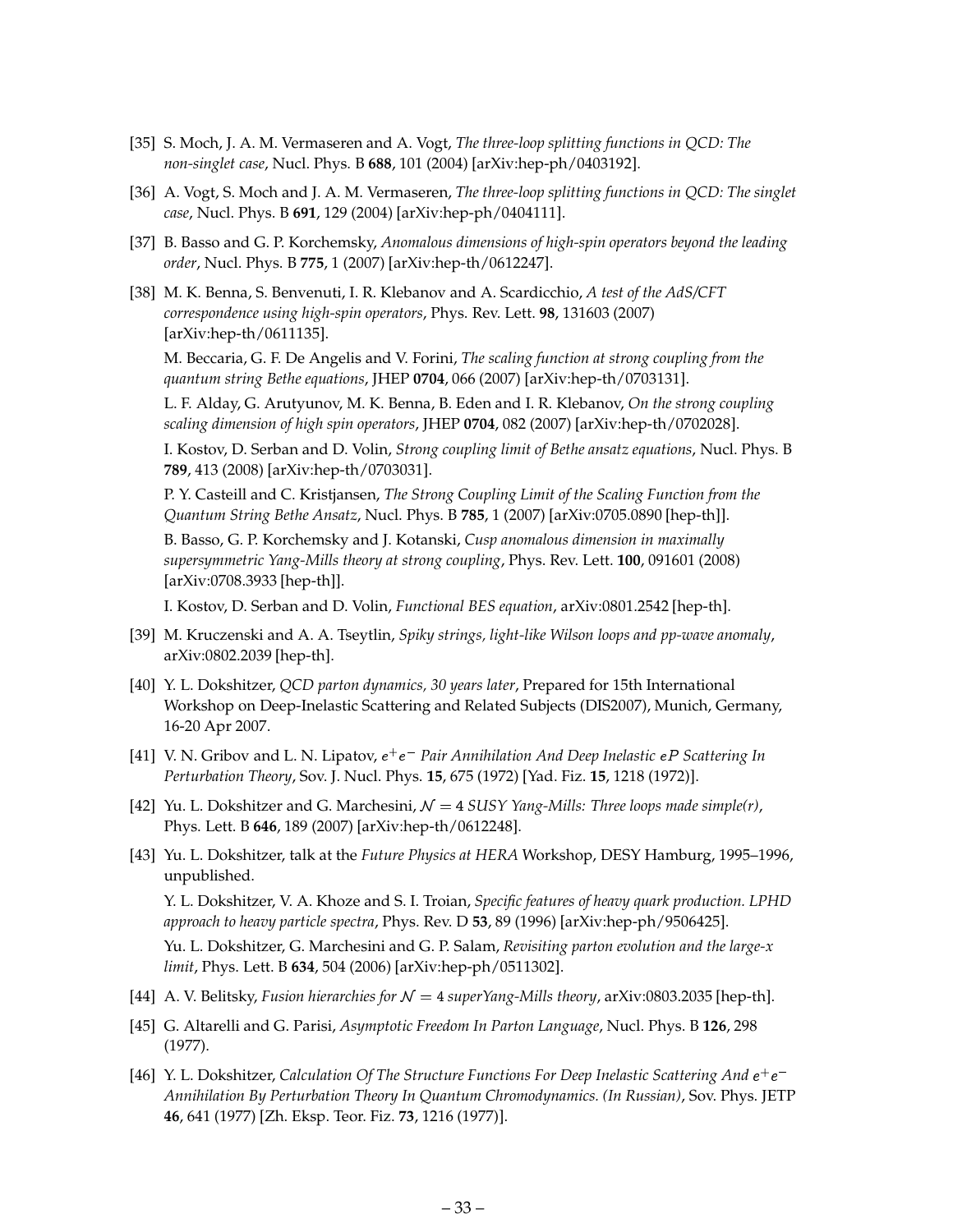[35] S. Moch, J. A. M. Vermaseren and A. Vogt, *The three-loop splitting functions in QCD: The non-singlet case*, Nucl. Phys. B **688**, 101 (2004) [arXiv:hep-ph/0403192].

[36] A. Vogt, S. Moch and J. A. M. Vermaseren, *The three-loop splitting functions in QCD: The singlet case*, Nucl. Phys. B **691**, 129 (2004) [arXiv:hep-ph/0404111].

[37] B. Basso and G. P. Korchemsky, *Anomalous dimensions of high-spin operators beyond the leading order*, Nucl. Phys. B **775**, 1 (2007) [arXiv:hep-th/0612247].

[38] M. K. Benna, S. Benvenuti, I. R. Klebanov and A. Scardicchio, *A test of the AdS/CFT correspondence using high-spin operators*, Phys. Rev. Lett. **98**, 131603 (2007) [arXiv:hep-th/0611135].

M. Beccaria, G. F. De Angelis and V. Forini, *The scaling function at strong coupling from the quantum string Bethe equations*, JHEP **0704**, 066 (2007) [arXiv:hep-th/0703131].

L. F. Alday, G. Arutyunov, M. K. Benna, B. Eden and I. R. Klebanov, *On the strong coupling scaling dimension of high spin operators*, JHEP **0704**, 082 (2007) [arXiv:hep-th/0702028].

I. Kostov, D. Serban and D. Volin, *Strong coupling limit of Bethe ansatz equations*, Nucl. Phys. B **789**, 413 (2008) [arXiv:hep-th/0703031].

P. Y. Casteill and C. Kristjansen, *The Strong Coupling Limit of the Scaling Function from the Quantum String Bethe Ansatz*, Nucl. Phys. B **785**, 1 (2007) [arXiv:0705.0890 [hep-th]].

B. Basso, G. P. Korchemsky and J. Kotanski, *Cusp anomalous dimension in maximally supersymmetric Yang-Mills theory at strong coupling*, Phys. Rev. Lett. **100**, 091601 (2008) [arXiv:0708.3933 [hep-th]].

I. Kostov, D. Serban and D. Volin, *Functional BES equation*, arXiv:0801.2542 [hep-th].

[39] M. Kruczenski and A. A. Tseytlin, *Spiky strings, light-like Wilson loops and pp-wave anomaly*, arXiv:0802.2039 [hep-th].

[40] Y. L. Dokshitzer, *QCD parton dynamics, 30 years later*, Prepared for 15th International Workshop on Deep-Inelastic Scattering and Related Subjects (DIS2007), Munich, Germany, 16-20 Apr 2007.

[41] V. N. Gribov and L. N. Lipatov, *$e^+e^-$ Pair Annihilation And Deep Inelastic $eP$ Scattering In Perturbation Theory*, Sov. J. Nucl. Phys. **15**, 675 (1972) [Yad. Fiz. **15**, 1218 (1972)].

[42] Yu. L. Dokshitzer and G. Marchesini, *$\mathcal{N} = 4$ SUSY Yang-Mills: Three loops made simple(r)*, Phys. Lett. B **646**, 189 (2007) [arXiv:hep-th/0612248].

[43] Yu. L. Dokshitzer, talk at the *Future Physics at HERA* Workshop, DESY Hamburg, 1995–1996, unpublished.

Y. L. Dokshitzer, V. A. Khoze and S. I. Troian, *Specific features of heavy quark production. LPHD approach to heavy particle spectra*, Phys. Rev. D **53**, 89 (1996) [arXiv:hep-ph/9506425].

Yu. L. Dokshitzer, G. Marchesini and G. P. Salam, *Revisiting parton evolution and the large-x limit*, Phys. Lett. B **634**, 504 (2006) [arXiv:hep-ph/0511302].

[44] A. V. Belitsky, *Fusion hierarchies for $\mathcal{N} = 4$ superYang-Mills theory*, arXiv:0803.2035 [hep-th].

[45] G. Altarelli and G. Parisi, *Asymptotic Freedom In Parton Language*, Nucl. Phys. B **126**, 298 (1977).

[46] Y. L. Dokshitzer, *Calculation Of The Structure Functions For Deep Inelastic Scattering And $e^+e^-$ Annihilation By Perturbation Theory In Quantum Chromodynamics. (In Russian)*, Sov. Phys. JETP **46**, 641 (1977) [Zh. Eksp. Teor. Fiz. **73**, 1216 (1977)].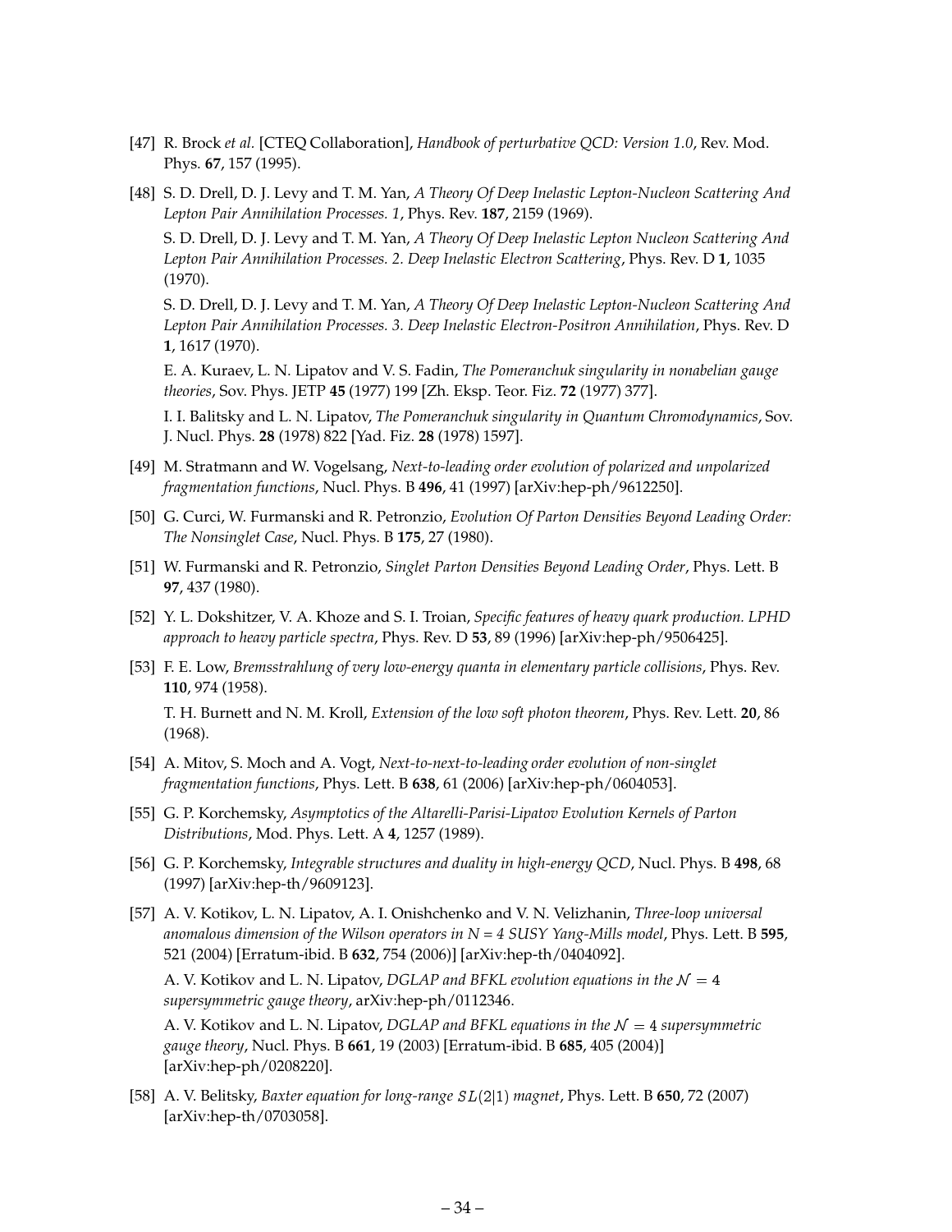[47] R. Brock *et al.* [CTEQ Collaboration], *Handbook of perturbative QCD: Version 1.0*, Rev. Mod. Phys. **67**, 157 (1995).

[48] S. D. Drell, D. J. Levy and T. M. Yan, *A Theory Of Deep Inelastic Lepton-Nucleon Scattering And Lepton Pair Annihilation Processes. 1*, Phys. Rev. **187**, 2159 (1969).

S. D. Drell, D. J. Levy and T. M. Yan, *A Theory Of Deep Inelastic Lepton Nucleon Scattering And Lepton Pair Annihilation Processes. 2. Deep Inelastic Electron Scattering*, Phys. Rev. D **1**, 1035 (1970).

S. D. Drell, D. J. Levy and T. M. Yan, *A Theory Of Deep Inelastic Lepton-Nucleon Scattering And Lepton Pair Annihilation Processes. 3. Deep Inelastic Electron-Positron Annihilation*, Phys. Rev. D **1**, 1617 (1970).

E. A. Kuraev, L. N. Lipatov and V. S. Fadin, *The Pomeranchuk singularity in nonabelian gauge theories*, Sov. Phys. JETP **45** (1977) 199 [Zh. Eksp. Teor. Fiz. **72** (1977) 377].

I. I. Balitsky and L. N. Lipatov, *The Pomeranchuk singularity in Quantum Chromodynamics*, Sov. J. Nucl. Phys. **28** (1978) 822 [Yad. Fiz. **28** (1978) 1597].

[49] M. Stratmann and W. Vogelsang, *Next-to-leading order evolution of polarized and unpolarized fragmentation functions*, Nucl. Phys. B **496**, 41 (1997) [arXiv:hep-ph/9612250].

[50] G. Curci, W. Furmanski and R. Petronzio, *Evolution Of Parton Densities Beyond Leading Order: The Nonsinglet Case*, Nucl. Phys. B **175**, 27 (1980).

[51] W. Furmanski and R. Petronzio, *Singlet Parton Densities Beyond Leading Order*, Phys. Lett. B **97**, 437 (1980).

[52] Y. L. Dokshitzer, V. A. Khoze and S. I. Troian, *Specific features of heavy quark production. LPHD approach to heavy particle spectra*, Phys. Rev. D **53**, 89 (1996) [arXiv:hep-ph/9506425].

[53] F. E. Low, *Bremsstrahlung of very low-energy quanta in elementary particle collisions*, Phys. Rev. **110**, 974 (1958).

T. H. Burnett and N. M. Kroll, *Extension of the low soft photon theorem*, Phys. Rev. Lett. **20**, 86 (1968).

[54] A. Mitov, S. Moch and A. Vogt, *Next-to-next-to-leading order evolution of non-singlet fragmentation functions*, Phys. Lett. B **638**, 61 (2006) [arXiv:hep-ph/0604053].

[55] G. P. Korchemsky, *Asymptotics of the Altarelli-Parisi-Lipatov Evolution Kernels of Parton Distributions*, Mod. Phys. Lett. A **4**, 1257 (1989).

[56] G. P. Korchemsky, *Integrable structures and duality in high-energy QCD*, Nucl. Phys. B **498**, 68 (1997) [arXiv:hep-th/9609123].

[57] A. V. Kotikov, L. N. Lipatov, A. I. Onishchenko and V. N. Velizhanin, *Three-loop universal anomalous dimension of the Wilson operators in N = 4 SUSY Yang-Mills model*, Phys. Lett. B **595**, 521 (2004) [Erratum-ibid. B **632**, 754 (2006)] [arXiv:hep-th/0404092].

A. V. Kotikov and L. N. Lipatov, *DGLAP and BFKL evolution equations in the $\mathcal{N} = 4$ supersymmetric gauge theory*, arXiv:hep-ph/0112346.

A. V. Kotikov and L. N. Lipatov, *DGLAP and BFKL equations in the $\mathcal{N} = 4$ supersymmetric gauge theory*, Nucl. Phys. B **661**, 19 (2003) [Erratum-ibid. B **685**, 405 (2004)] [arXiv:hep-ph/0208220].

[58] A. V. Belitsky, *Baxter equation for long-range $SL(2|1)$ magnet*, Phys. Lett. B **650**, 72 (2007) [arXiv:hep-th/0703058].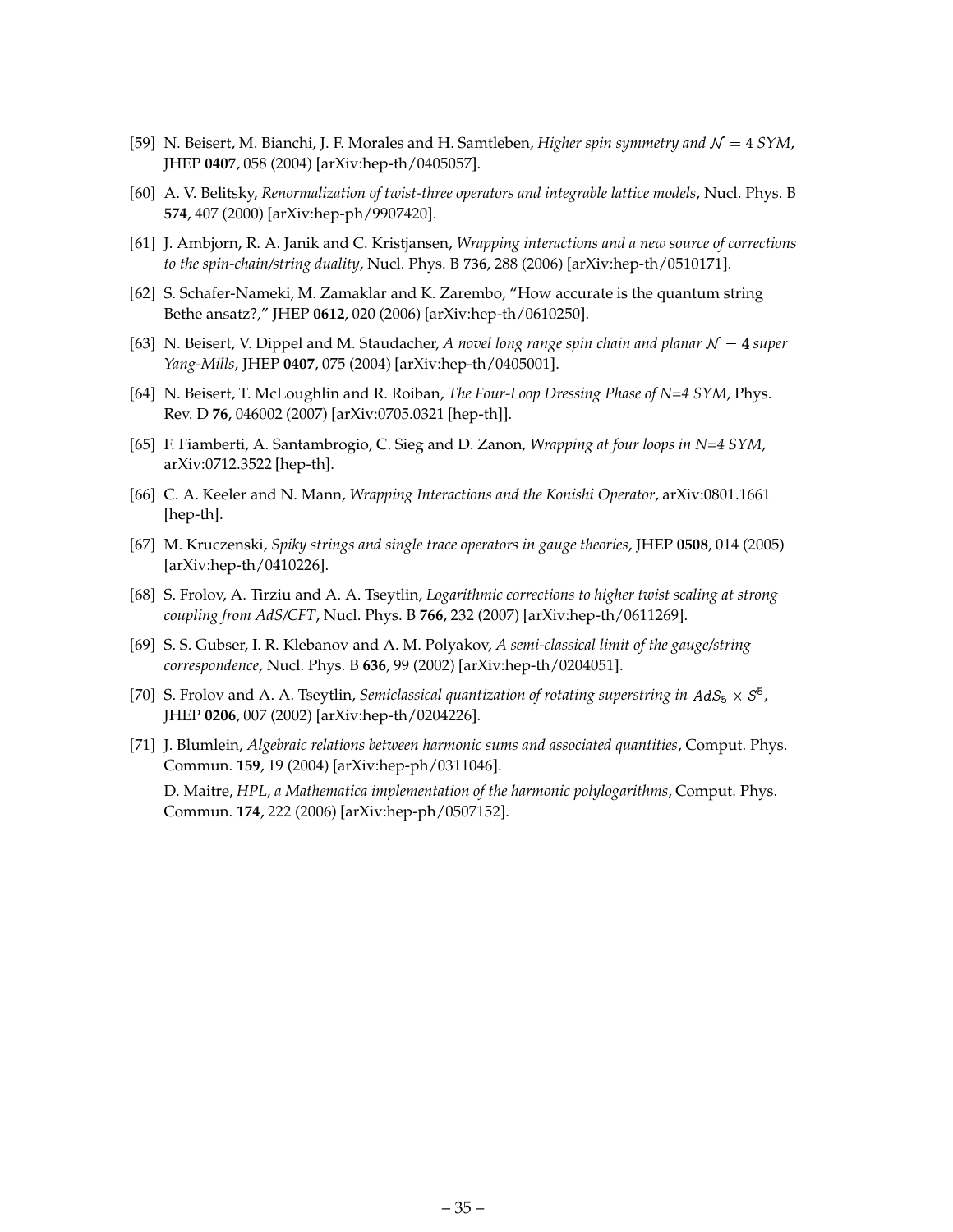[59] N. Beisert, M. Bianchi, J. F. Morales and H. Samtleben, *Higher spin symmetry and $\mathcal{N} = 4$ SYM*, JHEP **0407**, 058 (2004) [arXiv:hep-th/0405057].

[60] A. V. Belitsky, *Renormalization of twist-three operators and integrable lattice models*, Nucl. Phys. B **574**, 407 (2000) [arXiv:hep-ph/9907420].

[61] J. Ambjorn, R. A. Janik and C. Kristjansen, *Wrapping interactions and a new source of corrections to the spin-chain/string duality*, Nucl. Phys. B **736**, 288 (2006) [arXiv:hep-th/0510171].

[62] S. Schafer-Nameki, M. Zamaklar and K. Zarembo, "How accurate is the quantum string Bethe ansatz?," JHEP **0612**, 020 (2006) [arXiv:hep-th/0610250].

[63] N. Beisert, V. Dippel and M. Staudacher, *A novel long range spin chain and planar $\mathcal{N} = 4$ super Yang-Mills*, JHEP **0407**, 075 (2004) [arXiv:hep-th/0405001].

[64] N. Beisert, T. McLoughlin and R. Roiban, *The Four-Loop Dressing Phase of N=4 SYM*, Phys. Rev. D **76**, 046002 (2007) [arXiv:0705.0321 [hep-th]].

[65] F. Fiamberti, A. Santambrogio, C. Sieg and D. Zanon, *Wrapping at four loops in N=4 SYM*, arXiv:0712.3522 [hep-th].

[66] C. A. Keeler and N. Mann, *Wrapping Interactions and the Konishi Operator*, arXiv:0801.1661 [hep-th].

[67] M. Kruczenski, *Spiky strings and single trace operators in gauge theories*, JHEP **0508**, 014 (2005) [arXiv:hep-th/0410226].

[68] S. Frolov, A. Tirziu and A. A. Tseytlin, *Logarithmic corrections to higher twist scaling at strong coupling from AdS/CFT*, Nucl. Phys. B **766**, 232 (2007) [arXiv:hep-th/0611269].

[69] S. S. Gubser, I. R. Klebanov and A. M. Polyakov, *A semi-classical limit of the gauge/string correspondence*, Nucl. Phys. B **636**, 99 (2002) [arXiv:hep-th/0204051].

[70] S. Frolov and A. A. Tseytlin, *Semiclassical quantization of rotating superstring in $AdS_5 \times S^5$*, JHEP **0206**, 007 (2002) [arXiv:hep-th/0204226].

[71] J. Blumlein, *Algebraic relations between harmonic sums and associated quantities*, Comput. Phys. Commun. **159**, 19 (2004) [arXiv:hep-ph/0311046].

D. Maitre, *HPL, a Mathematica implementation of the harmonic polylogarithms*, Comput. Phys. Commun. **174**, 222 (2006) [arXiv:hep-ph/0507152].